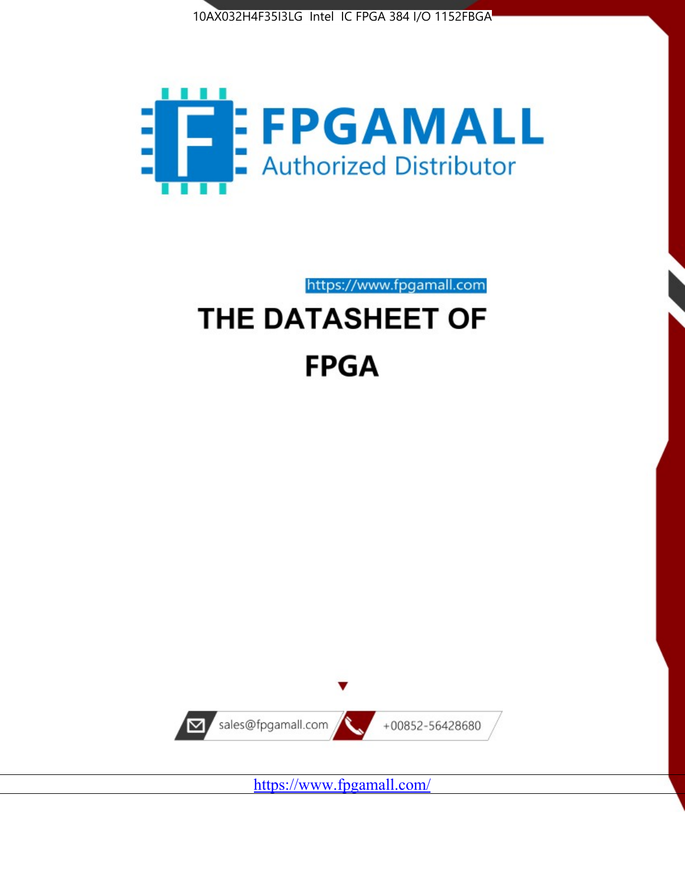10AX032H4F35I3LG Intel IC FPGA 384 I/O 1152FBGA

FPGAMALL

Authorized Distributor

https://www.fpgamall.com

# THE DATASHEET OF

# FPGA

sales@fpgamall.com

+00852-56428680

https://www.fpgamall.com/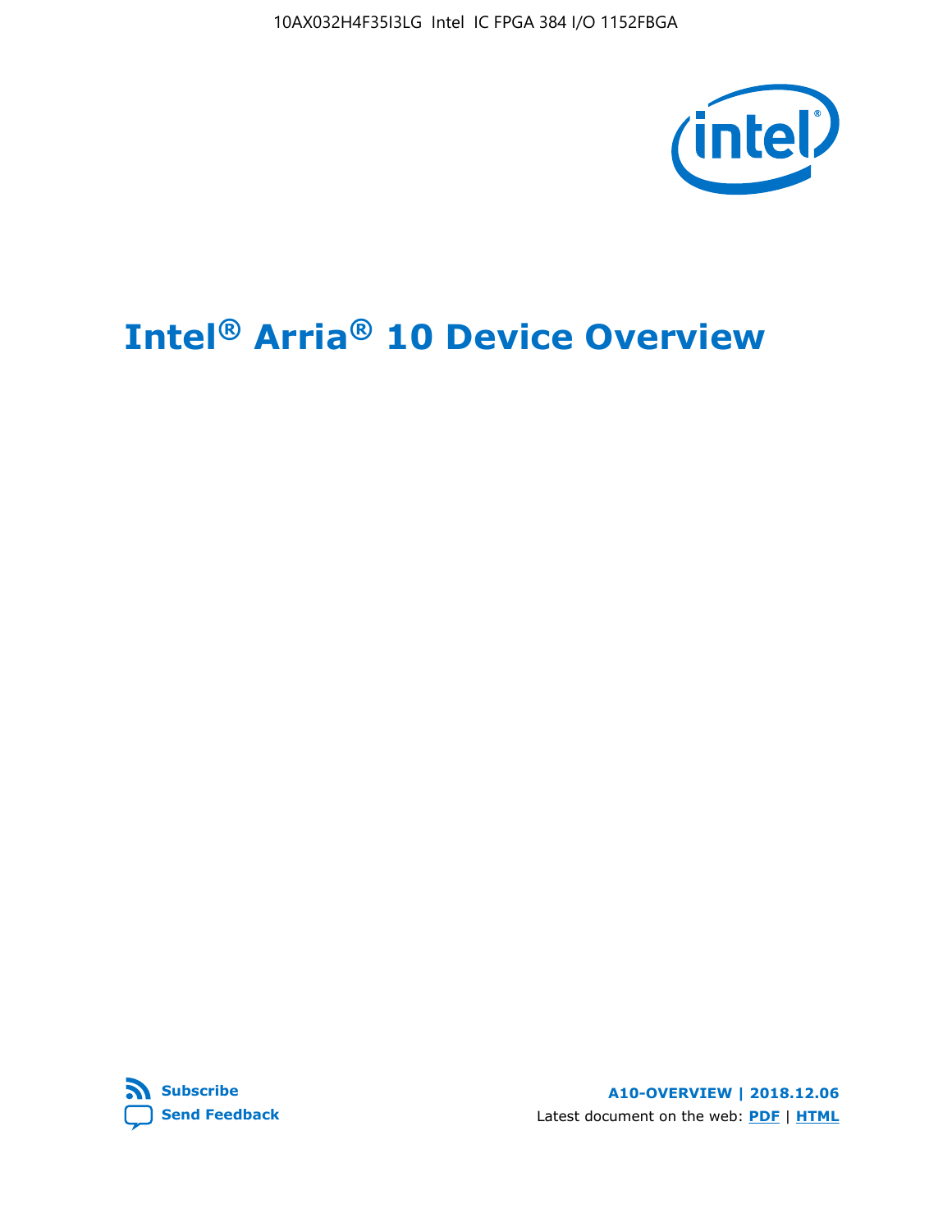# Intel® Arria® 10 Device Overview

**Subscribe**

**Send Feedback**

**A10-OVERVIEW | 2018.12.06**

Latest document on the web: **PDF** | **HTML**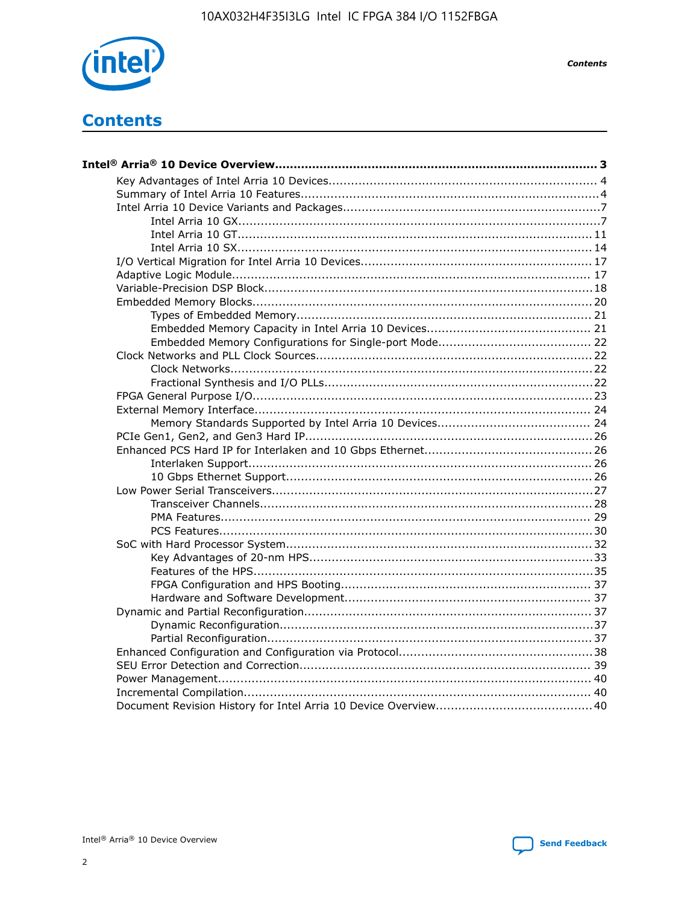# Contents

- **Intel® Arria® 10 Device Overview....................................................................................... 3**
  - Key Advantages of Intel Arria 10 Devices........................................................................ 4
  - Summary of Intel Arria 10 Features................................................................................4
  - Intel Arria 10 Device Variants and Packages.....................................................................7
    - Intel Arria 10 GX.................................................................................................7
    - Intel Arria 10 GT............................................................................................... 11
    - Intel Arria 10 SX............................................................................................... 14
  - I/O Vertical Migration for Intel Arria 10 Devices.............................................................. 17
  - Adaptive Logic Module................................................................................................ 17
  - Variable-Precision DSP Block........................................................................................18
  - Embedded Memory Blocks...........................................................................................20
    - Types of Embedded Memory............................................................................... 21
    - Embedded Memory Capacity in Intel Arria 10 Devices............................................ 21
    - Embedded Memory Configurations for Single-port Mode......................................... 22
  - Clock Networks and PLL Clock Sources......................................................................... 22
    - Clock Networks.................................................................................................22
    - Fractional Synthesis and I/O PLLs........................................................................22
  - FPGA General Purpose I/O..........................................................................................23
  - External Memory Interface.......................................................................................... 24
    - Memory Standards Supported by Intel Arria 10 Devices......................................... 24
  - PCIe Gen1, Gen2, and Gen3 Hard IP.............................................................................26
  - Enhanced PCS Hard IP for Interlaken and 10 Gbps Ethernet.............................................26
    - Interlaken Support............................................................................................ 26
    - 10 Gbps Ethernet Support.................................................................................. 26
  - Low Power Serial Transceivers.....................................................................................27
    - Transceiver Channels.........................................................................................28
    - PMA Features................................................................................................... 29
    - PCS Features....................................................................................................30
  - SoC with Hard Processor System.................................................................................. 32
    - Key Advantages of 20-nm HPS............................................................................33
    - Features of the HPS...........................................................................................35
    - FPGA Configuration and HPS Booting................................................................... 37
    - Hardware and Software Development.................................................................. 37
  - Dynamic and Partial Reconfiguration.............................................................................37
    - Dynamic Reconfiguration....................................................................................37
    - Partial Reconfiguration.......................................................................................37
  - Enhanced Configuration and Configuration via Protocol....................................................38
  - SEU Error Detection and Correction.............................................................................. 39
  - Power Management.................................................................................................... 40
  - Incremental Compilation............................................................................................. 40
  - Document Revision History for Intel Arria 10 Device Overview..........................................40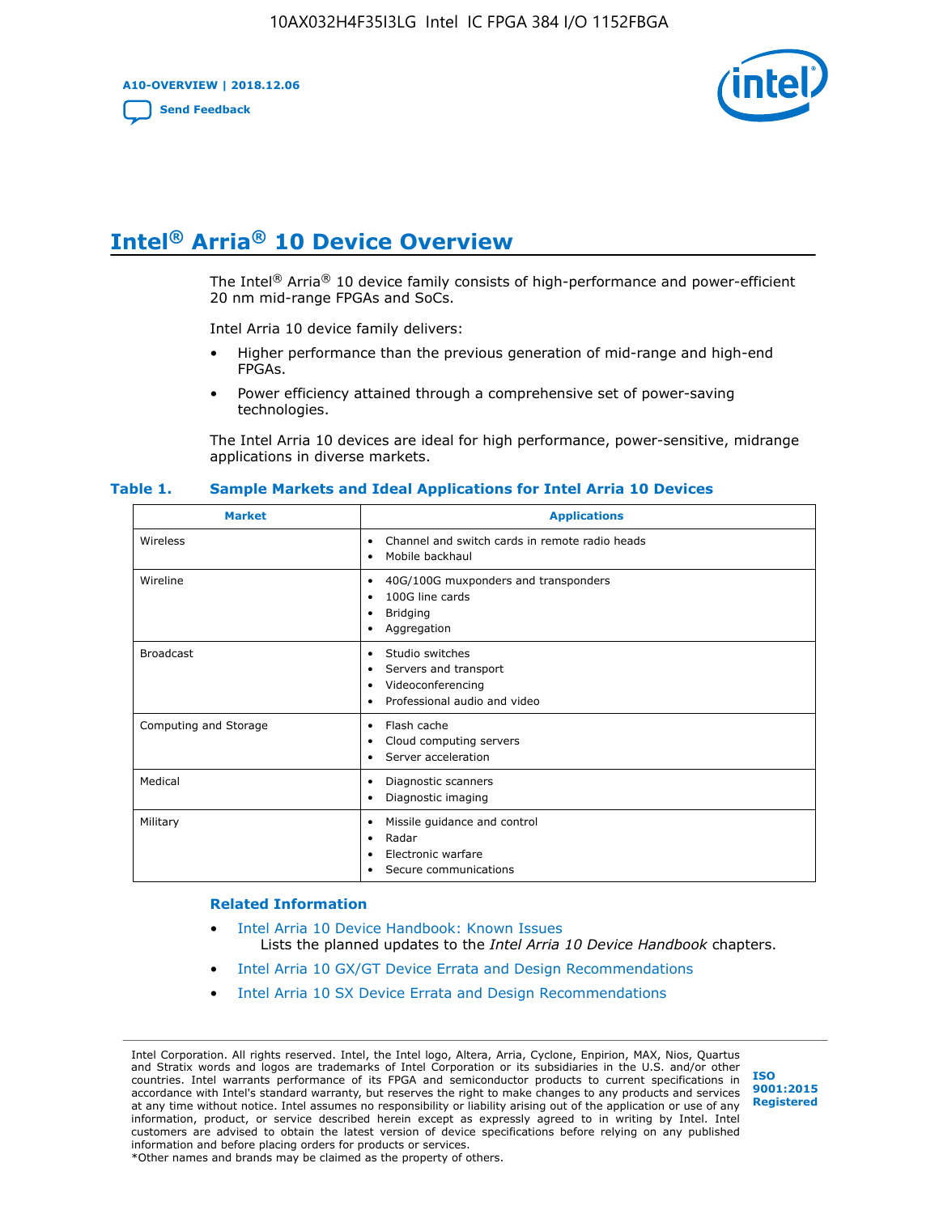# Intel® Arria® 10 Device Overview

The Intel® Arria® 10 device family consists of high-performance and power-efficient 20 nm mid-range FPGAs and SoCs.

Intel Arria 10 device family delivers:

- Higher performance than the previous generation of mid-range and high-end FPGAs.
- Power efficiency attained through a comprehensive set of power-saving technologies.

The Intel Arria 10 devices are ideal for high performance, power-sensitive, midrange applications in diverse markets.

**Table 1. Sample Markets and Ideal Applications for Intel Arria 10 Devices**

| Market | Applications |
| --- | --- |
| Wireless | • Channel and switch cards in remote radio heads<br>• Mobile backhaul |
| Wireline | • 40G/100G muxponders and transponders<br>• 100G line cards<br>• Bridging<br>• Aggregation |
| Broadcast | • Studio switches<br>• Servers and transport<br>• Videoconferencing<br>• Professional audio and video |
| Computing and Storage | • Flash cache<br>• Cloud computing servers<br>• Server acceleration |
| Medical | • Diagnostic scanners<br>• Diagnostic imaging |
| Military | • Missile guidance and control<br>• Radar<br>• Electronic warfare<br>• Secure communications |

### Related Information

- Intel Arria 10 Device Handbook: Known Issues
  Lists the planned updates to the *Intel Arria 10 Device Handbook* chapters.
- Intel Arria 10 GX/GT Device Errata and Design Recommendations
- Intel Arria 10 SX Device Errata and Design Recommendations

Intel Corporation. All rights reserved. Intel, the Intel logo, Altera, Arria, Cyclone, Enpirion, MAX, Nios, Quartus and Stratix words and logos are trademarks of Intel Corporation or its subsidiaries in the U.S. and/or other countries. Intel warrants performance of its FPGA and semiconductor products to current specifications in accordance with Intel's standard warranty, but reserves the right to make changes to any products and services at any time without notice. Intel assumes no responsibility or liability arising out of the application or use of any information, product, or service described herein except as expressly agreed to in writing by Intel. Intel customers are advised to obtain the latest version of device specifications before relying on any published information and before placing orders for products or services.
*Other names and brands may be claimed as the property of others.

ISO 9001:2015 Registered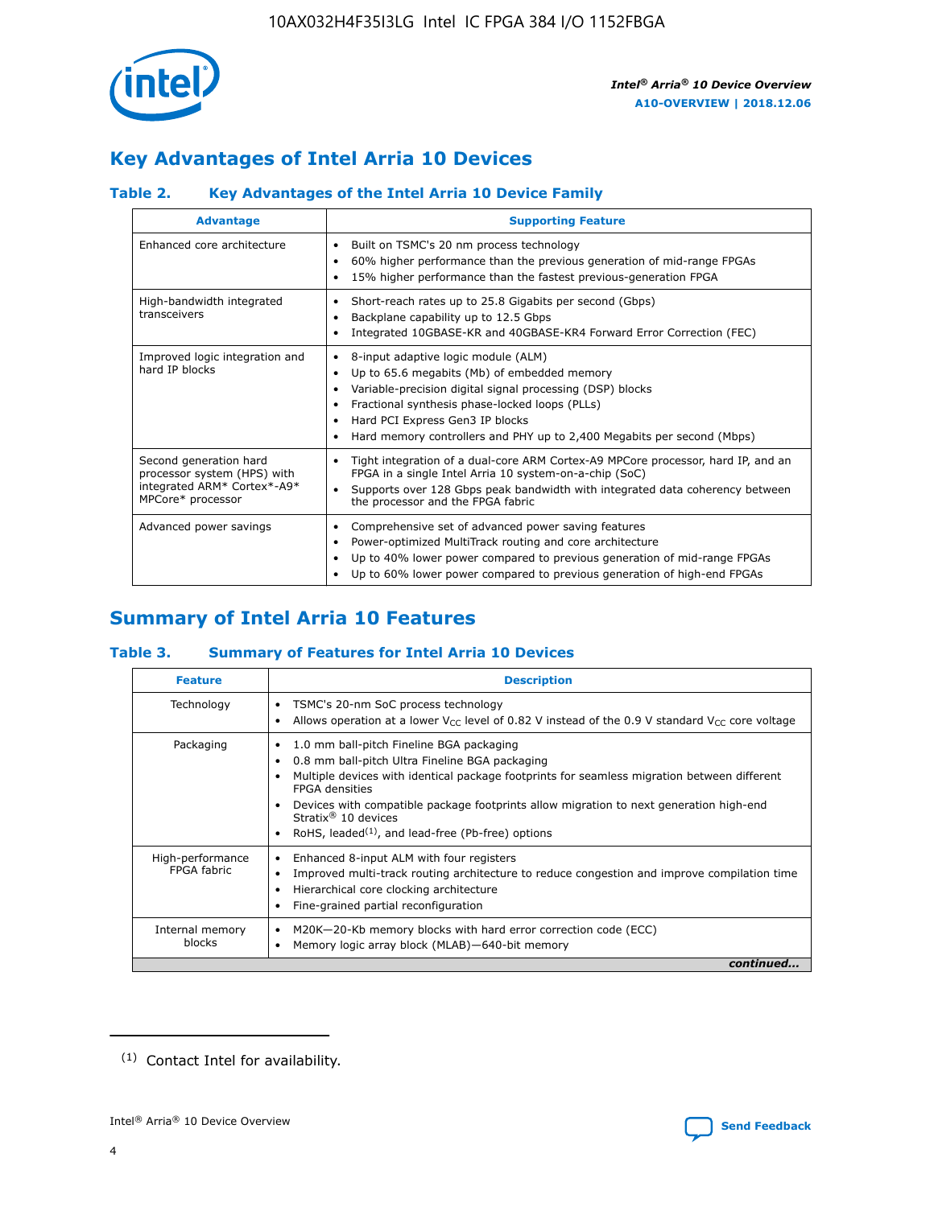## Key Advantages of Intel Arria 10 Devices

### Table 2. Key Advantages of the Intel Arria 10 Device Family

| Advantage | Supporting Feature |
|---|---|
| Enhanced core architecture | • Built on TSMC's 20 nm process technology<br>• 60% higher performance than the previous generation of mid-range FPGAs<br>• 15% higher performance than the fastest previous-generation FPGA |
| High-bandwidth integrated transceivers | • Short-reach rates up to 25.8 Gigabits per second (Gbps)<br>• Backplane capability up to 12.5 Gbps<br>• Integrated 10GBASE-KR and 40GBASE-KR4 Forward Error Correction (FEC) |
| Improved logic integration and hard IP blocks | • 8-input adaptive logic module (ALM)<br>• Up to 65.6 megabits (Mb) of embedded memory<br>• Variable-precision digital signal processing (DSP) blocks<br>• Fractional synthesis phase-locked loops (PLLs)<br>• Hard PCI Express Gen3 IP blocks<br>• Hard memory controllers and PHY up to 2,400 Megabits per second (Mbps) |
| Second generation hard processor system (HPS) with integrated ARM* Cortex*-A9* MPCore* processor | • Tight integration of a dual-core ARM Cortex-A9 MPCore processor, hard IP, and an FPGA in a single Intel Arria 10 system-on-a-chip (SoC)<br>• Supports over 128 Gbps peak bandwidth with integrated data coherency between the processor and the FPGA fabric |
| Advanced power savings | • Comprehensive set of advanced power saving features<br>• Power-optimized MultiTrack routing and core architecture<br>• Up to 40% lower power compared to previous generation of mid-range FPGAs<br>• Up to 60% lower power compared to previous generation of high-end FPGAs |

## Summary of Intel Arria 10 Features

### Table 3. Summary of Features for Intel Arria 10 Devices

| Feature | Description |
|---|---|
| Technology | • TSMC's 20-nm SoC process technology<br>• Allows operation at a lower $V_{CC}$ level of 0.82 V instead of the 0.9 V standard $V_{CC}$ core voltage |
| Packaging | • 1.0 mm ball-pitch Fineline BGA packaging<br>• 0.8 mm ball-pitch Ultra Fineline BGA packaging<br>• Multiple devices with identical package footprints for seamless migration between different FPGA densities<br>• Devices with compatible package footprints allow migration to next generation high-end Stratix® 10 devices<br>• RoHS, leaded[(1)], and lead-free (Pb-free) options |
| High-performance FPGA fabric | • Enhanced 8-input ALM with four registers<br>• Improved multi-track routing architecture to reduce congestion and improve compilation time<br>• Hierarchical core clocking architecture<br>• Fine-grained partial reconfiguration |
| Internal memory blocks | • M20K—20-Kb memory blocks with hard error correction code (ECC)<br>• Memory logic array block (MLAB)—640-bit memory |

*continued...*

(1) Contact Intel for availability.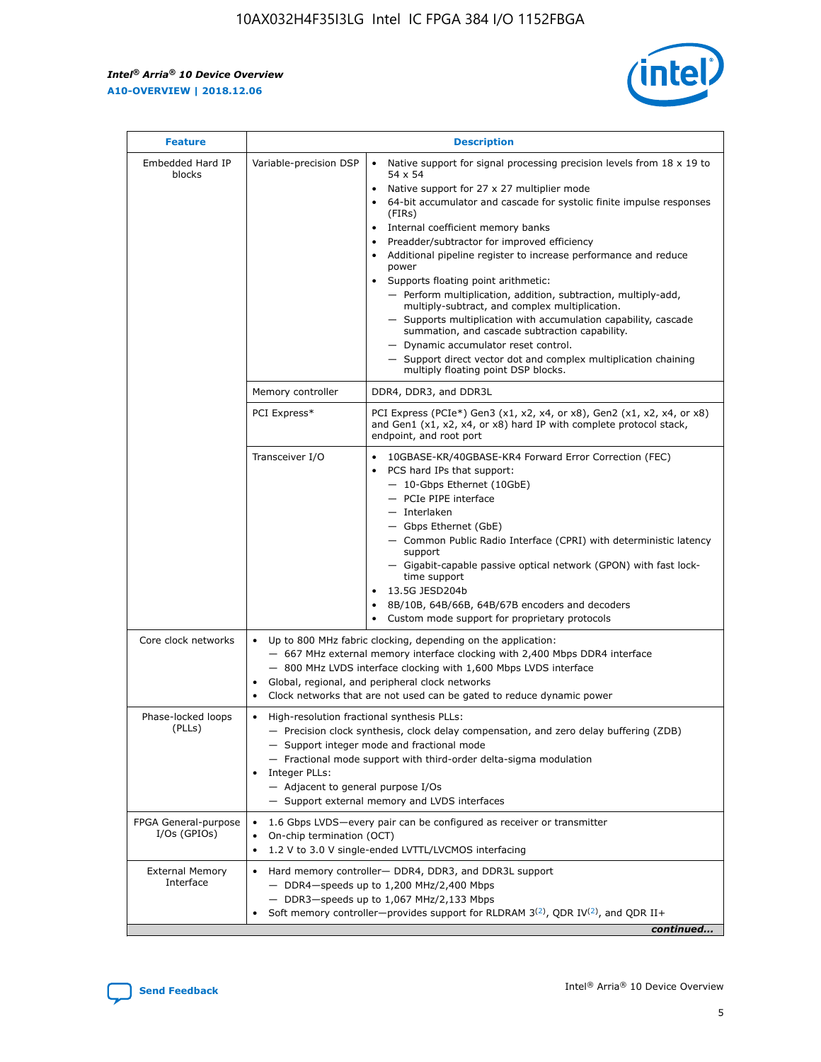| Feature | | Description |
|---|---|---|
| Embedded Hard IP blocks | Variable-precision DSP | • Native support for signal processing precision levels from 18 x 19 to 54 x 54<br>• Native support for 27 x 27 multiplier mode<br>• 64-bit accumulator and cascade for systolic finite impulse responses (FIRs)<br>• Internal coefficient memory banks<br>• Preadder/subtractor for improved efficiency<br>• Additional pipeline register to increase performance and reduce power<br>• Supports floating point arithmetic:<br>— Perform multiplication, addition, subtraction, multiply-add, multiply-subtract, and complex multiplication.<br>— Supports multiplication with accumulation capability, cascade summation, and cascade subtraction capability.<br>— Dynamic accumulator reset control.<br>— Support direct vector dot and complex multiplication chaining multiply floating point DSP blocks. |
| | Memory controller | DDR4, DDR3, and DDR3L |
| | PCI Express* | PCI Express (PCIe*) Gen3 (x1, x2, x4, or x8), Gen2 (x1, x2, x4, or x8) and Gen1 (x1, x2, x4, or x8) hard IP with complete protocol stack, endpoint, and root port |
| | Transceiver I/O | • 10GBASE-KR/40GBASE-KR4 Forward Error Correction (FEC)<br>• PCS hard IPs that support:<br>— 10-Gbps Ethernet (10GbE)<br>— PCIe PIPE interface<br>— Interlaken<br>— Gbps Ethernet (GbE)<br>— Common Public Radio Interface (CPRI) with deterministic latency support<br>— Gigabit-capable passive optical network (GPON) with fast lock-time support<br>• 13.5G JESD204b<br>• 8B/10B, 64B/66B, 64B/67B encoders and decoders<br>• Custom mode support for proprietary protocols |
| Core clock networks | | • Up to 800 MHz fabric clocking, depending on the application:<br>— 667 MHz external memory interface clocking with 2,400 Mbps DDR4 interface<br>— 800 MHz LVDS interface clocking with 1,600 Mbps LVDS interface<br>• Global, regional, and peripheral clock networks<br>• Clock networks that are not used can be gated to reduce dynamic power |
| Phase-locked loops (PLLs) | | • High-resolution fractional synthesis PLLs:<br>— Precision clock synthesis, clock delay compensation, and zero delay buffering (ZDB)<br>— Support integer mode and fractional mode<br>— Fractional mode support with third-order delta-sigma modulation<br>• Integer PLLs:<br>— Adjacent to general purpose I/Os<br>— Support external memory and LVDS interfaces |
| FPGA General-purpose I/Os (GPIOs) | | • 1.6 Gbps LVDS—every pair can be configured as receiver or transmitter<br>• On-chip termination (OCT)<br>• 1.2 V to 3.0 V single-ended LVTTL/LVCMOS interfacing |
| External Memory Interface | | • Hard memory controller— DDR4, DDR3, and DDR3L support<br>— DDR4—speeds up to 1,200 MHz/2,400 Mbps<br>— DDR3—speeds up to 1,067 MHz/2,133 Mbps<br>• Soft memory controller—provides support for RLDRAM 3[(2)], QDR IV[(2)], and QDR II+ |

*continued...*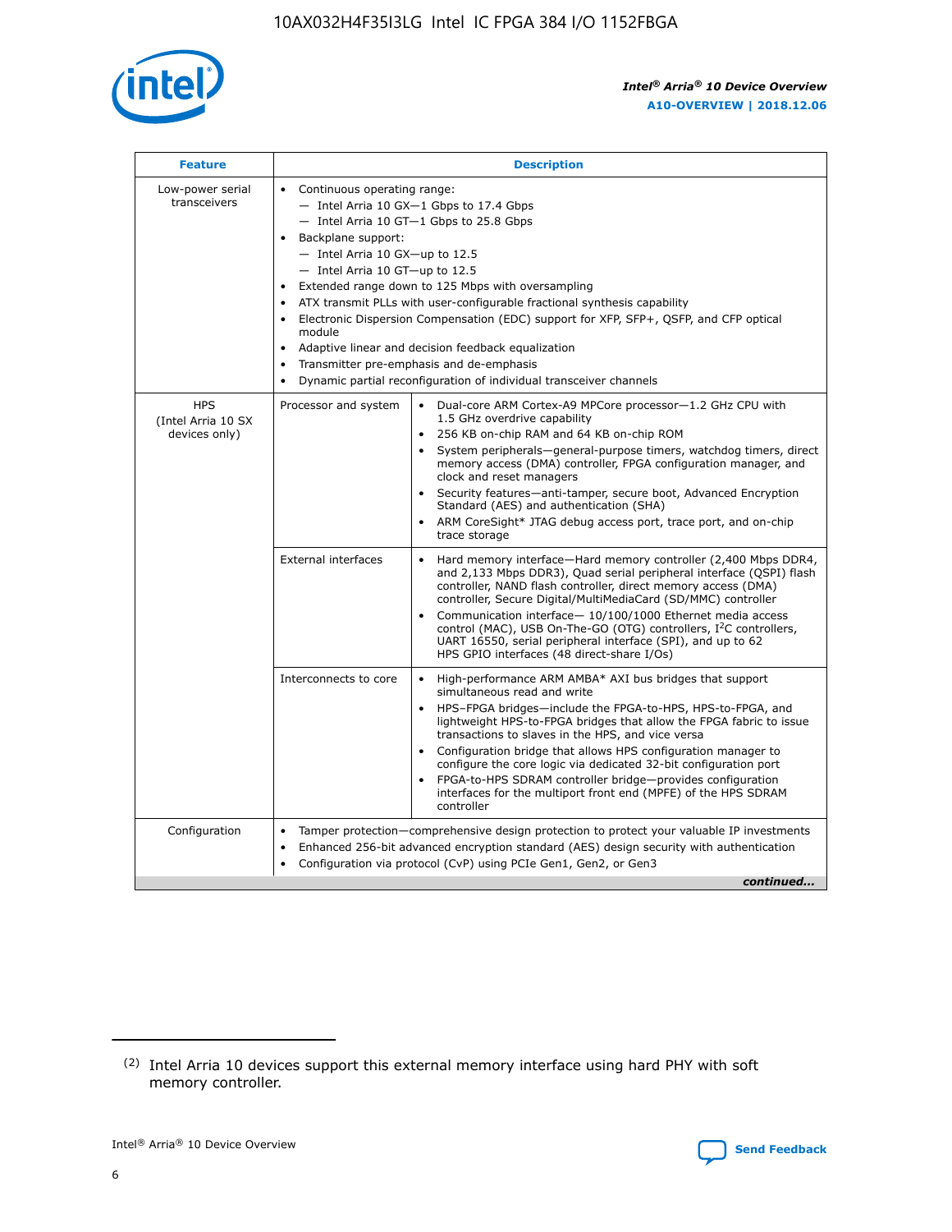| Feature | Description | |
|---|---|---|
| Low-power serial transceivers | • Continuous operating range:<br>— Intel Arria 10 GX—1 Gbps to 17.4 Gbps<br>— Intel Arria 10 GT—1 Gbps to 25.8 Gbps<br>• Backplane support:<br>— Intel Arria 10 GX—up to 12.5<br>— Intel Arria 10 GT—up to 12.5<br>• Extended range down to 125 Mbps with oversampling<br>• ATX transmit PLLs with user-configurable fractional synthesis capability<br>• Electronic Dispersion Compensation (EDC) support for XFP, SFP+, QSFP, and CFP optical module<br>• Adaptive linear and decision feedback equalization<br>• Transmitter pre-emphasis and de-emphasis<br>• Dynamic partial reconfiguration of individual transceiver channels | |
| HPS (Intel Arria 10 SX devices only) | Processor and system | • Dual-core ARM Cortex-A9 MPCore processor—1.2 GHz CPU with 1.5 GHz overdrive capability<br>• 256 KB on-chip RAM and 64 KB on-chip ROM<br>• System peripherals—general-purpose timers, watchdog timers, direct memory access (DMA) controller, FPGA configuration manager, and clock and reset managers<br>• Security features—anti-tamper, secure boot, Advanced Encryption Standard (AES) and authentication (SHA)<br>• ARM CoreSight* JTAG debug access port, trace port, and on-chip trace storage |
| | External interfaces | • Hard memory interface—Hard memory controller (2,400 Mbps DDR4, and 2,133 Mbps DDR3), Quad serial peripheral interface (QSPI) flash controller, NAND flash controller, direct memory access (DMA) controller, Secure Digital/MultiMediaCard (SD/MMC) controller<br>• Communication interface— 10/100/1000 Ethernet media access control (MAC), USB On-The-GO (OTG) controllers, I²C controllers, UART 16550, serial peripheral interface (SPI), and up to 62 HPS GPIO interfaces (48 direct-share I/Os) |
| | Interconnects to core | • High-performance ARM AMBA* AXI bus bridges that support simultaneous read and write<br>• HPS–FPGA bridges—include the FPGA-to-HPS, HPS-to-FPGA, and lightweight HPS-to-FPGA bridges that allow the FPGA fabric to issue transactions to slaves in the HPS, and vice versa<br>• Configuration bridge that allows HPS configuration manager to configure the core logic via dedicated 32-bit configuration port<br>• FPGA-to-HPS SDRAM controller bridge—provides configuration interfaces for the multiport front end (MPFE) of the HPS SDRAM controller |
| Configuration | • Tamper protection—comprehensive design protection to protect your valuable IP investments<br>• Enhanced 256-bit advanced encryption standard (AES) design security with authentication<br>• Configuration via protocol (CvP) using PCIe Gen1, Gen2, or Gen3 | |

*continued...*

(2) Intel Arria 10 devices support this external memory interface using hard PHY with soft memory controller.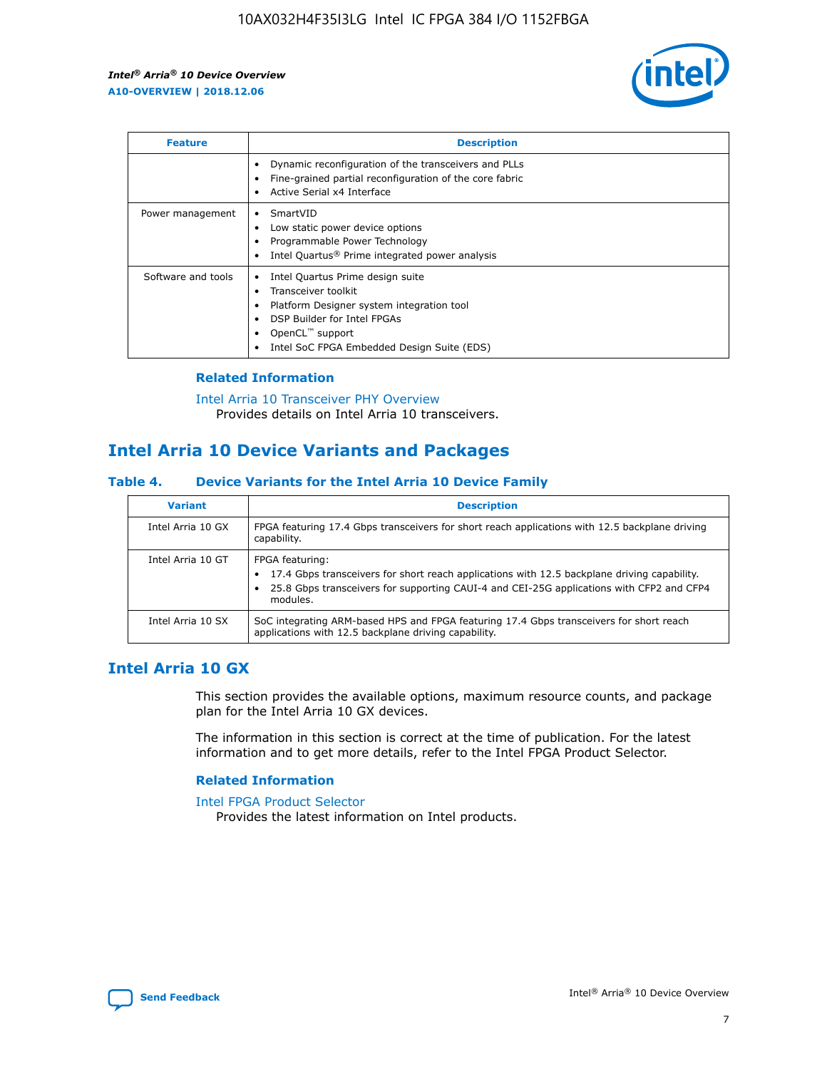| Feature | Description |
| --- | --- |
| | • Dynamic reconfiguration of the transceivers and PLLs<br>• Fine-grained partial reconfiguration of the core fabric<br>• Active Serial x4 Interface |
| Power management | • SmartVID<br>• Low static power device options<br>• Programmable Power Technology<br>• Intel Quartus® Prime integrated power analysis |
| Software and tools | • Intel Quartus Prime design suite<br>• Transceiver toolkit<br>• Platform Designer system integration tool<br>• DSP Builder for Intel FPGAs<br>• OpenCL™ support<br>• Intel SoC FPGA Embedded Design Suite (EDS) |

### Related Information

Intel Arria 10 Transceiver PHY Overview
Provides details on Intel Arria 10 transceivers.

## Intel Arria 10 Device Variants and Packages

### Table 4. Device Variants for the Intel Arria 10 Device Family

| Variant | Description |
| --- | --- |
| Intel Arria 10 GX | FPGA featuring 17.4 Gbps transceivers for short reach applications with 12.5 backplane driving capability. |
| Intel Arria 10 GT | FPGA featuring:<br>• 17.4 Gbps transceivers for short reach applications with 12.5 backplane driving capability.<br>• 25.8 Gbps transceivers for supporting CAUI-4 and CEI-25G applications with CFP2 and CFP4 modules. |
| Intel Arria 10 SX | SoC integrating ARM-based HPS and FPGA featuring 17.4 Gbps transceivers for short reach applications with 12.5 backplane driving capability. |

## Intel Arria 10 GX

This section provides the available options, maximum resource counts, and package plan for the Intel Arria 10 GX devices.

The information in this section is correct at the time of publication. For the latest information and to get more details, refer to the Intel FPGA Product Selector.

### Related Information

Intel FPGA Product Selector
Provides the latest information on Intel products.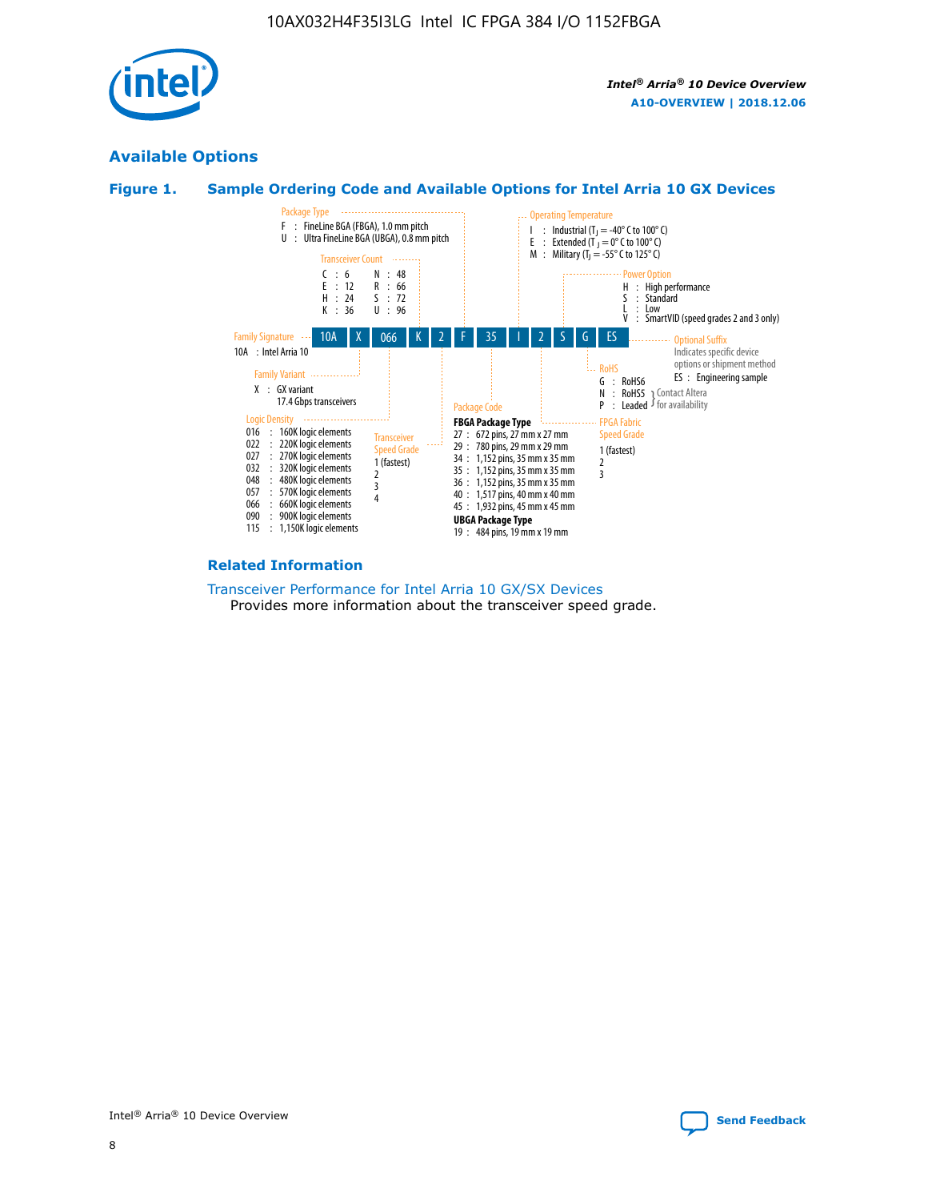## Available Options

### Figure 1. Sample Ordering Code and Available Options for Intel Arria 10 GX Devices

10A | X | 066 | K | 2 | F | 35 | I | 2 | S | G | ES

**Family Signature**
10A : Intel Arria 10

**Family Variant**
X : GX variant
17.4 Gbps transceivers

**Logic Density**
016 : 160K logic elements
022 : 220K logic elements
027 : 270K logic elements
032 : 320K logic elements
048 : 480K logic elements
057 : 570K logic elements
066 : 660K logic elements
090 : 900K logic elements
115 : 1,150K logic elements

**Transceiver Count**
C : 6
E : 12
H : 24
K : 36
N : 48
R : 66
S : 72
U : 96

**Transceiver Speed Grade**
1 (fastest)
2
3
4

**Package Type**
F : FineLine BGA (FBGA), 1.0 mm pitch
U : Ultra FineLine BGA (UBGA), 0.8 mm pitch

**Package Code**

**FBGA Package Type**
27 : 672 pins, 27 mm x 27 mm
29 : 780 pins, 29 mm x 29 mm
34 : 1,152 pins, 35 mm x 35 mm
35 : 1,152 pins, 35 mm x 35 mm
36 : 1,152 pins, 35 mm x 35 mm
40 : 1,517 pins, 40 mm x 40 mm
45 : 1,932 pins, 45 mm x 45 mm

**UBGA Package Type**
19 : 484 pins, 19 mm x 19 mm

**Operating Temperature**
I : Industrial ($T_J$ = -40° C to 100° C)
E : Extended ($T_J$ = 0° C to 100° C)
M : Military ($T_J$ = -55° C to 125° C)

**FPGA Fabric Speed Grade**
1 (fastest)
2
3

**Power Option**
H : High performance
S : Standard
L : Low
V : SmartVID (speed grades 2 and 3 only)

**RoHS**
G : RoHS6
N : RoHS5
P : Leaded
(N, P: Contact Altera for availability)

**Optional Suffix**
Indicates specific device options or shipment method
ES : Engineering sample

### Related Information

Transceiver Performance for Intel Arria 10 GX/SX Devices
Provides more information about the transceiver speed grade.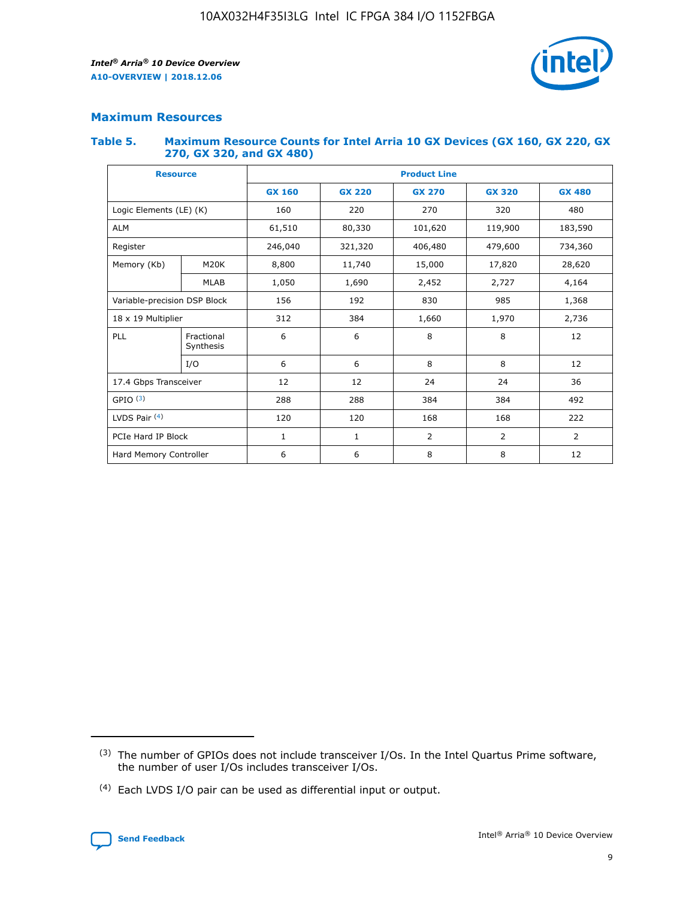## Maximum Resources

### Table 5. Maximum Resource Counts for Intel Arria 10 GX Devices (GX 160, GX 220, GX 270, GX 320, and GX 480)

| Resource | | Product Line | | | | |
|---|---|---|---|---|---|---|
| | | GX 160 | GX 220 | GX 270 | GX 320 | GX 480 |
| Logic Elements (LE) (K) | | 160 | 220 | 270 | 320 | 480 |
| ALM | | 61,510 | 80,330 | 101,620 | 119,900 | 183,590 |
| Register | | 246,040 | 321,320 | 406,480 | 479,600 | 734,360 |
| Memory (Kb) | M20K | 8,800 | 11,740 | 15,000 | 17,820 | 28,620 |
| | MLAB | 1,050 | 1,690 | 2,452 | 2,727 | 4,164 |
| Variable-precision DSP Block | | 156 | 192 | 830 | 985 | 1,368 |
| 18 x 19 Multiplier | | 312 | 384 | 1,660 | 1,970 | 2,736 |
| PLL | Fractional Synthesis | 6 | 6 | 8 | 8 | 12 |
| | I/O | 6 | 6 | 8 | 8 | 12 |
| 17.4 Gbps Transceiver | | 12 | 12 | 24 | 24 | 36 |
| GPIO [(3)] | | 288 | 288 | 384 | 384 | 492 |
| LVDS Pair [(4)] | | 120 | 120 | 168 | 168 | 222 |
| PCIe Hard IP Block | | 1 | 1 | 2 | 2 | 2 |
| Hard Memory Controller | | 6 | 6 | 8 | 8 | 12 |

(3) The number of GPIOs does not include transceiver I/Os. In the Intel Quartus Prime software, the number of user I/Os includes transceiver I/Os.

(4) Each LVDS I/O pair can be used as differential input or output.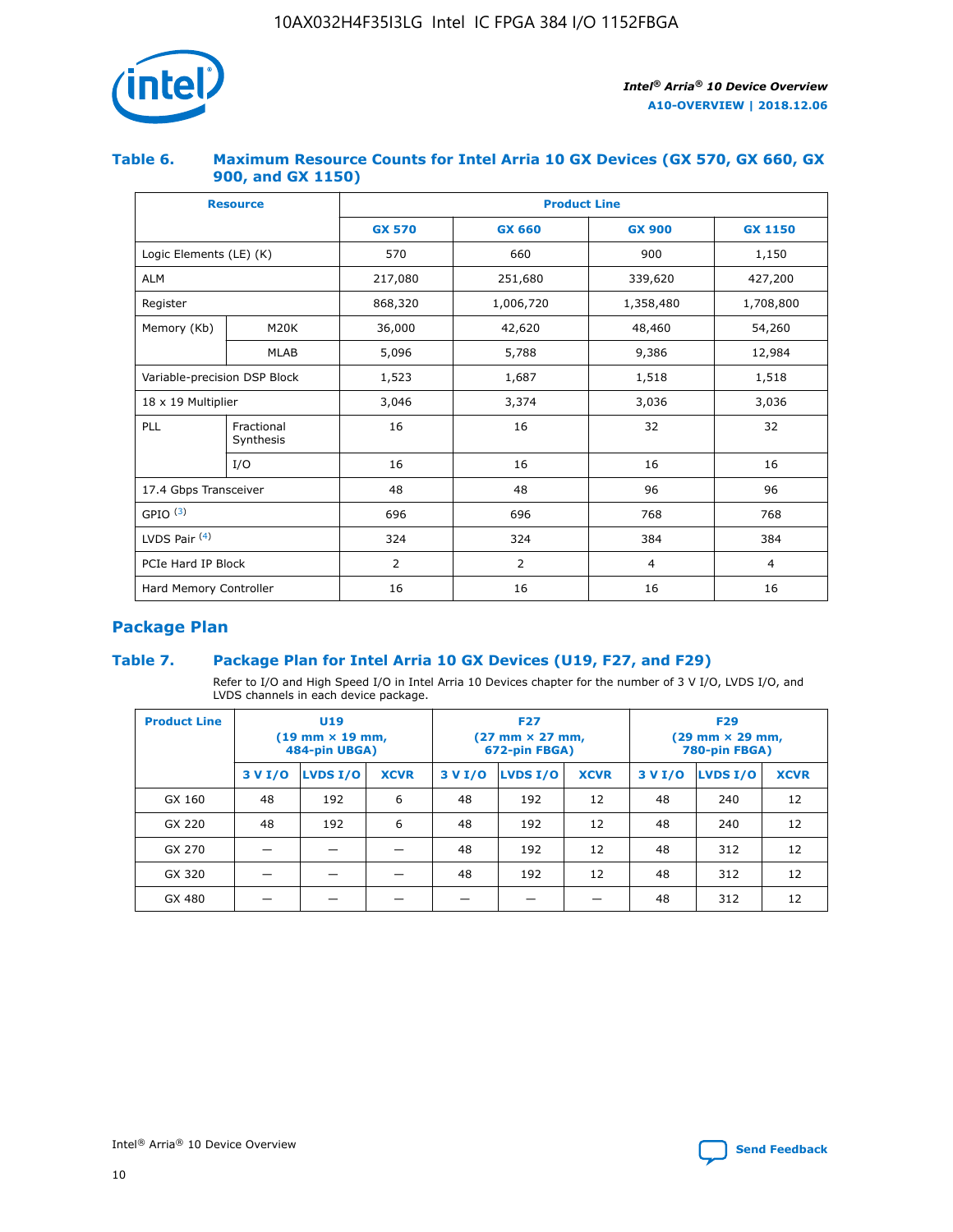## Table 6. Maximum Resource Counts for Intel Arria 10 GX Devices (GX 570, GX 660, GX 900, and GX 1150)

| Resource | | Product Line | | | |
|---|---|---|---|---|---|
| | | GX 570 | GX 660 | GX 900 | GX 1150 |
| Logic Elements (LE) (K) | | 570 | 660 | 900 | 1,150 |
| ALM | | 217,080 | 251,680 | 339,620 | 427,200 |
| Register | | 868,320 | 1,006,720 | 1,358,480 | 1,708,800 |
| Memory (Kb) | M20K | 36,000 | 42,620 | 48,460 | 54,260 |
| | MLAB | 5,096 | 5,788 | 9,386 | 12,984 |
| Variable-precision DSP Block | | 1,523 | 1,687 | 1,518 | 1,518 |
| 18 x 19 Multiplier | | 3,046 | 3,374 | 3,036 | 3,036 |
| PLL | Fractional Synthesis | 16 | 16 | 32 | 32 |
| | I/O | 16 | 16 | 16 | 16 |
| 17.4 Gbps Transceiver | | 48 | 48 | 96 | 96 |
| GPIO [(3)] | | 696 | 696 | 768 | 768 |
| LVDS Pair [(4)] | | 324 | 324 | 384 | 384 |
| PCIe Hard IP Block | | 2 | 2 | 4 | 4 |
| Hard Memory Controller | | 16 | 16 | 16 | 16 |

## Package Plan

## Table 7. Package Plan for Intel Arria 10 GX Devices (U19, F27, and F29)

Refer to I/O and High Speed I/O in Intel Arria 10 Devices chapter for the number of 3 V I/O, LVDS I/O, and LVDS channels in each device package.

| Product Line | U19 (19 mm × 19 mm, 484-pin UBGA) | | | F27 (27 mm × 27 mm, 672-pin FBGA) | | | F29 (29 mm × 29 mm, 780-pin FBGA) | | |
|---|---|---|---|---|---|---|---|---|---|
| | 3 V I/O | LVDS I/O | XCVR | 3 V I/O | LVDS I/O | XCVR | 3 V I/O | LVDS I/O | XCVR |
| GX 160 | 48 | 192 | 6 | 48 | 192 | 12 | 48 | 240 | 12 |
| GX 220 | 48 | 192 | 6 | 48 | 192 | 12 | 48 | 240 | 12 |
| GX 270 | — | — | — | 48 | 192 | 12 | 48 | 312 | 12 |
| GX 320 | — | — | — | 48 | 192 | 12 | 48 | 312 | 12 |
| GX 480 | — | — | — | — | — | — | 48 | 312 | 12 |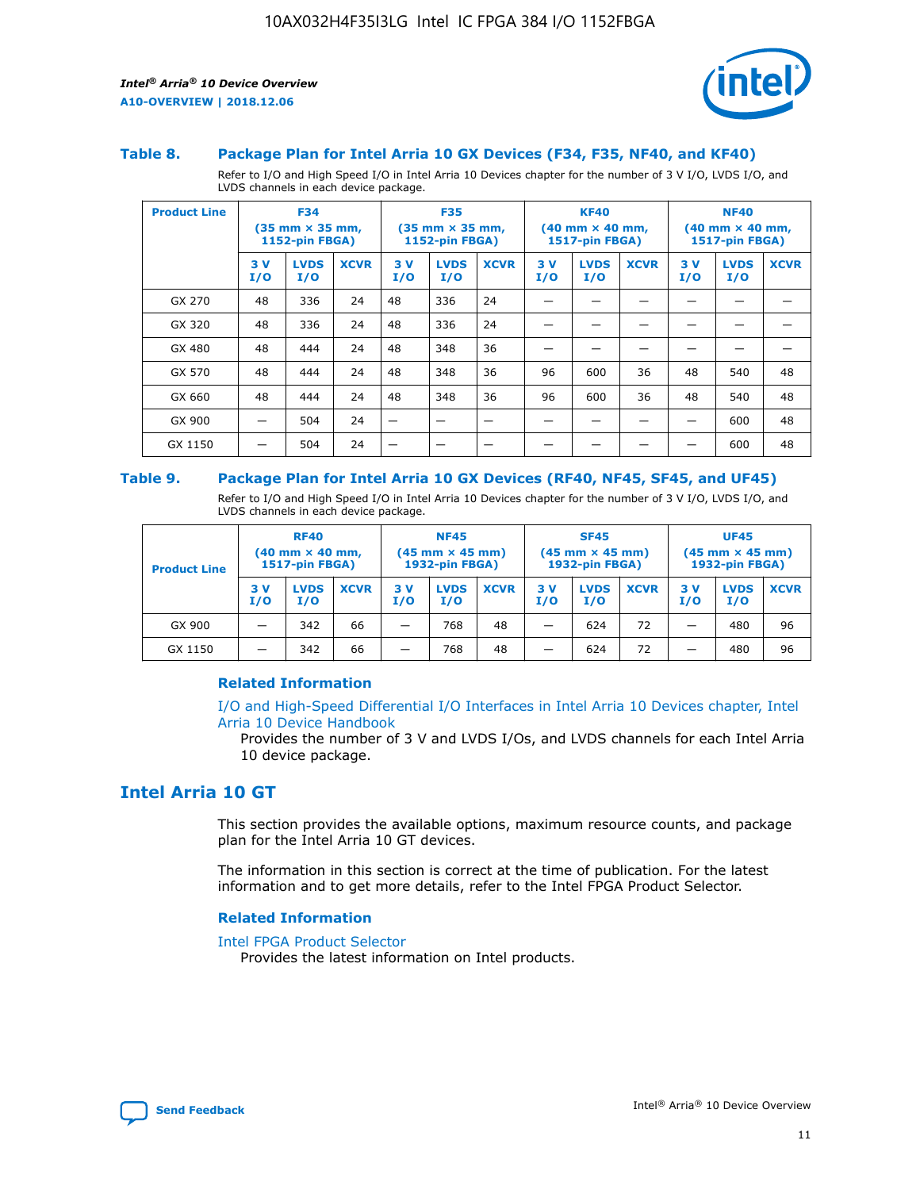### Table 8. Package Plan for Intel Arria 10 GX Devices (F34, F35, NF40, and KF40)

Refer to I/O and High Speed I/O in Intel Arria 10 Devices chapter for the number of 3 V I/O, LVDS I/O, and LVDS channels in each device package.

| Product Line | F34 (35 mm × 35 mm, 1152-pin FBGA) | | | F35 (35 mm × 35 mm, 1152-pin FBGA) | | | KF40 (40 mm × 40 mm, 1517-pin FBGA) | | | NF40 (40 mm × 40 mm, 1517-pin FBGA) | | |
|---|---|---|---|---|---|---|---|---|---|---|---|---|
| | 3 V I/O | LVDS I/O | XCVR | 3 V I/O | LVDS I/O | XCVR | 3 V I/O | LVDS I/O | XCVR | 3 V I/O | LVDS I/O | XCVR |
| GX 270 | 48 | 336 | 24 | 48 | 336 | 24 | — | — | — | — | — | — |
| GX 320 | 48 | 336 | 24 | 48 | 336 | 24 | — | — | — | — | — | — |
| GX 480 | 48 | 444 | 24 | 48 | 348 | 36 | — | — | — | — | — | — |
| GX 570 | 48 | 444 | 24 | 48 | 348 | 36 | 96 | 600 | 36 | 48 | 540 | 48 |
| GX 660 | 48 | 444 | 24 | 48 | 348 | 36 | 96 | 600 | 36 | 48 | 540 | 48 |
| GX 900 | — | 504 | 24 | — | — | — | — | — | — | — | 600 | 48 |
| GX 1150 | — | 504 | 24 | — | — | — | — | — | — | — | 600 | 48 |

### Table 9. Package Plan for Intel Arria 10 GX Devices (RF40, NF45, SF45, and UF45)

Refer to I/O and High Speed I/O in Intel Arria 10 Devices chapter for the number of 3 V I/O, LVDS I/O, and LVDS channels in each device package.

| Product Line | RF40 (40 mm × 40 mm, 1517-pin FBGA) | | | NF45 (45 mm × 45 mm) 1932-pin FBGA) | | | SF45 (45 mm × 45 mm) 1932-pin FBGA) | | | UF45 (45 mm × 45 mm) 1932-pin FBGA) | | |
|---|---|---|---|---|---|---|---|---|---|---|---|---|
| | 3 V I/O | LVDS I/O | XCVR | 3 V I/O | LVDS I/O | XCVR | 3 V I/O | LVDS I/O | XCVR | 3 V I/O | LVDS I/O | XCVR |
| GX 900 | — | 342 | 66 | — | 768 | 48 | — | 624 | 72 | — | 480 | 96 |
| GX 1150 | — | 342 | 66 | — | 768 | 48 | — | 624 | 72 | — | 480 | 96 |

#### Related Information

I/O and High-Speed Differential I/O Interfaces in Intel Arria 10 Devices chapter, Intel Arria 10 Device Handbook

Provides the number of 3 V and LVDS I/Os, and LVDS channels for each Intel Arria 10 device package.

## Intel Arria 10 GT

This section provides the available options, maximum resource counts, and package plan for the Intel Arria 10 GT devices.

The information in this section is correct at the time of publication. For the latest information and to get more details, refer to the Intel FPGA Product Selector.

#### Related Information

Intel FPGA Product Selector

Provides the latest information on Intel products.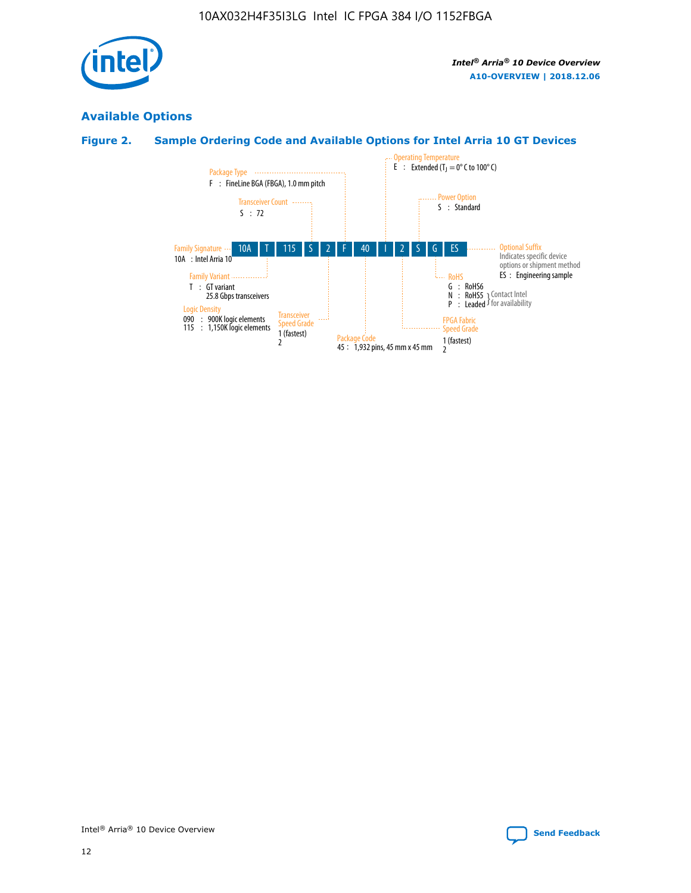## Available Options

**Figure 2. Sample Ordering Code and Available Options for Intel Arria 10 GT Devices**

10A T 115 S 2 F 40 I 2 S G ES

- **Family Signature**
  - 10A : Intel Arria 10
- **Family Variant**
  - T : GT variant 25.8 Gbps transceivers
- **Logic Density**
  - 090 : 900K logic elements
  - 115 : 1,150K logic elements
- **Transceiver Count**
  - S : 72
- **Transceiver Speed Grade**
  - 1 (fastest)
  - 2
- **Package Type**
  - F : FineLine BGA (FBGA), 1.0 mm pitch
- **Package Code**
  - 45 : 1,932 pins, 45 mm x 45 mm
- **Operating Temperature**
  - E : Extended ($T_J$ = 0° C to 100° C)
- **FPGA Fabric Speed Grade**
  - 1 (fastest)
  - 2
- **Power Option**
  - S : Standard
- **RoHS**
  - G : RoHS6
  - N : RoHS5 (Contact Intel for availability)
  - P : Leaded (Contact Intel for availability)
- **Optional Suffix**
  - Indicates specific device options or shipment method
  - ES : Engineering sample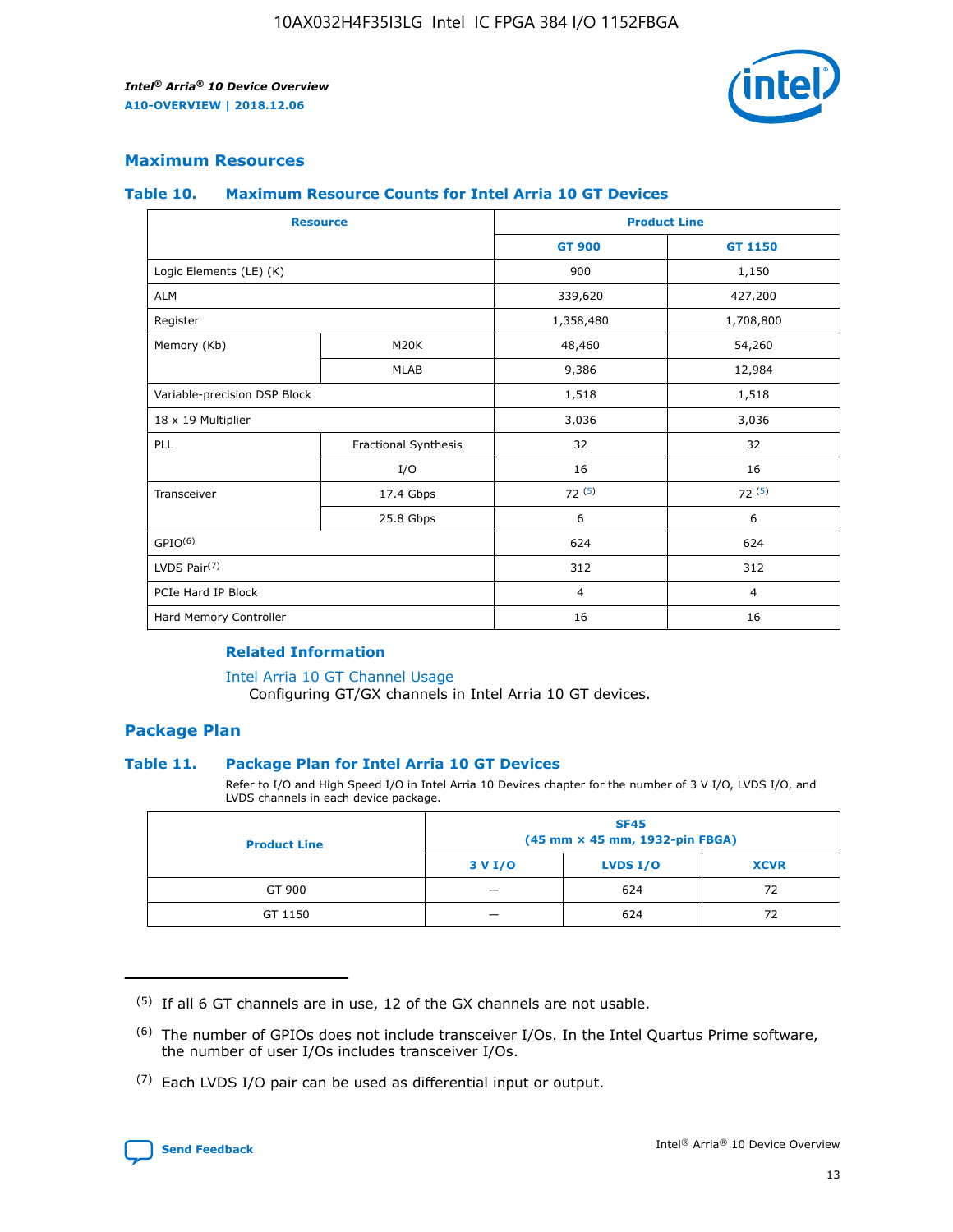## Maximum Resources

### Table 10. Maximum Resource Counts for Intel Arria 10 GT Devices

| Resource | | Product Line | |
|---|---|---|---|
| | | GT 900 | GT 1150 |
| Logic Elements (LE) (K) | | 900 | 1,150 |
| ALM | | 339,620 | 427,200 |
| Register | | 1,358,480 | 1,708,800 |
| Memory (Kb) | M20K | 48,460 | 54,260 |
| | MLAB | 9,386 | 12,984 |
| Variable-precision DSP Block | | 1,518 | 1,518 |
| 18 x 19 Multiplier | | 3,036 | 3,036 |
| PLL | Fractional Synthesis | 32 | 32 |
| | I/O | 16 | 16 |
| Transceiver | 17.4 Gbps | 72 (5) | 72 (5) |
| | 25.8 Gbps | 6 | 6 |
| GPIO(6) | | 624 | 624 |
| LVDS Pair(7) | | 312 | 312 |
| PCIe Hard IP Block | | 4 | 4 |
| Hard Memory Controller | | 16 | 16 |

#### Related Information

Intel Arria 10 GT Channel Usage
Configuring GT/GX channels in Intel Arria 10 GT devices.

## Package Plan

### Table 11. Package Plan for Intel Arria 10 GT Devices

Refer to I/O and High Speed I/O in Intel Arria 10 Devices chapter for the number of 3 V I/O, LVDS I/O, and LVDS channels in each device package.

| Product Line | SF45 (45 mm × 45 mm, 1932-pin FBGA) | | |
|---|---|---|---|
| | 3 V I/O | LVDS I/O | XCVR |
| GT 900 | — | 624 | 72 |
| GT 1150 | — | 624 | 72 |

(5) If all 6 GT channels are in use, 12 of the GX channels are not usable.

(6) The number of GPIOs does not include transceiver I/Os. In the Intel Quartus Prime software, the number of user I/Os includes transceiver I/Os.

(7) Each LVDS I/O pair can be used as differential input or output.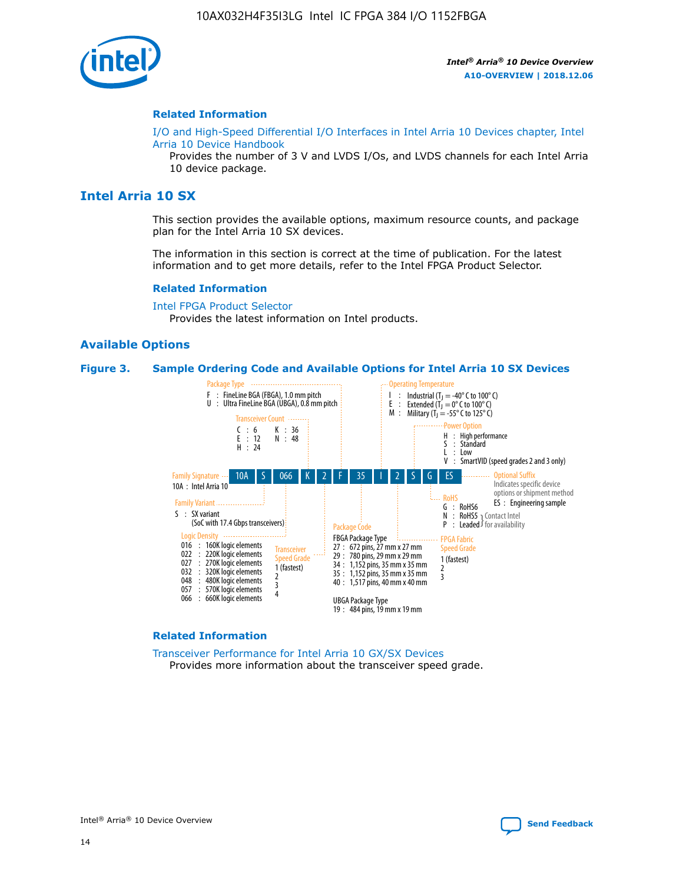## Related Information

I/O and High-Speed Differential I/O Interfaces in Intel Arria 10 Devices chapter, Intel Arria 10 Device Handbook

Provides the number of 3 V and LVDS I/Os, and LVDS channels for each Intel Arria 10 device package.

# Intel Arria 10 SX

This section provides the available options, maximum resource counts, and package plan for the Intel Arria 10 SX devices.

The information in this section is correct at the time of publication. For the latest information and to get more details, refer to the Intel FPGA Product Selector.

## Related Information

Intel FPGA Product Selector

Provides the latest information on Intel products.

## Available Options

**Figure 3. Sample Ordering Code and Available Options for Intel Arria 10 SX Devices**

Sample ordering code: 10A S 066 K 2 F 35 I 2 S G ES

- **Family Signature**
  - 10A : Intel Arria 10
- **Family Variant**
  - S : SX variant (SoC with 17.4 Gbps transceivers)
- **Logic Density**
  - 016 : 160K logic elements
  - 022 : 220K logic elements
  - 027 : 270K logic elements
  - 032 : 320K logic elements
  - 048 : 480K logic elements
  - 057 : 570K logic elements
  - 066 : 660K logic elements
- **Transceiver Count**
  - C : 6
  - E : 12
  - H : 24
  - K : 36
  - N : 48
- **Transceiver Speed Grade**
  - 1 (fastest)
  - 2
  - 3
  - 4
- **Package Type**
  - F : FineLine BGA (FBGA), 1.0 mm pitch
  - U : Ultra FineLine BGA (UBGA), 0.8 mm pitch
- **Package Code**
  - FBGA Package Type
    - 27 : 672 pins, 27 mm x 27 mm
    - 29 : 780 pins, 29 mm x 29 mm
    - 34 : 1,152 pins, 35 mm x 35 mm
    - 35 : 1,152 pins, 35 mm x 35 mm
    - 40 : 1,517 pins, 40 mm x 40 mm
  - UBGA Package Type
    - 19 : 484 pins, 19 mm x 19 mm
- **Operating Temperature**
  - I : Industrial ($T_J$ = -40° C to 100° C)
  - E : Extended ($T_J$ = 0° C to 100° C)
  - M : Military ($T_J$ = -55° C to 125° C)
- **FPGA Fabric Speed Grade**
  - 1 (fastest)
  - 2
  - 3
- **Power Option**
  - H : High performance
  - S : Standard
  - L : Low
  - V : SmartVID (speed grades 2 and 3 only)
- **RoHS**
  - G : RoHS6
  - N : RoHS5 (Contact Intel for availability)
  - P : Leaded (Contact Intel for availability)
- **Optional Suffix**
  - Indicates specific device options or shipment method
  - ES : Engineering sample

## Related Information

Transceiver Performance for Intel Arria 10 GX/SX Devices

Provides more information about the transceiver speed grade.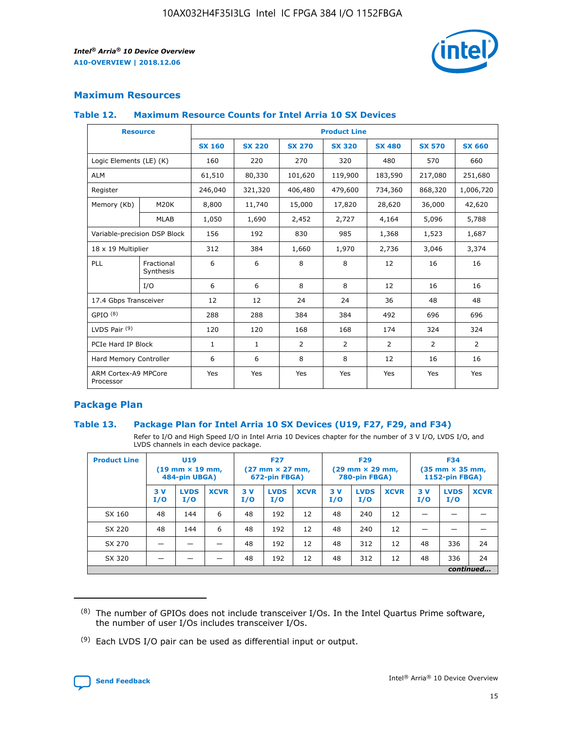## Maximum Resources

### Table 12. Maximum Resource Counts for Intel Arria 10 SX Devices

| Resource | | Product Line | | | | | | |
|---|---|---|---|---|---|---|---|---|
| | | SX 160 | SX 220 | SX 270 | SX 320 | SX 480 | SX 570 | SX 660 |
| Logic Elements (LE) (K) | | 160 | 220 | 270 | 320 | 480 | 570 | 660 |
| ALM | | 61,510 | 80,330 | 101,620 | 119,900 | 183,590 | 217,080 | 251,680 |
| Register | | 246,040 | 321,320 | 406,480 | 479,600 | 734,360 | 868,320 | 1,006,720 |
| Memory (Kb) | M20K | 8,800 | 11,740 | 15,000 | 17,820 | 28,620 | 36,000 | 42,620 |
| | MLAB | 1,050 | 1,690 | 2,452 | 2,727 | 4,164 | 5,096 | 5,788 |
| Variable-precision DSP Block | | 156 | 192 | 830 | 985 | 1,368 | 1,523 | 1,687 |
| 18 x 19 Multiplier | | 312 | 384 | 1,660 | 1,970 | 2,736 | 3,046 | 3,374 |
| PLL | Fractional Synthesis | 6 | 6 | 8 | 8 | 12 | 16 | 16 |
| | I/O | 6 | 6 | 8 | 8 | 12 | 16 | 16 |
| 17.4 Gbps Transceiver | | 12 | 12 | 24 | 24 | 36 | 48 | 48 |
| GPIO [8] | | 288 | 288 | 384 | 384 | 492 | 696 | 696 |
| LVDS Pair [9] | | 120 | 120 | 168 | 168 | 174 | 324 | 324 |
| PCIe Hard IP Block | | 1 | 1 | 2 | 2 | 2 | 2 | 2 |
| Hard Memory Controller | | 6 | 6 | 8 | 8 | 12 | 16 | 16 |
| ARM Cortex-A9 MPCore Processor | | Yes | Yes | Yes | Yes | Yes | Yes | Yes |

## Package Plan

### Table 13. Package Plan for Intel Arria 10 SX Devices (U19, F27, F29, and F34)

Refer to I/O and High Speed I/O in Intel Arria 10 Devices chapter for the number of 3 V I/O, LVDS I/O, and LVDS channels in each device package.

| Product Line | U19 (19 mm × 19 mm, 484-pin UBGA) | | | F27 (27 mm × 27 mm, 672-pin FBGA) | | | F29 (29 mm × 29 mm, 780-pin FBGA) | | | F34 (35 mm × 35 mm, 1152-pin FBGA) | | |
|---|---|---|---|---|---|---|---|---|---|---|---|---|
| | 3 V I/O | LVDS I/O | XCVR | 3 V I/O | LVDS I/O | XCVR | 3 V I/O | LVDS I/O | XCVR | 3 V I/O | LVDS I/O | XCVR |
| SX 160 | 48 | 144 | 6 | 48 | 192 | 12 | 48 | 240 | 12 | — | — | — |
| SX 220 | 48 | 144 | 6 | 48 | 192 | 12 | 48 | 240 | 12 | — | — | — |
| SX 270 | — | — | — | 48 | 192 | 12 | 48 | 312 | 12 | 48 | 336 | 24 |
| SX 320 | — | — | — | 48 | 192 | 12 | 48 | 312 | 12 | 48 | 336 | 24 |

*continued...*

(8) The number of GPIOs does not include transceiver I/Os. In the Intel Quartus Prime software, the number of user I/Os includes transceiver I/Os.

(9) Each LVDS I/O pair can be used as differential input or output.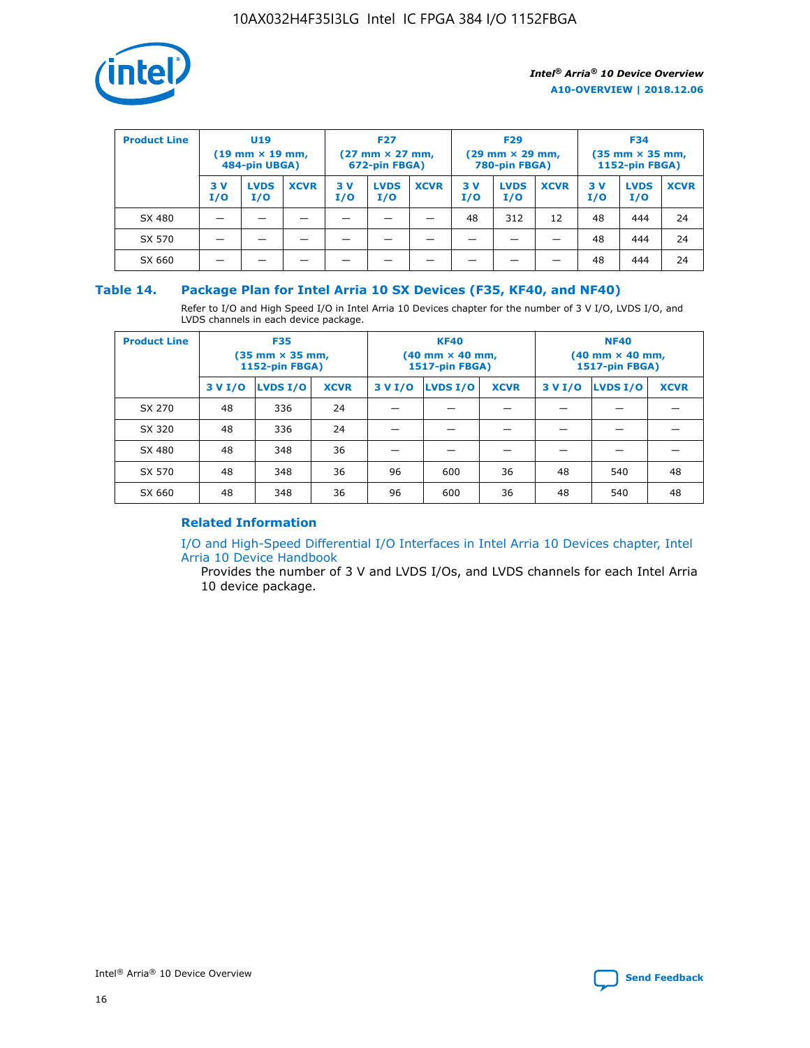| Product Line | U19 (19 mm × 19 mm, 484-pin UBGA) | | | F27 (27 mm × 27 mm, 672-pin FBGA) | | | F29 (29 mm × 29 mm, 780-pin FBGA) | | | F34 (35 mm × 35 mm, 1152-pin FBGA) | | |
|---|---|---|---|---|---|---|---|---|---|---|---|---|
| | 3 V I/O | LVDS I/O | XCVR | 3 V I/O | LVDS I/O | XCVR | 3 V I/O | LVDS I/O | XCVR | 3 V I/O | LVDS I/O | XCVR |
| SX 480 | — | — | — | — | — | — | 48 | 312 | 12 | 48 | 444 | 24 |
| SX 570 | — | — | — | — | — | — | — | — | — | 48 | 444 | 24 |
| SX 660 | — | — | — | — | — | — | — | — | — | 48 | 444 | 24 |

## Table 14. Package Plan for Intel Arria 10 SX Devices (F35, KF40, and NF40)

Refer to I/O and High Speed I/O in Intel Arria 10 Devices chapter for the number of 3 V I/O, LVDS I/O, and LVDS channels in each device package.

| Product Line | F35 (35 mm × 35 mm, 1152-pin FBGA) | | | KF40 (40 mm × 40 mm, 1517-pin FBGA) | | | NF40 (40 mm × 40 mm, 1517-pin FBGA) | | |
|---|---|---|---|---|---|---|---|---|---|
| | 3 V I/O | LVDS I/O | XCVR | 3 V I/O | LVDS I/O | XCVR | 3 V I/O | LVDS I/O | XCVR |
| SX 270 | 48 | 336 | 24 | — | — | — | — | — | — |
| SX 320 | 48 | 336 | 24 | — | — | — | — | — | — |
| SX 480 | 48 | 348 | 36 | — | — | — | — | — | — |
| SX 570 | 48 | 348 | 36 | 96 | 600 | 36 | 48 | 540 | 48 |
| SX 660 | 48 | 348 | 36 | 96 | 600 | 36 | 48 | 540 | 48 |

### Related Information

I/O and High-Speed Differential I/O Interfaces in Intel Arria 10 Devices chapter, Intel Arria 10 Device Handbook

Provides the number of 3 V and LVDS I/Os, and LVDS channels for each Intel Arria 10 device package.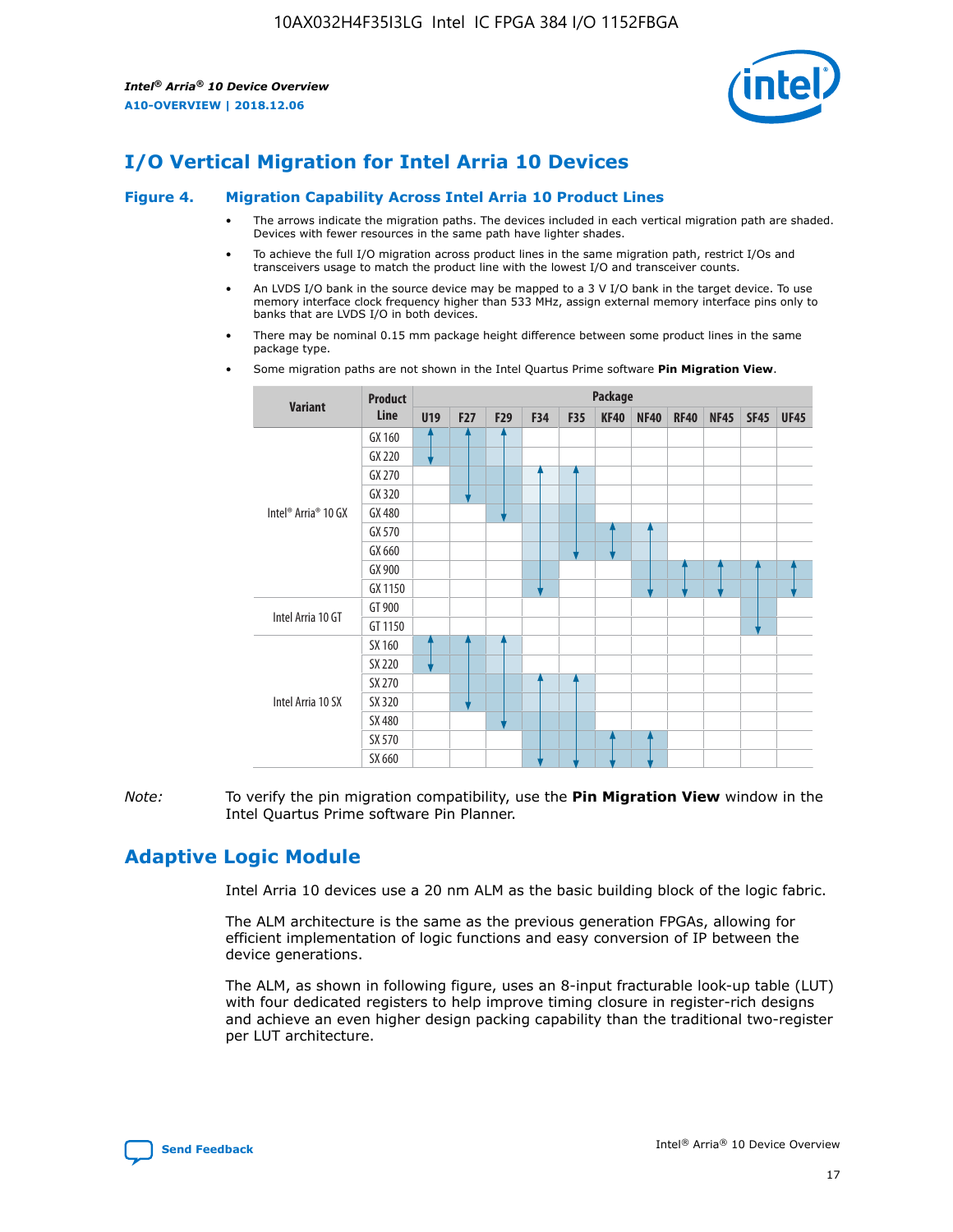## I/O Vertical Migration for Intel Arria 10 Devices

**Figure 4. Migration Capability Across Intel Arria 10 Product Lines**

- The arrows indicate the migration paths. The devices included in each vertical migration path are shaded. Devices with fewer resources in the same path have lighter shades.
- To achieve the full I/O migration across product lines in the same migration path, restrict I/Os and transceivers usage to match the product line with the lowest I/O and transceiver counts.
- An LVDS I/O bank in the source device may be mapped to a 3 V I/O bank in the target device. To use memory interface clock frequency higher than 533 MHz, assign external memory interface pins only to banks that are LVDS I/O in both devices.
- There may be nominal 0.15 mm package height difference between some product lines in the same package type.
- Some migration paths are not shown in the Intel Quartus Prime software **Pin Migration View**.

| Variant | Product Line | Package | | | | | | | | | | |
|---|---|---|---|---|---|---|---|---|---|---|---|---|
| | | U19 | F27 | F29 | F34 | F35 | KF40 | NF40 | RF40 | NF45 | SF45 | UF45 |
| Intel® Arria® 10 GX | GX 160 | | | | | | | | | | | |
| | GX 220 | | | | | | | | | | | |
| | GX 270 | | | | | | | | | | | |
| | GX 320 | | | | | | | | | | | |
| | GX 480 | | | | | | | | | | | |
| | GX 570 | | | | | | | | | | | |
| | GX 660 | | | | | | | | | | | |
| | GX 900 | | | | | | | | | | | |
| | GX 1150 | | | | | | | | | | | |
| Intel Arria 10 GT | GT 900 | | | | | | | | | | | |
| | GT 1150 | | | | | | | | | | | |
| Intel Arria 10 SX | SX 160 | | | | | | | | | | | |
| | SX 220 | | | | | | | | | | | |
| | SX 270 | | | | | | | | | | | |
| | SX 320 | | | | | | | | | | | |
| | SX 480 | | | | | | | | | | | |
| | SX 570 | | | | | | | | | | | |
| | SX 660 | | | | | | | | | | | |

*Note:* To verify the pin migration compatibility, use the **Pin Migration View** window in the Intel Quartus Prime software Pin Planner.

## Adaptive Logic Module

Intel Arria 10 devices use a 20 nm ALM as the basic building block of the logic fabric.

The ALM architecture is the same as the previous generation FPGAs, allowing for efficient implementation of logic functions and easy conversion of IP between the device generations.

The ALM, as shown in following figure, uses an 8-input fracturable look-up table (LUT) with four dedicated registers to help improve timing closure in register-rich designs and achieve an even higher design packing capability than the traditional two-register per LUT architecture.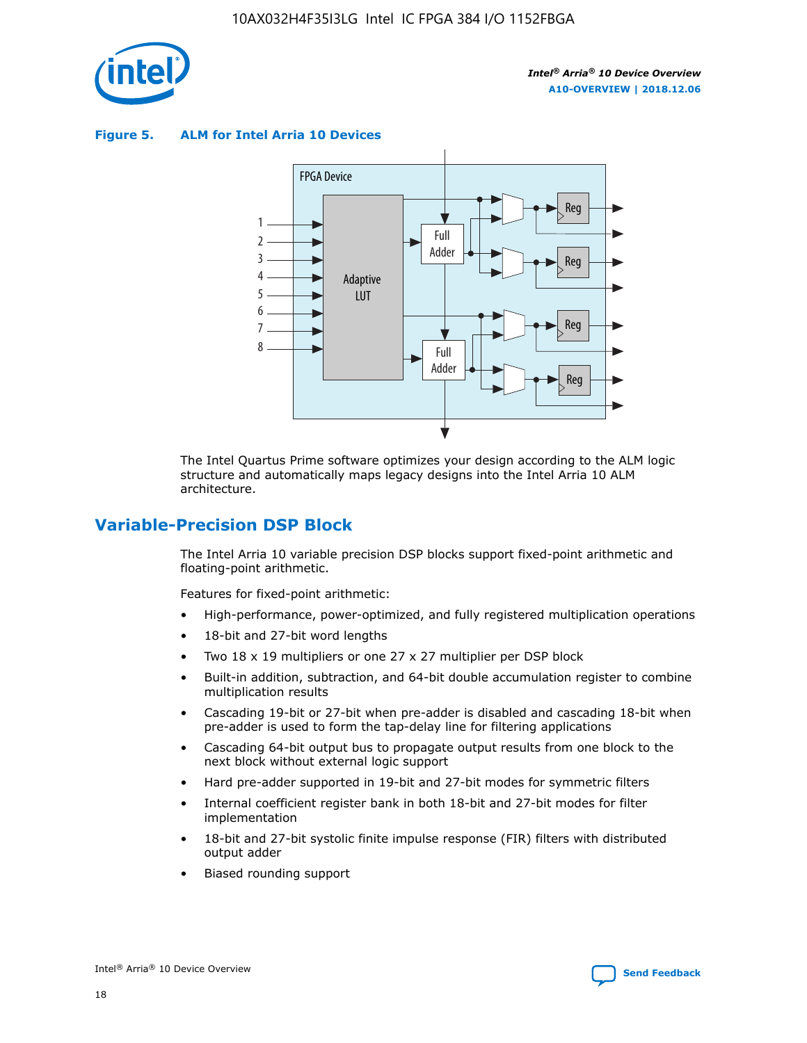**Figure 5. ALM for Intel Arria 10 Devices**

The Intel Quartus Prime software optimizes your design according to the ALM logic structure and automatically maps legacy designs into the Intel Arria 10 ALM architecture.

## Variable-Precision DSP Block

The Intel Arria 10 variable precision DSP blocks support fixed-point arithmetic and floating-point arithmetic.

Features for fixed-point arithmetic:

- High-performance, power-optimized, and fully registered multiplication operations
- 18-bit and 27-bit word lengths
- Two 18 x 19 multipliers or one 27 x 27 multiplier per DSP block
- Built-in addition, subtraction, and 64-bit double accumulation register to combine multiplication results
- Cascading 19-bit or 27-bit when pre-adder is disabled and cascading 18-bit when pre-adder is used to form the tap-delay line for filtering applications
- Cascading 64-bit output bus to propagate output results from one block to the next block without external logic support
- Hard pre-adder supported in 19-bit and 27-bit modes for symmetric filters
- Internal coefficient register bank in both 18-bit and 27-bit modes for filter implementation
- 18-bit and 27-bit systolic finite impulse response (FIR) filters with distributed output adder
- Biased rounding support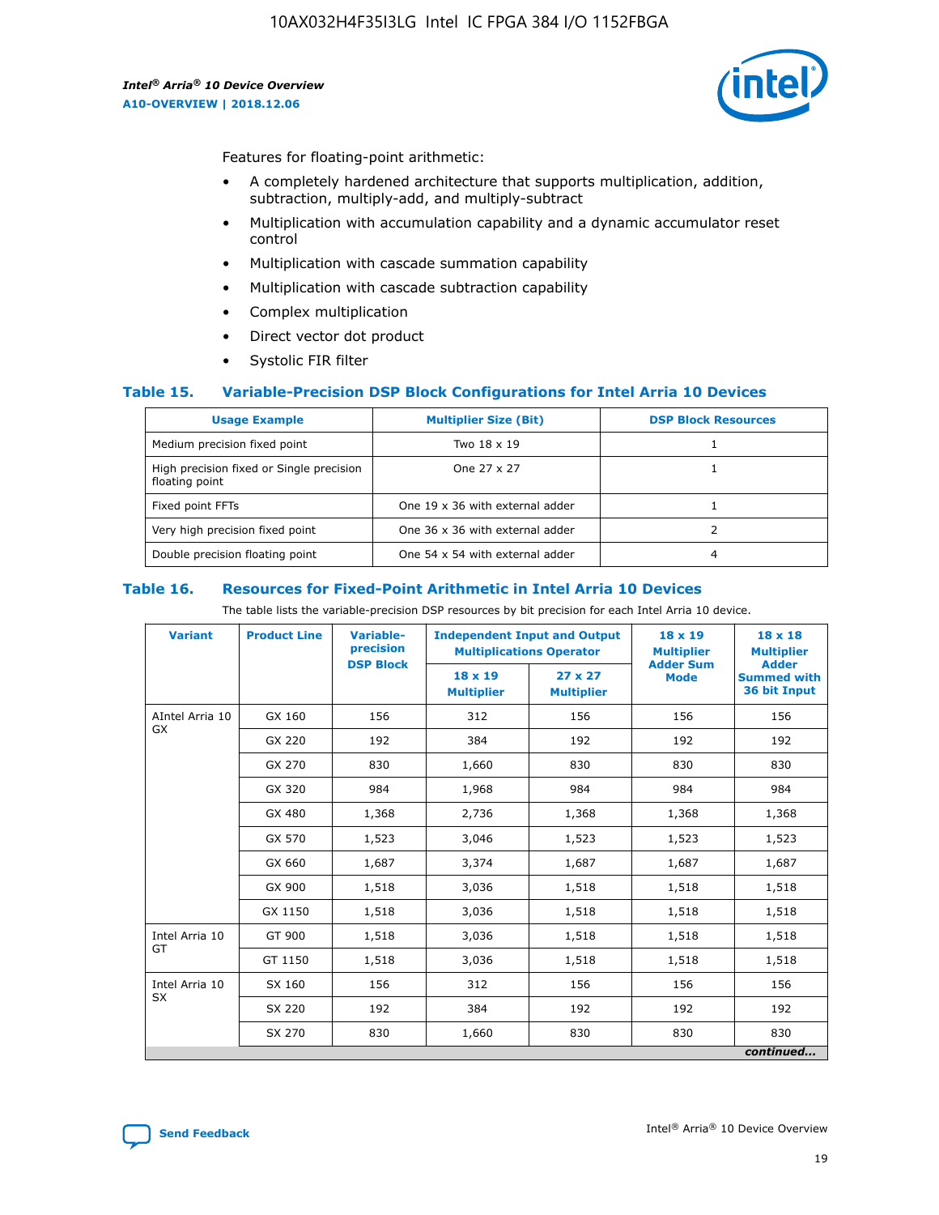Features for floating-point arithmetic:

- A completely hardened architecture that supports multiplication, addition, subtraction, multiply-add, and multiply-subtract
- Multiplication with accumulation capability and a dynamic accumulator reset control
- Multiplication with cascade summation capability
- Multiplication with cascade subtraction capability
- Complex multiplication
- Direct vector dot product
- Systolic FIR filter

### Table 15. Variable-Precision DSP Block Configurations for Intel Arria 10 Devices

| Usage Example | Multiplier Size (Bit) | DSP Block Resources |
|---|---|---|
| Medium precision fixed point | Two 18 x 19 | 1 |
| High precision fixed or Single precision floating point | One 27 x 27 | 1 |
| Fixed point FFTs | One 19 x 36 with external adder | 1 |
| Very high precision fixed point | One 36 x 36 with external adder | 2 |
| Double precision floating point | One 54 x 54 with external adder | 4 |

### Table 16. Resources for Fixed-Point Arithmetic in Intel Arria 10 Devices

The table lists the variable-precision DSP resources by bit precision for each Intel Arria 10 device.

| Variant | Product Line | Variable-precision DSP Block | Independent Input and Output Multiplications Operator | | 18 x 19 Multiplier Adder Sum Mode | 18 x 18 Multiplier Adder Summed with 36 bit Input |
|---|---|---|---|---|---|---|
| | | | 18 x 19 Multiplier | 27 x 27 Multiplier | | |
| AIntel Arria 10 GX | GX 160 | 156 | 312 | 156 | 156 | 156 |
| | GX 220 | 192 | 384 | 192 | 192 | 192 |
| | GX 270 | 830 | 1,660 | 830 | 830 | 830 |
| | GX 320 | 984 | 1,968 | 984 | 984 | 984 |
| | GX 480 | 1,368 | 2,736 | 1,368 | 1,368 | 1,368 |
| | GX 570 | 1,523 | 3,046 | 1,523 | 1,523 | 1,523 |
| | GX 660 | 1,687 | 3,374 | 1,687 | 1,687 | 1,687 |
| | GX 900 | 1,518 | 3,036 | 1,518 | 1,518 | 1,518 |
| | GX 1150 | 1,518 | 3,036 | 1,518 | 1,518 | 1,518 |
| Intel Arria 10 GT | GT 900 | 1,518 | 3,036 | 1,518 | 1,518 | 1,518 |
| | GT 1150 | 1,518 | 3,036 | 1,518 | 1,518 | 1,518 |
| Intel Arria 10 SX | SX 160 | 156 | 312 | 156 | 156 | 156 |
| | SX 220 | 192 | 384 | 192 | 192 | 192 |
| | SX 270 | 830 | 1,660 | 830 | 830 | 830 |

*continued...*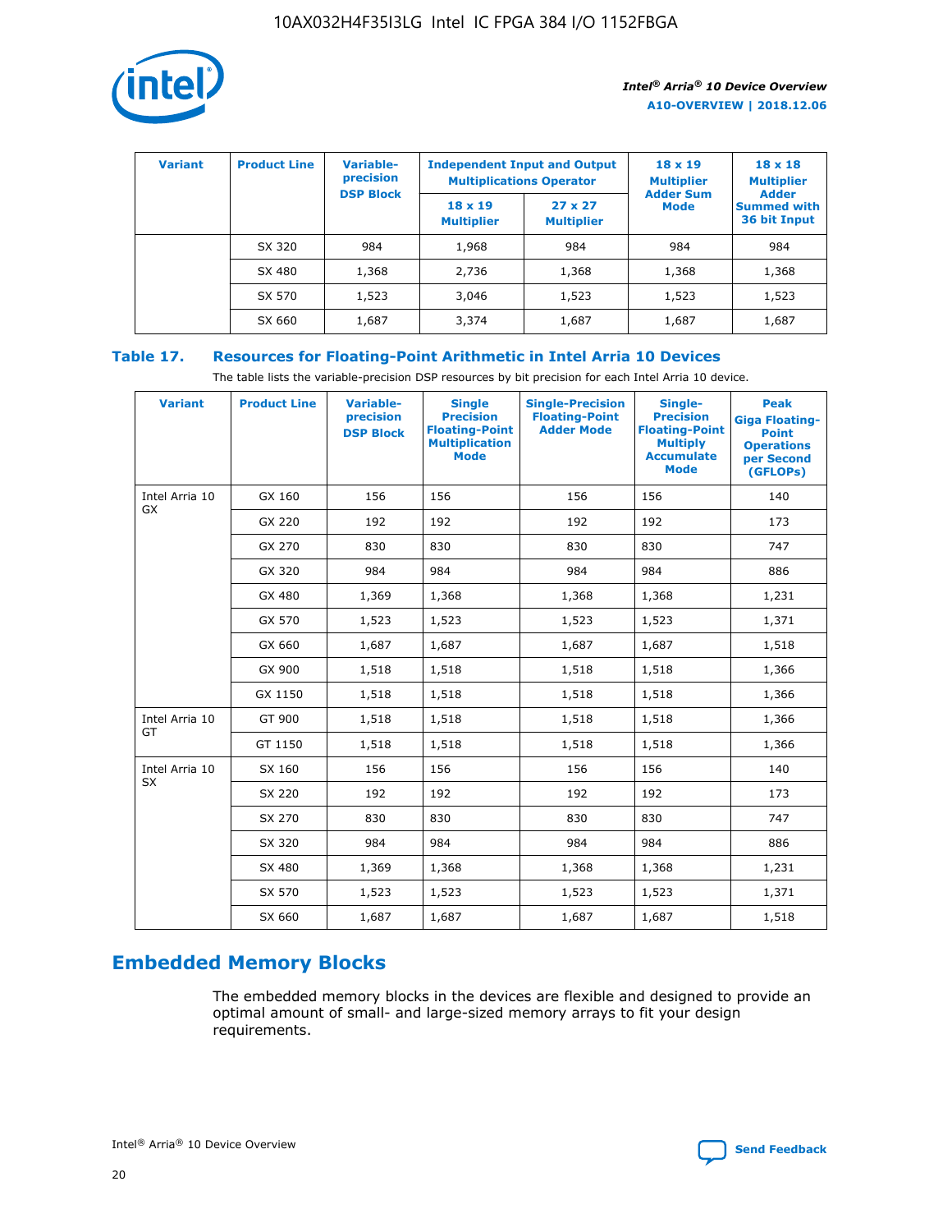| Variant | Product Line | Variable-precision DSP Block | Independent Input and Output Multiplications Operator | | 18 x 19 Multiplier Adder Sum Mode | 18 x 18 Multiplier Adder Summed with 36 bit Input |
|---|---|---|---|---|---|---|
| | | | 18 x 19 Multiplier | 27 x 27 Multiplier | | |
| | SX 320 | 984 | 1,968 | 984 | 984 | 984 |
| | SX 480 | 1,368 | 2,736 | 1,368 | 1,368 | 1,368 |
| | SX 570 | 1,523 | 3,046 | 1,523 | 1,523 | 1,523 |
| | SX 660 | 1,687 | 3,374 | 1,687 | 1,687 | 1,687 |

**Table 17. Resources for Floating-Point Arithmetic in Intel Arria 10 Devices**

The table lists the variable-precision DSP resources by bit precision for each Intel Arria 10 device.

| Variant | Product Line | Variable-precision DSP Block | Single Precision Floating-Point Multiplication Mode | Single-Precision Floating-Point Adder Mode | Single-Precision Floating-Point Multiply Accumulate Mode | Peak Giga Floating-Point Operations per Second (GFLOPs) |
|---|---|---|---|---|---|---|
| Intel Arria 10 GX | GX 160 | 156 | 156 | 156 | 156 | 140 |
| | GX 220 | 192 | 192 | 192 | 192 | 173 |
| | GX 270 | 830 | 830 | 830 | 830 | 747 |
| | GX 320 | 984 | 984 | 984 | 984 | 886 |
| | GX 480 | 1,369 | 1,368 | 1,368 | 1,368 | 1,231 |
| | GX 570 | 1,523 | 1,523 | 1,523 | 1,523 | 1,371 |
| | GX 660 | 1,687 | 1,687 | 1,687 | 1,687 | 1,518 |
| | GX 900 | 1,518 | 1,518 | 1,518 | 1,518 | 1,366 |
| | GX 1150 | 1,518 | 1,518 | 1,518 | 1,518 | 1,366 |
| Intel Arria 10 GT | GT 900 | 1,518 | 1,518 | 1,518 | 1,518 | 1,366 |
| | GT 1150 | 1,518 | 1,518 | 1,518 | 1,518 | 1,366 |
| Intel Arria 10 SX | SX 160 | 156 | 156 | 156 | 156 | 140 |
| | SX 220 | 192 | 192 | 192 | 192 | 173 |
| | SX 270 | 830 | 830 | 830 | 830 | 747 |
| | SX 320 | 984 | 984 | 984 | 984 | 886 |
| | SX 480 | 1,369 | 1,368 | 1,368 | 1,368 | 1,231 |
| | SX 570 | 1,523 | 1,523 | 1,523 | 1,523 | 1,371 |
| | SX 660 | 1,687 | 1,687 | 1,687 | 1,687 | 1,518 |

## Embedded Memory Blocks

The embedded memory blocks in the devices are flexible and designed to provide an optimal amount of small- and large-sized memory arrays to fit your design requirements.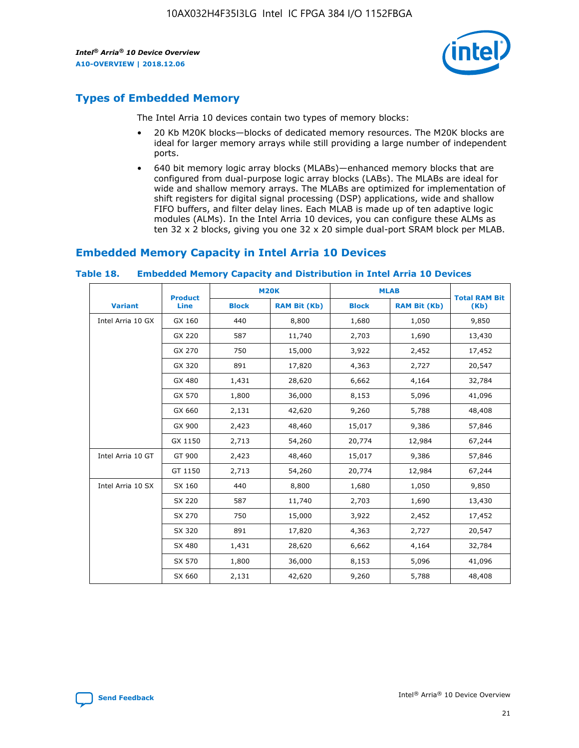## Types of Embedded Memory

The Intel Arria 10 devices contain two types of memory blocks:

- 20 Kb M20K blocks—blocks of dedicated memory resources. The M20K blocks are ideal for larger memory arrays while still providing a large number of independent ports.
- 640 bit memory logic array blocks (MLABs)—enhanced memory blocks that are configured from dual-purpose logic array blocks (LABs). The MLABs are ideal for wide and shallow memory arrays. The MLABs are optimized for implementation of shift registers for digital signal processing (DSP) applications, wide and shallow FIFO buffers, and filter delay lines. Each MLAB is made up of ten adaptive logic modules (ALMs). In the Intel Arria 10 devices, you can configure these ALMs as ten 32 x 2 blocks, giving you one 32 x 20 simple dual-port SRAM block per MLAB.

## Embedded Memory Capacity in Intel Arria 10 Devices

**Table 18. Embedded Memory Capacity and Distribution in Intel Arria 10 Devices**

| Variant | Product Line | M20K | | MLAB | | Total RAM Bit (Kb) |
|---|---|---|---|---|---|---|
| | | Block | RAM Bit (Kb) | Block | RAM Bit (Kb) | |
| Intel Arria 10 GX | GX 160 | 440 | 8,800 | 1,680 | 1,050 | 9,850 |
| | GX 220 | 587 | 11,740 | 2,703 | 1,690 | 13,430 |
| | GX 270 | 750 | 15,000 | 3,922 | 2,452 | 17,452 |
| | GX 320 | 891 | 17,820 | 4,363 | 2,727 | 20,547 |
| | GX 480 | 1,431 | 28,620 | 6,662 | 4,164 | 32,784 |
| | GX 570 | 1,800 | 36,000 | 8,153 | 5,096 | 41,096 |
| | GX 660 | 2,131 | 42,620 | 9,260 | 5,788 | 48,408 |
| | GX 900 | 2,423 | 48,460 | 15,017 | 9,386 | 57,846 |
| | GX 1150 | 2,713 | 54,260 | 20,774 | 12,984 | 67,244 |
| Intel Arria 10 GT | GT 900 | 2,423 | 48,460 | 15,017 | 9,386 | 57,846 |
| | GT 1150 | 2,713 | 54,260 | 20,774 | 12,984 | 67,244 |
| Intel Arria 10 SX | SX 160 | 440 | 8,800 | 1,680 | 1,050 | 9,850 |
| | SX 220 | 587 | 11,740 | 2,703 | 1,690 | 13,430 |
| | SX 270 | 750 | 15,000 | 3,922 | 2,452 | 17,452 |
| | SX 320 | 891 | 17,820 | 4,363 | 2,727 | 20,547 |
| | SX 480 | 1,431 | 28,620 | 6,662 | 4,164 | 32,784 |
| | SX 570 | 1,800 | 36,000 | 8,153 | 5,096 | 41,096 |
| | SX 660 | 2,131 | 42,620 | 9,260 | 5,788 | 48,408 |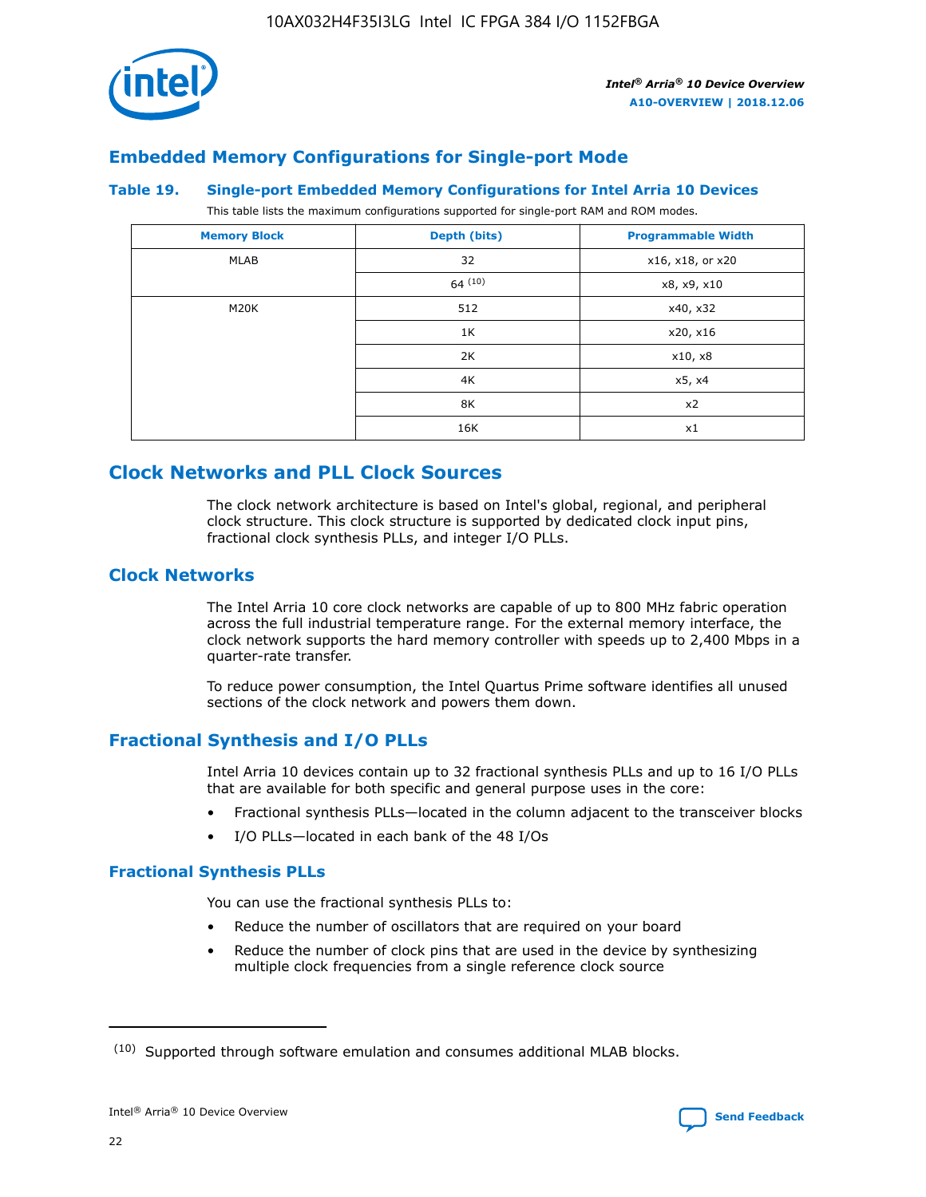## Embedded Memory Configurations for Single-port Mode

**Table 19. Single-port Embedded Memory Configurations for Intel Arria 10 Devices**

This table lists the maximum configurations supported for single-port RAM and ROM modes.

| Memory Block | Depth (bits) | Programmable Width |
|---|---|---|
| MLAB | 32 | x16, x18, or x20 |
| | 64 (10) | x8, x9, x10 |
| M20K | 512 | x40, x32 |
| | 1K | x20, x16 |
| | 2K | x10, x8 |
| | 4K | x5, x4 |
| | 8K | x2 |
| | 16K | x1 |

## Clock Networks and PLL Clock Sources

The clock network architecture is based on Intel's global, regional, and peripheral clock structure. This clock structure is supported by dedicated clock input pins, fractional clock synthesis PLLs, and integer I/O PLLs.

### Clock Networks

The Intel Arria 10 core clock networks are capable of up to 800 MHz fabric operation across the full industrial temperature range. For the external memory interface, the clock network supports the hard memory controller with speeds up to 2,400 Mbps in a quarter-rate transfer.

To reduce power consumption, the Intel Quartus Prime software identifies all unused sections of the clock network and powers them down.

### Fractional Synthesis and I/O PLLs

Intel Arria 10 devices contain up to 32 fractional synthesis PLLs and up to 16 I/O PLLs that are available for both specific and general purpose uses in the core:

- Fractional synthesis PLLs—located in the column adjacent to the transceiver blocks
- I/O PLLs—located in each bank of the 48 I/Os

#### Fractional Synthesis PLLs

You can use the fractional synthesis PLLs to:

- Reduce the number of oscillators that are required on your board
- Reduce the number of clock pins that are used in the device by synthesizing multiple clock frequencies from a single reference clock source

(10) Supported through software emulation and consumes additional MLAB blocks.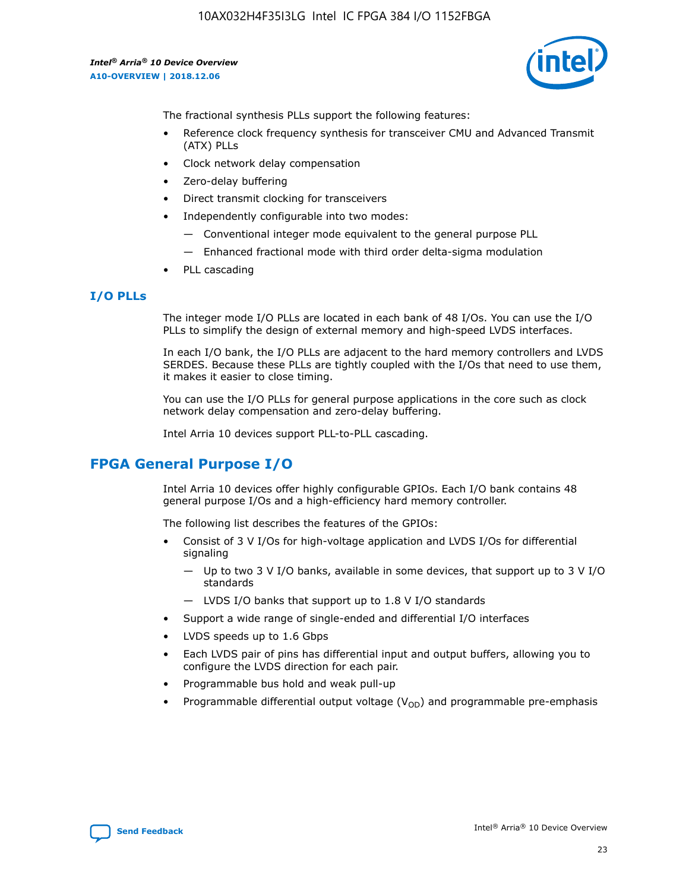The fractional synthesis PLLs support the following features:

- Reference clock frequency synthesis for transceiver CMU and Advanced Transmit (ATX) PLLs
- Clock network delay compensation
- Zero-delay buffering
- Direct transmit clocking for transceivers
- Independently configurable into two modes:
  - Conventional integer mode equivalent to the general purpose PLL
  - Enhanced fractional mode with third order delta-sigma modulation
- PLL cascading

### I/O PLLs

The integer mode I/O PLLs are located in each bank of 48 I/Os. You can use the I/O PLLs to simplify the design of external memory and high-speed LVDS interfaces.

In each I/O bank, the I/O PLLs are adjacent to the hard memory controllers and LVDS SERDES. Because these PLLs are tightly coupled with the I/Os that need to use them, it makes it easier to close timing.

You can use the I/O PLLs for general purpose applications in the core such as clock network delay compensation and zero-delay buffering.

Intel Arria 10 devices support PLL-to-PLL cascading.

## FPGA General Purpose I/O

Intel Arria 10 devices offer highly configurable GPIOs. Each I/O bank contains 48 general purpose I/Os and a high-efficiency hard memory controller.

The following list describes the features of the GPIOs:

- Consist of 3 V I/Os for high-voltage application and LVDS I/Os for differential signaling
  - Up to two 3 V I/O banks, available in some devices, that support up to 3 V I/O standards
  - LVDS I/O banks that support up to 1.8 V I/O standards
- Support a wide range of single-ended and differential I/O interfaces
- LVDS speeds up to 1.6 Gbps
- Each LVDS pair of pins has differential input and output buffers, allowing you to configure the LVDS direction for each pair.
- Programmable bus hold and weak pull-up
- Programmable differential output voltage ($V_{OD}$) and programmable pre-emphasis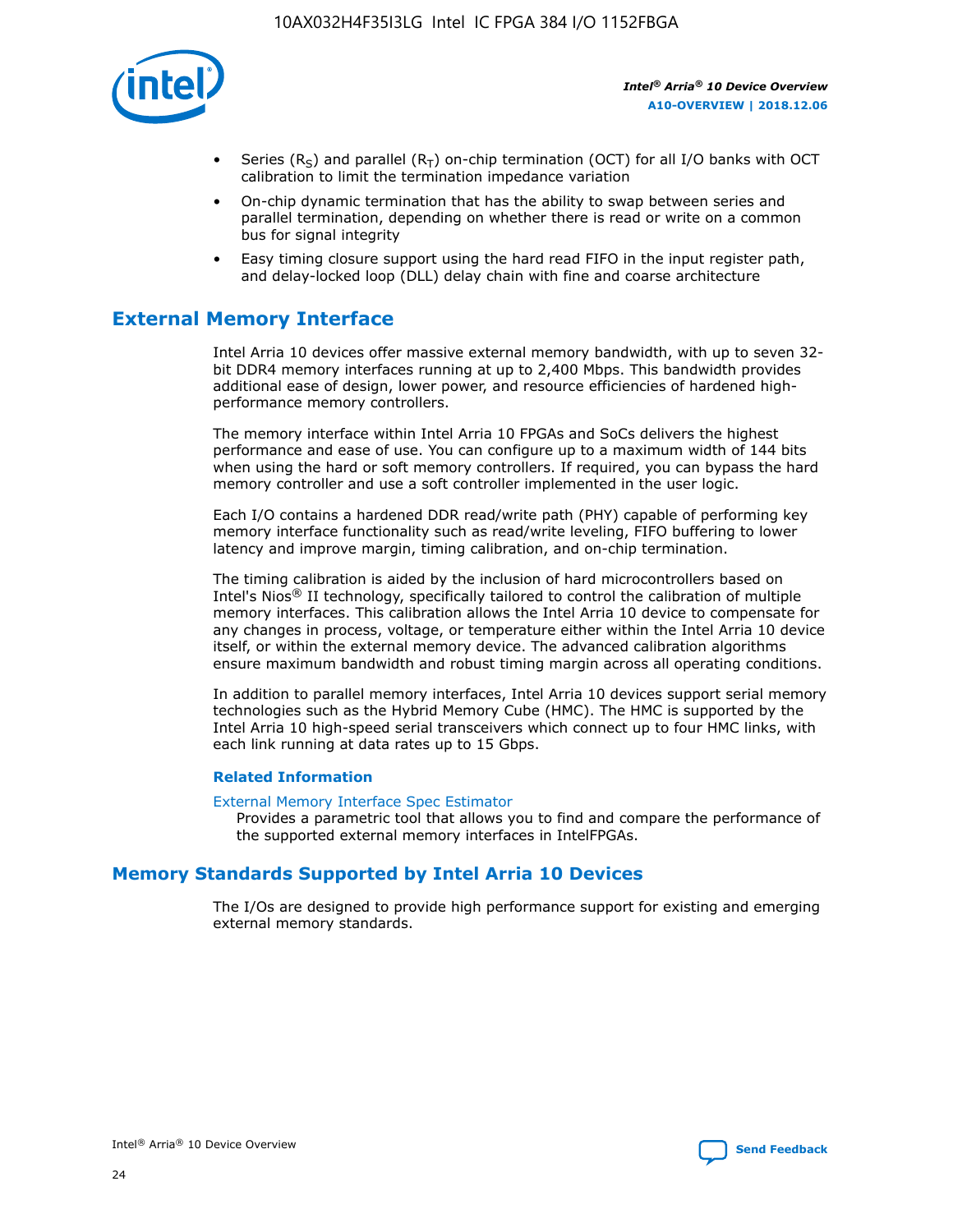- Series ($R_S$) and parallel ($R_T$) on-chip termination (OCT) for all I/O banks with OCT calibration to limit the termination impedance variation
- On-chip dynamic termination that has the ability to swap between series and parallel termination, depending on whether there is read or write on a common bus for signal integrity
- Easy timing closure support using the hard read FIFO in the input register path, and delay-locked loop (DLL) delay chain with fine and coarse architecture

## External Memory Interface

Intel Arria 10 devices offer massive external memory bandwidth, with up to seven 32-bit DDR4 memory interfaces running at up to 2,400 Mbps. This bandwidth provides additional ease of design, lower power, and resource efficiencies of hardened high-performance memory controllers.

The memory interface within Intel Arria 10 FPGAs and SoCs delivers the highest performance and ease of use. You can configure up to a maximum width of 144 bits when using the hard or soft memory controllers. If required, you can bypass the hard memory controller and use a soft controller implemented in the user logic.

Each I/O contains a hardened DDR read/write path (PHY) capable of performing key memory interface functionality such as read/write leveling, FIFO buffering to lower latency and improve margin, timing calibration, and on-chip termination.

The timing calibration is aided by the inclusion of hard microcontrollers based on Intel's Nios® II technology, specifically tailored to control the calibration of multiple memory interfaces. This calibration allows the Intel Arria 10 device to compensate for any changes in process, voltage, or temperature either within the Intel Arria 10 device itself, or within the external memory device. The advanced calibration algorithms ensure maximum bandwidth and robust timing margin across all operating conditions.

In addition to parallel memory interfaces, Intel Arria 10 devices support serial memory technologies such as the Hybrid Memory Cube (HMC). The HMC is supported by the Intel Arria 10 high-speed serial transceivers which connect up to four HMC links, with each link running at data rates up to 15 Gbps.

### Related Information

External Memory Interface Spec Estimator

Provides a parametric tool that allows you to find and compare the performance of the supported external memory interfaces in IntelFPGAs.

## Memory Standards Supported by Intel Arria 10 Devices

The I/Os are designed to provide high performance support for existing and emerging external memory standards.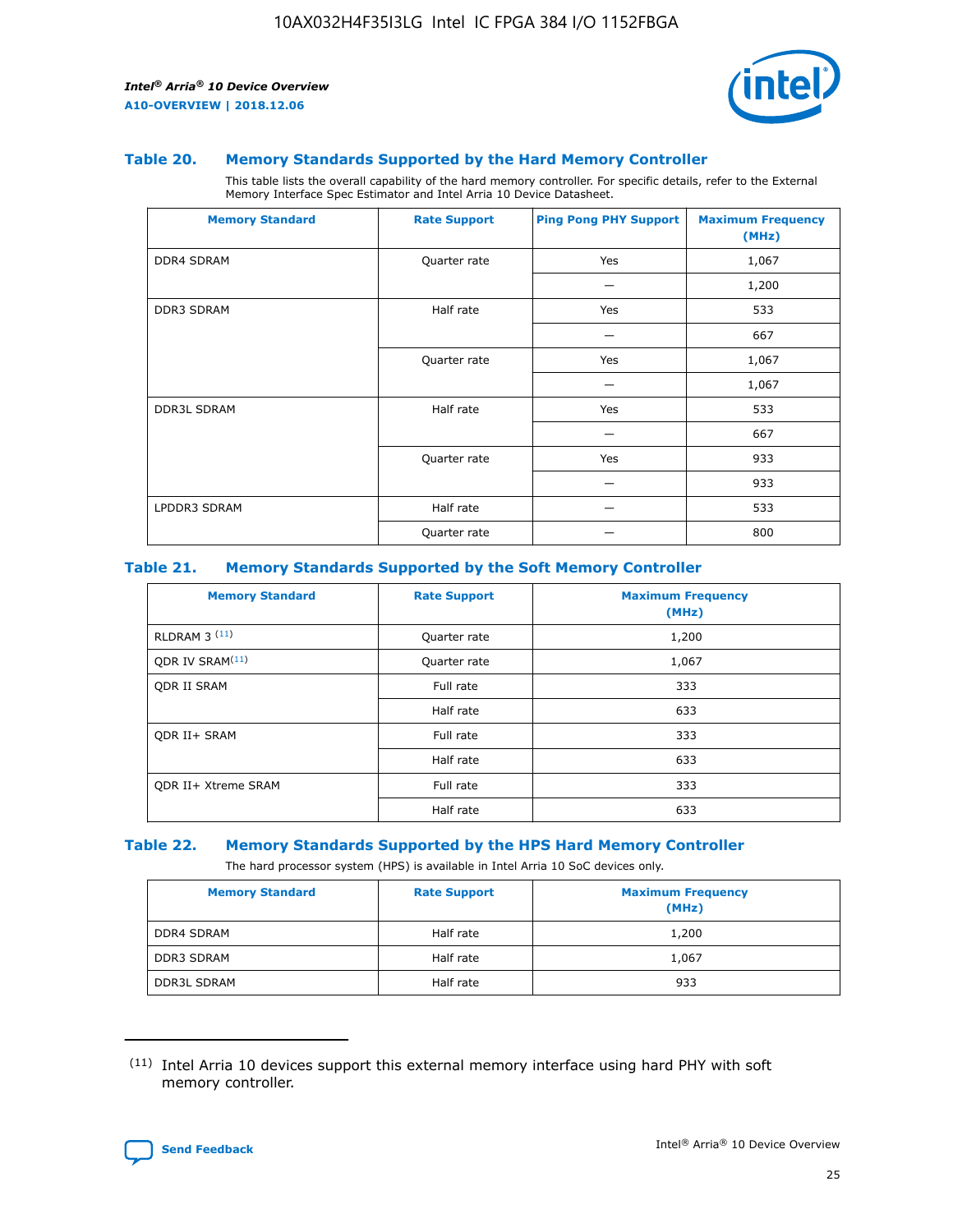### Table 20. Memory Standards Supported by the Hard Memory Controller

This table lists the overall capability of the hard memory controller. For specific details, refer to the External Memory Interface Spec Estimator and Intel Arria 10 Device Datasheet.

| Memory Standard | Rate Support | Ping Pong PHY Support | Maximum Frequency (MHz) |
|---|---|---|---|
| DDR4 SDRAM | Quarter rate | Yes | 1,067 |
| | | — | 1,200 |
| DDR3 SDRAM | Half rate | Yes | 533 |
| | | — | 667 |
| | Quarter rate | Yes | 1,067 |
| | | — | 1,067 |
| DDR3L SDRAM | Half rate | Yes | 533 |
| | | — | 667 |
| | Quarter rate | Yes | 933 |
| | | — | 933 |
| LPDDR3 SDRAM | Half rate | — | 533 |
| | Quarter rate | — | 800 |

### Table 21. Memory Standards Supported by the Soft Memory Controller

| Memory Standard | Rate Support | Maximum Frequency (MHz) |
|---|---|---|
| RLDRAM 3 [(11)] | Quarter rate | 1,200 |
| QDR IV SRAM[(11)] | Quarter rate | 1,067 |
| QDR II SRAM | Full rate | 333 |
| | Half rate | 633 |
| QDR II+ SRAM | Full rate | 333 |
| | Half rate | 633 |
| QDR II+ Xtreme SRAM | Full rate | 333 |
| | Half rate | 633 |

### Table 22. Memory Standards Supported by the HPS Hard Memory Controller

The hard processor system (HPS) is available in Intel Arria 10 SoC devices only.

| Memory Standard | Rate Support | Maximum Frequency (MHz) |
|---|---|---|
| DDR4 SDRAM | Half rate | 1,200 |
| DDR3 SDRAM | Half rate | 1,067 |
| DDR3L SDRAM | Half rate | 933 |

(11) Intel Arria 10 devices support this external memory interface using hard PHY with soft memory controller.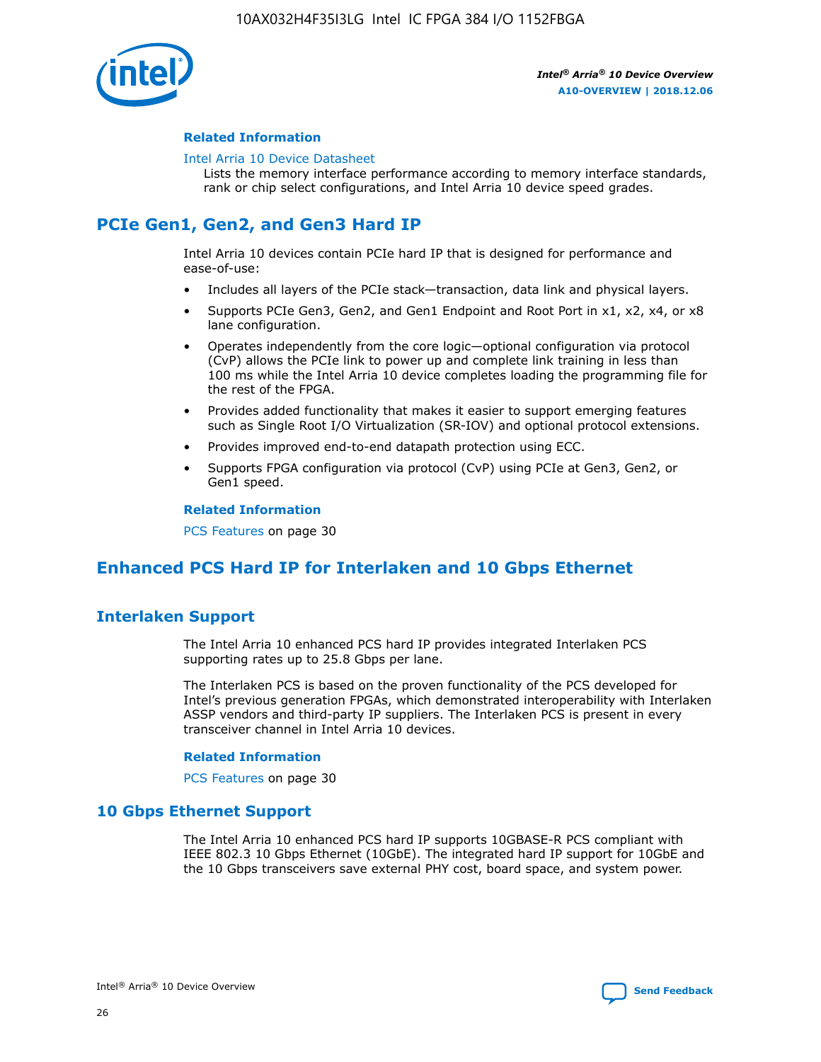#### Related Information

Intel Arria 10 Device Datasheet
Lists the memory interface performance according to memory interface standards, rank or chip select configurations, and Intel Arria 10 device speed grades.

## PCIe Gen1, Gen2, and Gen3 Hard IP

Intel Arria 10 devices contain PCIe hard IP that is designed for performance and ease-of-use:

- Includes all layers of the PCIe stack—transaction, data link and physical layers.
- Supports PCIe Gen3, Gen2, and Gen1 Endpoint and Root Port in x1, x2, x4, or x8 lane configuration.
- Operates independently from the core logic—optional configuration via protocol (CvP) allows the PCIe link to power up and complete link training in less than 100 ms while the Intel Arria 10 device completes loading the programming file for the rest of the FPGA.
- Provides added functionality that makes it easier to support emerging features such as Single Root I/O Virtualization (SR-IOV) and optional protocol extensions.
- Provides improved end-to-end datapath protection using ECC.
- Supports FPGA configuration via protocol (CvP) using PCIe at Gen3, Gen2, or Gen1 speed.

#### Related Information

PCS Features on page 30

## Enhanced PCS Hard IP for Interlaken and 10 Gbps Ethernet

### Interlaken Support

The Intel Arria 10 enhanced PCS hard IP provides integrated Interlaken PCS supporting rates up to 25.8 Gbps per lane.

The Interlaken PCS is based on the proven functionality of the PCS developed for Intel's previous generation FPGAs, which demonstrated interoperability with Interlaken ASSP vendors and third-party IP suppliers. The Interlaken PCS is present in every transceiver channel in Intel Arria 10 devices.

#### Related Information

PCS Features on page 30

### 10 Gbps Ethernet Support

The Intel Arria 10 enhanced PCS hard IP supports 10GBASE-R PCS compliant with IEEE 802.3 10 Gbps Ethernet (10GbE). The integrated hard IP support for 10GbE and the 10 Gbps transceivers save external PHY cost, board space, and system power.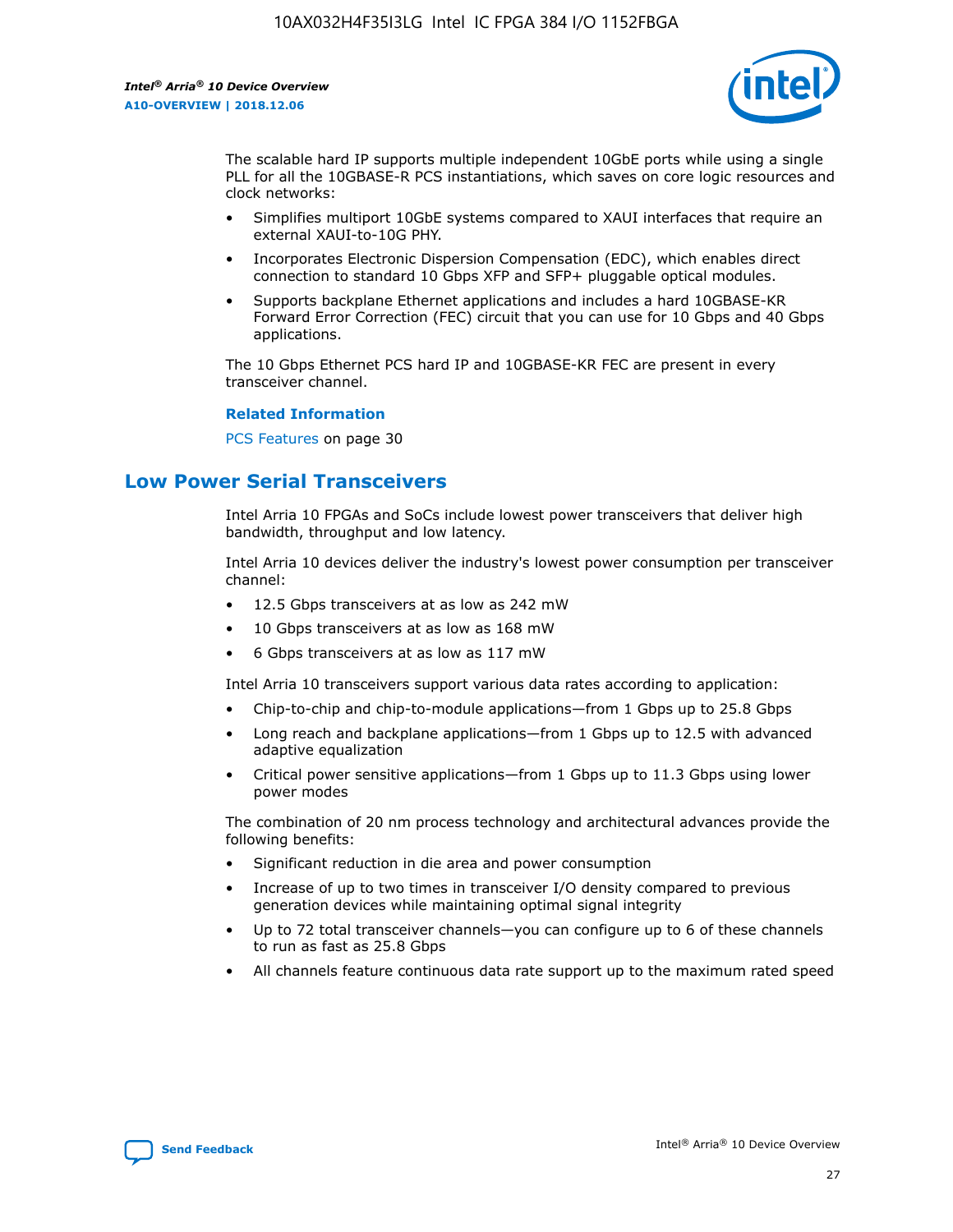The scalable hard IP supports multiple independent 10GbE ports while using a single PLL for all the 10GBASE-R PCS instantiations, which saves on core logic resources and clock networks:

- Simplifies multiport 10GbE systems compared to XAUI interfaces that require an external XAUI-to-10G PHY.
- Incorporates Electronic Dispersion Compensation (EDC), which enables direct connection to standard 10 Gbps XFP and SFP+ pluggable optical modules.
- Supports backplane Ethernet applications and includes a hard 10GBASE-KR Forward Error Correction (FEC) circuit that you can use for 10 Gbps and 40 Gbps applications.

The 10 Gbps Ethernet PCS hard IP and 10GBASE-KR FEC are present in every transceiver channel.

**Related Information**

PCS Features on page 30

## Low Power Serial Transceivers

Intel Arria 10 FPGAs and SoCs include lowest power transceivers that deliver high bandwidth, throughput and low latency.

Intel Arria 10 devices deliver the industry's lowest power consumption per transceiver channel:

- 12.5 Gbps transceivers at as low as 242 mW
- 10 Gbps transceivers at as low as 168 mW
- 6 Gbps transceivers at as low as 117 mW

Intel Arria 10 transceivers support various data rates according to application:

- Chip-to-chip and chip-to-module applications—from 1 Gbps up to 25.8 Gbps
- Long reach and backplane applications—from 1 Gbps up to 12.5 with advanced adaptive equalization
- Critical power sensitive applications—from 1 Gbps up to 11.3 Gbps using lower power modes

The combination of 20 nm process technology and architectural advances provide the following benefits:

- Significant reduction in die area and power consumption
- Increase of up to two times in transceiver I/O density compared to previous generation devices while maintaining optimal signal integrity
- Up to 72 total transceiver channels—you can configure up to 6 of these channels to run as fast as 25.8 Gbps
- All channels feature continuous data rate support up to the maximum rated speed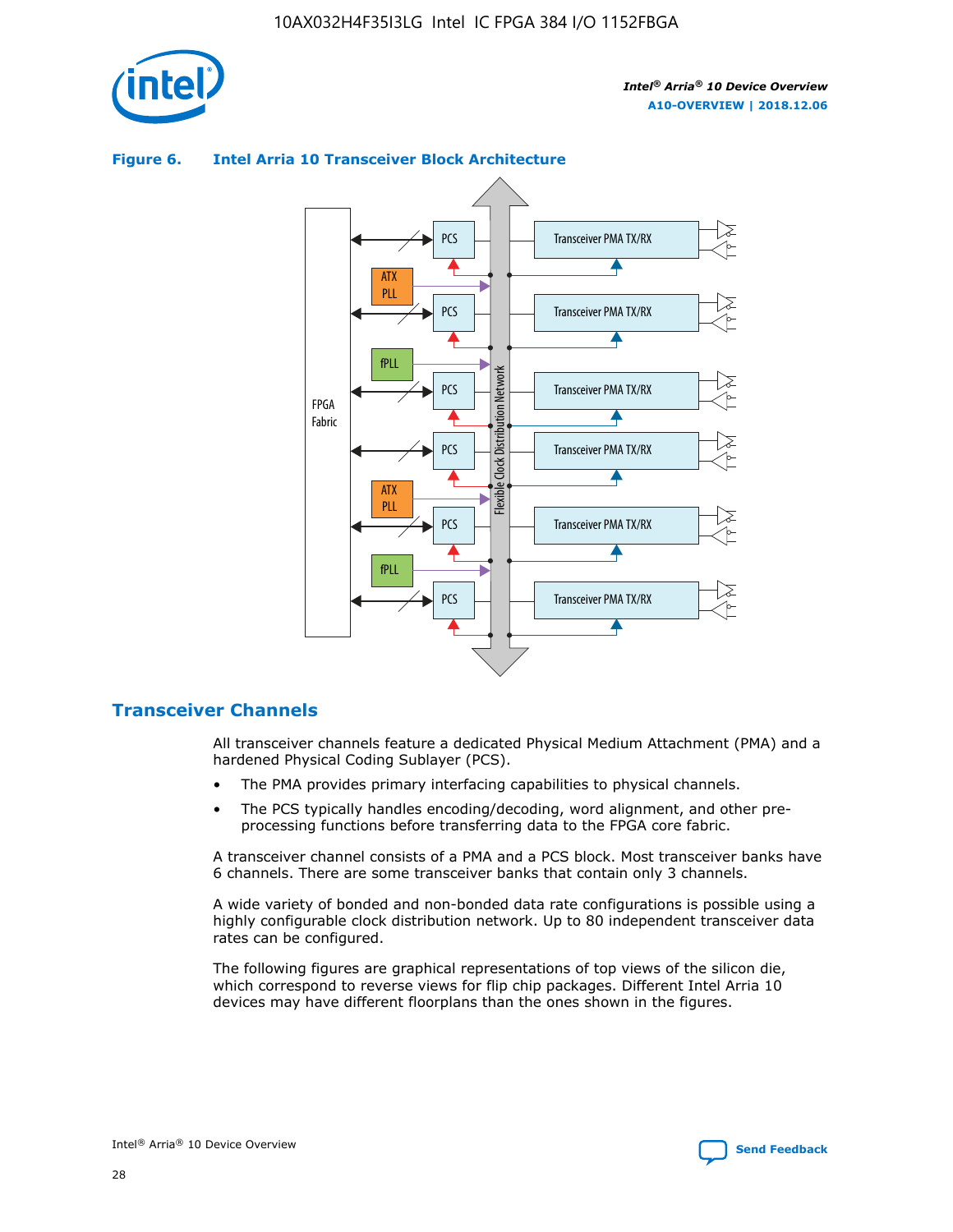**Figure 6. Intel Arria 10 Transceiver Block Architecture**

## Transceiver Channels

All transceiver channels feature a dedicated Physical Medium Attachment (PMA) and a hardened Physical Coding Sublayer (PCS).

- The PMA provides primary interfacing capabilities to physical channels.
- The PCS typically handles encoding/decoding, word alignment, and other pre-processing functions before transferring data to the FPGA core fabric.

A transceiver channel consists of a PMA and a PCS block. Most transceiver banks have 6 channels. There are some transceiver banks that contain only 3 channels.

A wide variety of bonded and non-bonded data rate configurations is possible using a highly configurable clock distribution network. Up to 80 independent transceiver data rates can be configured.

The following figures are graphical representations of top views of the silicon die, which correspond to reverse views for flip chip packages. Different Intel Arria 10 devices may have different floorplans than the ones shown in the figures.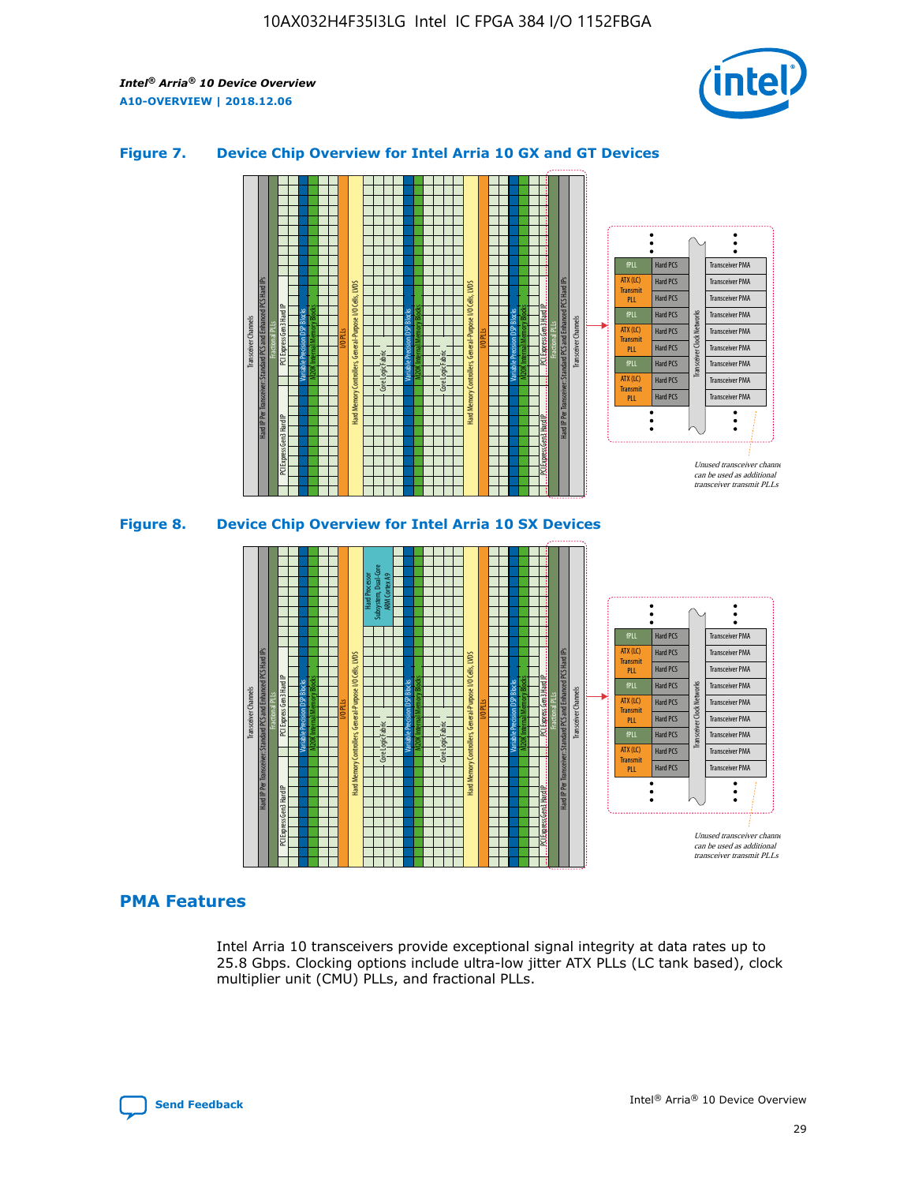### Figure 7. Device Chip Overview for Intel Arria 10 GX and GT Devices

Unused transceiver channels can be used as additional transceiver transmit PLLs

### Figure 8. Device Chip Overview for Intel Arria 10 SX Devices

Unused transceiver channels can be used as additional transceiver transmit PLLs

## PMA Features

Intel Arria 10 transceivers provide exceptional signal integrity at data rates up to 25.8 Gbps. Clocking options include ultra-low jitter ATX PLLs (LC tank based), clock multiplier unit (CMU) PLLs, and fractional PLLs.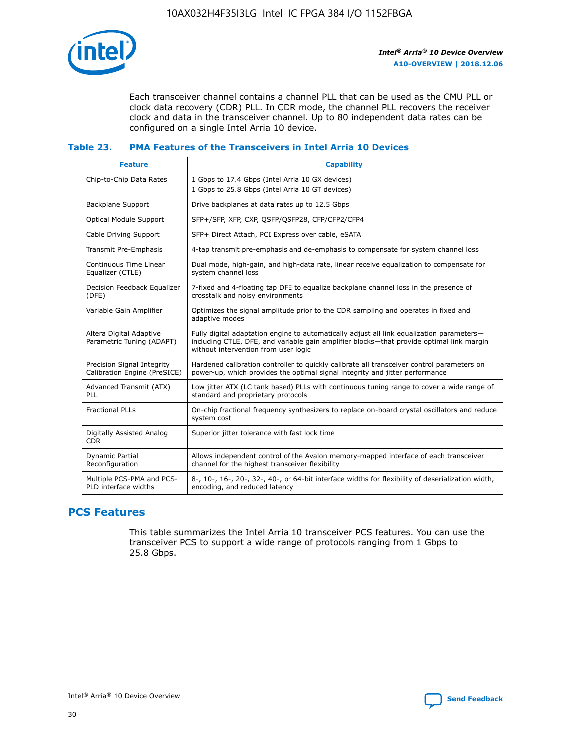Each transceiver channel contains a channel PLL that can be used as the CMU PLL or clock data recovery (CDR) PLL. In CDR mode, the channel PLL recovers the receiver clock and data in the transceiver channel. Up to 80 independent data rates can be configured on a single Intel Arria 10 device.

**Table 23. PMA Features of the Transceivers in Intel Arria 10 Devices**

| Feature | Capability |
| --- | --- |
| Chip-to-Chip Data Rates | 1 Gbps to 17.4 Gbps (Intel Arria 10 GX devices)<br>1 Gbps to 25.8 Gbps (Intel Arria 10 GT devices) |
| Backplane Support | Drive backplanes at data rates up to 12.5 Gbps |
| Optical Module Support | SFP+/SFP, XFP, CXP, QSFP/QSFP28, CFP/CFP2/CFP4 |
| Cable Driving Support | SFP+ Direct Attach, PCI Express over cable, eSATA |
| Transmit Pre-Emphasis | 4-tap transmit pre-emphasis and de-emphasis to compensate for system channel loss |
| Continuous Time Linear Equalizer (CTLE) | Dual mode, high-gain, and high-data rate, linear receive equalization to compensate for system channel loss |
| Decision Feedback Equalizer (DFE) | 7-fixed and 4-floating tap DFE to equalize backplane channel loss in the presence of crosstalk and noisy environments |
| Variable Gain Amplifier | Optimizes the signal amplitude prior to the CDR sampling and operates in fixed and adaptive modes |
| Altera Digital Adaptive Parametric Tuning (ADAPT) | Fully digital adaptation engine to automatically adjust all link equalization parameters—including CTLE, DFE, and variable gain amplifier blocks—that provide optimal link margin without intervention from user logic |
| Precision Signal Integrity Calibration Engine (PreSICE) | Hardened calibration controller to quickly calibrate all transceiver control parameters on power-up, which provides the optimal signal integrity and jitter performance |
| Advanced Transmit (ATX) PLL | Low jitter ATX (LC tank based) PLLs with continuous tuning range to cover a wide range of standard and proprietary protocols |
| Fractional PLLs | On-chip fractional frequency synthesizers to replace on-board crystal oscillators and reduce system cost |
| Digitally Assisted Analog CDR | Superior jitter tolerance with fast lock time |
| Dynamic Partial Reconfiguration | Allows independent control of the Avalon memory-mapped interface of each transceiver channel for the highest transceiver flexibility |
| Multiple PCS-PMA and PCS-PLD interface widths | 8-, 10-, 16-, 20-, 32-, 40-, or 64-bit interface widths for flexibility of deserialization width, encoding, and reduced latency |

## PCS Features

This table summarizes the Intel Arria 10 transceiver PCS features. You can use the transceiver PCS to support a wide range of protocols ranging from 1 Gbps to 25.8 Gbps.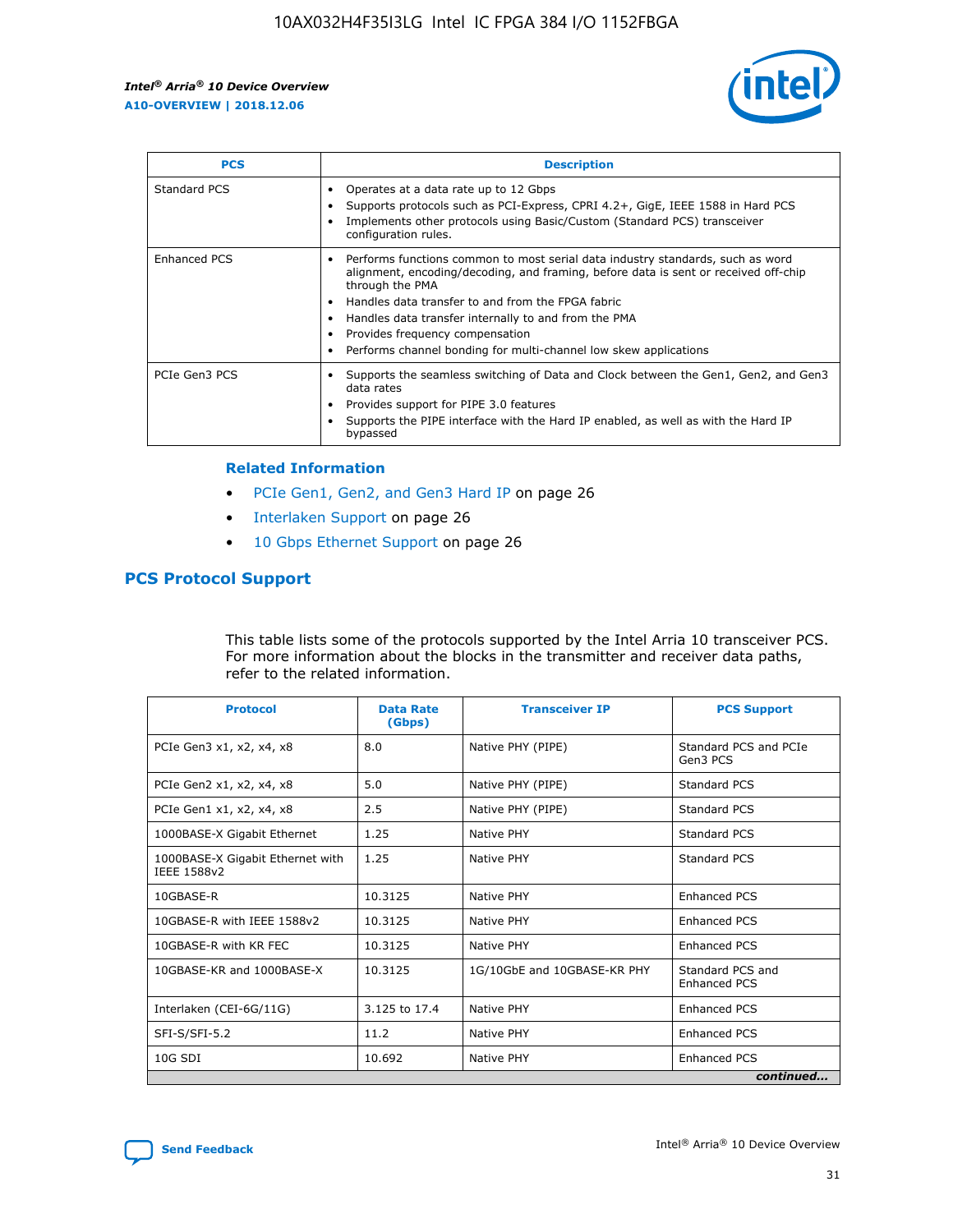| PCS | Description |
|---|---|
| Standard PCS | • Operates at a data rate up to 12 Gbps<br>• Supports protocols such as PCI-Express, CPRI 4.2+, GigE, IEEE 1588 in Hard PCS<br>• Implements other protocols using Basic/Custom (Standard PCS) transceiver configuration rules. |
| Enhanced PCS | • Performs functions common to most serial data industry standards, such as word alignment, encoding/decoding, and framing, before data is sent or received off-chip through the PMA<br>• Handles data transfer to and from the FPGA fabric<br>• Handles data transfer internally to and from the PMA<br>• Provides frequency compensation<br>• Performs channel bonding for multi-channel low skew applications |
| PCIe Gen3 PCS | • Supports the seamless switching of Data and Clock between the Gen1, Gen2, and Gen3 data rates<br>• Provides support for PIPE 3.0 features<br>• Supports the PIPE interface with the Hard IP enabled, as well as with the Hard IP bypassed |

**Related Information**

- PCIe Gen1, Gen2, and Gen3 Hard IP on page 26
- Interlaken Support on page 26
- 10 Gbps Ethernet Support on page 26

## PCS Protocol Support

This table lists some of the protocols supported by the Intel Arria 10 transceiver PCS. For more information about the blocks in the transmitter and receiver data paths, refer to the related information.

| Protocol | Data Rate (Gbps) | Transceiver IP | PCS Support |
|---|---|---|---|
| PCIe Gen3 x1, x2, x4, x8 | 8.0 | Native PHY (PIPE) | Standard PCS and PCIe Gen3 PCS |
| PCIe Gen2 x1, x2, x4, x8 | 5.0 | Native PHY (PIPE) | Standard PCS |
| PCIe Gen1 x1, x2, x4, x8 | 2.5 | Native PHY (PIPE) | Standard PCS |
| 1000BASE-X Gigabit Ethernet | 1.25 | Native PHY | Standard PCS |
| 1000BASE-X Gigabit Ethernet with IEEE 1588v2 | 1.25 | Native PHY | Standard PCS |
| 10GBASE-R | 10.3125 | Native PHY | Enhanced PCS |
| 10GBASE-R with IEEE 1588v2 | 10.3125 | Native PHY | Enhanced PCS |
| 10GBASE-R with KR FEC | 10.3125 | Native PHY | Enhanced PCS |
| 10GBASE-KR and 1000BASE-X | 10.3125 | 1G/10GbE and 10GBASE-KR PHY | Standard PCS and Enhanced PCS |
| Interlaken (CEI-6G/11G) | 3.125 to 17.4 | Native PHY | Enhanced PCS |
| SFI-S/SFI-5.2 | 11.2 | Native PHY | Enhanced PCS |
| 10G SDI | 10.692 | Native PHY | Enhanced PCS |

*continued...*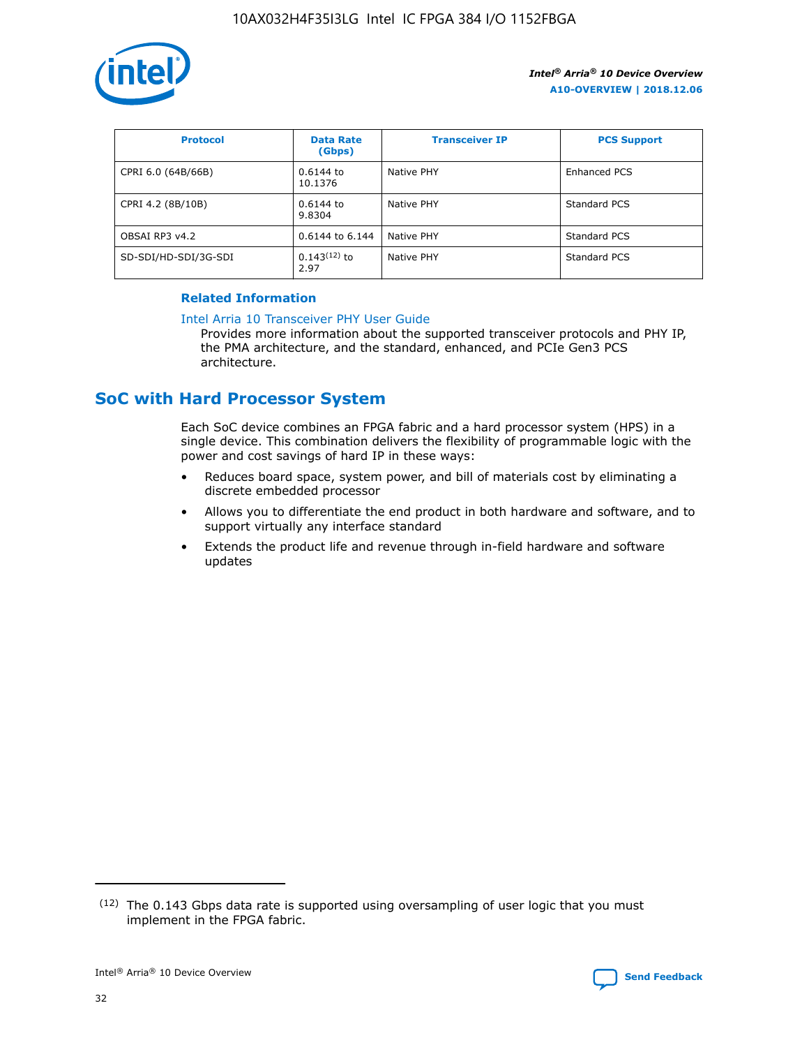| Protocol | Data Rate (Gbps) | Transceiver IP | PCS Support |
| --- | --- | --- | --- |
| CPRI 6.0 (64B/66B) | 0.6144 to 10.1376 | Native PHY | Enhanced PCS |
| CPRI 4.2 (8B/10B) | 0.6144 to 9.8304 | Native PHY | Standard PCS |
| OBSAI RP3 v4.2 | 0.6144 to 6.144 | Native PHY | Standard PCS |
| SD-SDI/HD-SDI/3G-SDI | 0.143[12] to 2.97 | Native PHY | Standard PCS |

**Related Information**

Intel Arria 10 Transceiver PHY User Guide

Provides more information about the supported transceiver protocols and PHY IP, the PMA architecture, and the standard, enhanced, and PCIe Gen3 PCS architecture.

## SoC with Hard Processor System

Each SoC device combines an FPGA fabric and a hard processor system (HPS) in a single device. This combination delivers the flexibility of programmable logic with the power and cost savings of hard IP in these ways:

- Reduces board space, system power, and bill of materials cost by eliminating a discrete embedded processor
- Allows you to differentiate the end product in both hardware and software, and to support virtually any interface standard
- Extends the product life and revenue through in-field hardware and software updates

[12] The 0.143 Gbps data rate is supported using oversampling of user logic that you must implement in the FPGA fabric.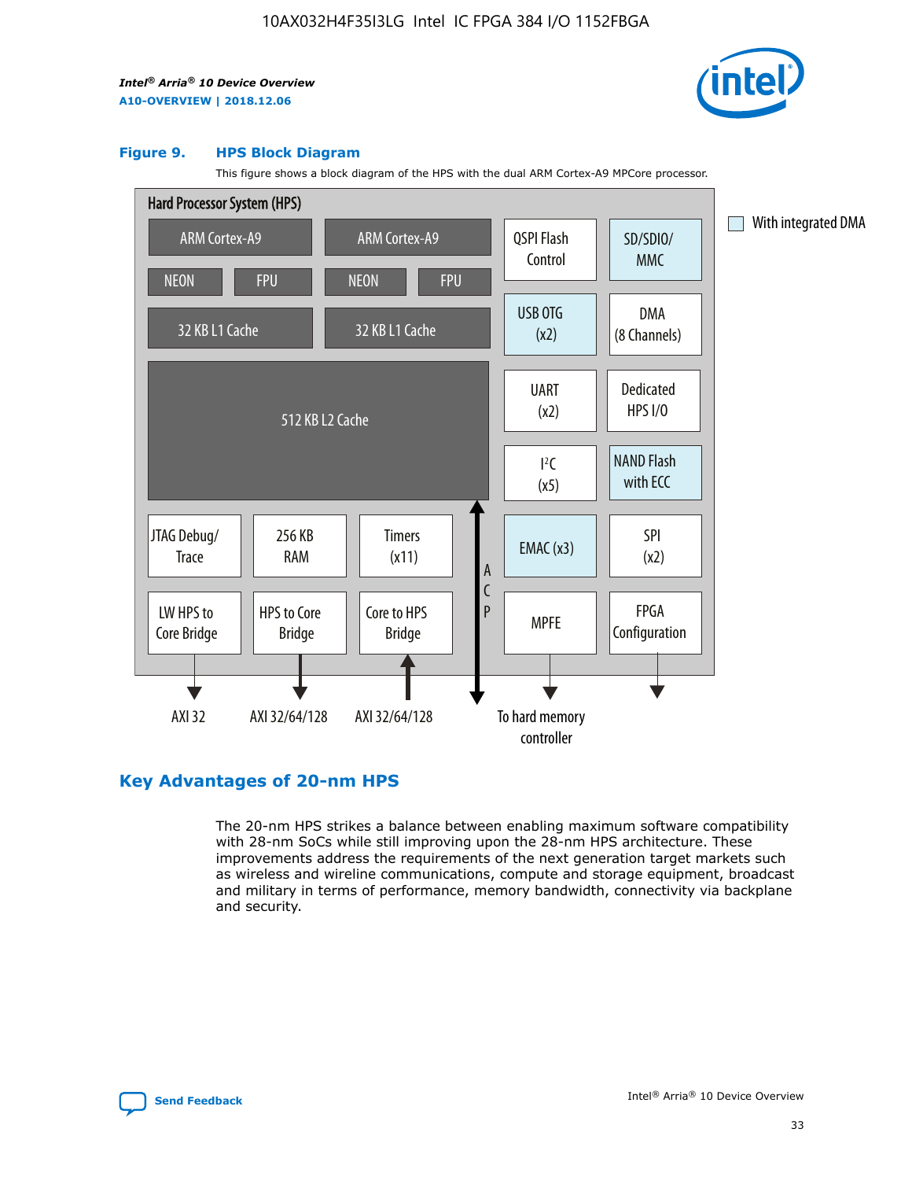**Figure 9. HPS Block Diagram**

This figure shows a block diagram of the HPS with the dual ARM Cortex-A9 MPCore processor.

Hard Processor System (HPS)

- ARM Cortex-A9 | ARM Cortex-A9
- NEON | FPU | NEON | FPU
- 32 KB L1 Cache | 32 KB L1 Cache
- 512 KB L2 Cache
- JTAG Debug/Trace | 256 KB RAM | Timers (x11)
- LW HPS to Core Bridge | HPS to Core Bridge | Core to HPS Bridge
- ACP
- QSPI Flash Control | SD/SDIO/MMC
- USB OTG (x2) | DMA (8 Channels)
- UART (x2) | Dedicated HPS I/O
- I²C (x5) | NAND Flash with ECC
- EMAC (x3) | SPI (x2)
- MPFE | FPGA Configuration

AXI 32 | AXI 32/64/128 | AXI 32/64/128 | To hard memory controller

With integrated DMA

## Key Advantages of 20-nm HPS

The 20-nm HPS strikes a balance between enabling maximum software compatibility with 28-nm SoCs while still improving upon the 28-nm HPS architecture. These improvements address the requirements of the next generation target markets such as wireless and wireline communications, compute and storage equipment, broadcast and military in terms of performance, memory bandwidth, connectivity via backplane and security.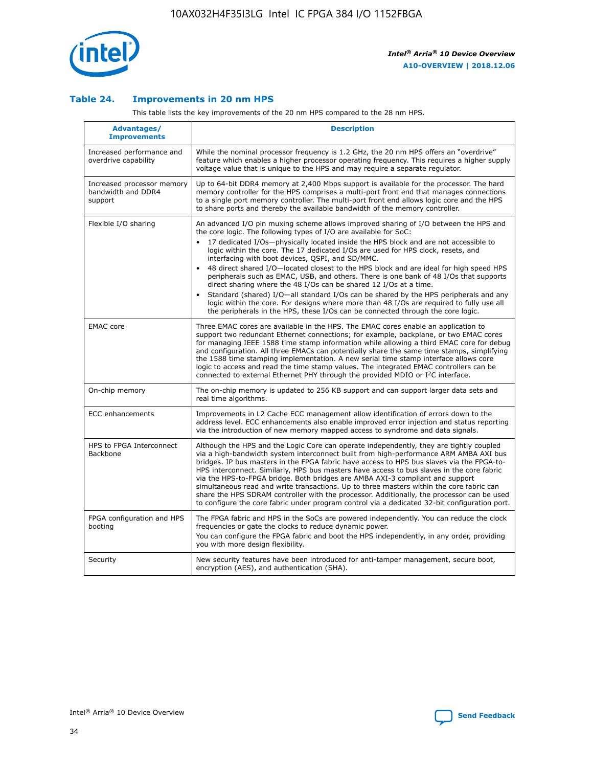## Table 24. Improvements in 20 nm HPS

This table lists the key improvements of the 20 nm HPS compared to the 28 nm HPS.

| Advantages/ Improvements | Description |
| --- | --- |
| Increased performance and overdrive capability | While the nominal processor frequency is 1.2 GHz, the 20 nm HPS offers an "overdrive" feature which enables a higher processor operating frequency. This requires a higher supply voltage value that is unique to the HPS and may require a separate regulator. |
| Increased processor memory bandwidth and DDR4 support | Up to 64-bit DDR4 memory at 2,400 Mbps support is available for the processor. The hard memory controller for the HPS comprises a multi-port front end that manages connections to a single port memory controller. The multi-port front end allows logic core and the HPS to share ports and thereby the available bandwidth of the memory controller. |
| Flexible I/O sharing | An advanced I/O pin muxing scheme allows improved sharing of I/O between the HPS and the core logic. The following types of I/O are available for SoC: • 17 dedicated I/Os—physically located inside the HPS block and are not accessible to logic within the core. The 17 dedicated I/Os are used for HPS clock, resets, and interfacing with boot devices, QSPI, and SD/MMC. • 48 direct shared I/O—located closest to the HPS block and are ideal for high speed HPS peripherals such as EMAC, USB, and others. There is one bank of 48 I/Os that supports direct sharing where the 48 I/Os can be shared 12 I/Os at a time. • Standard (shared) I/O—all standard I/Os can be shared by the HPS peripherals and any logic within the core. For designs where more than 48 I/Os are required to fully use all the peripherals in the HPS, these I/Os can be connected through the core logic. |
| EMAC core | Three EMAC cores are available in the HPS. The EMAC cores enable an application to support two redundant Ethernet connections; for example, backplane, or two EMAC cores for managing IEEE 1588 time stamp information while allowing a third EMAC core for debug and configuration. All three EMACs can potentially share the same time stamps, simplifying the 1588 time stamping implementation. A new serial time stamp interface allows core logic to access and read the time stamp values. The integrated EMAC controllers can be connected to external Ethernet PHY through the provided MDIO or I²C interface. |
| On-chip memory | The on-chip memory is updated to 256 KB support and can support larger data sets and real time algorithms. |
| ECC enhancements | Improvements in L2 Cache ECC management allow identification of errors down to the address level. ECC enhancements also enable improved error injection and status reporting via the introduction of new memory mapped access to syndrome and data signals. |
| HPS to FPGA Interconnect Backbone | Although the HPS and the Logic Core can operate independently, they are tightly coupled via a high-bandwidth system interconnect built from high-performance ARM AMBA AXI bus bridges. IP bus masters in the FPGA fabric have access to HPS bus slaves via the FPGA-to-HPS interconnect. Similarly, HPS bus masters have access to bus slaves in the core fabric via the HPS-to-FPGA bridge. Both bridges are AMBA AXI-3 compliant and support simultaneous read and write transactions. Up to three masters within the core fabric can share the HPS SDRAM controller with the processor. Additionally, the processor can be used to configure the core fabric under program control via a dedicated 32-bit configuration port. |
| FPGA configuration and HPS booting | The FPGA fabric and HPS in the SoCs are powered independently. You can reduce the clock frequencies or gate the clocks to reduce dynamic power. You can configure the FPGA fabric and boot the HPS independently, in any order, providing you with more design flexibility. |
| Security | New security features have been introduced for anti-tamper management, secure boot, encryption (AES), and authentication (SHA). |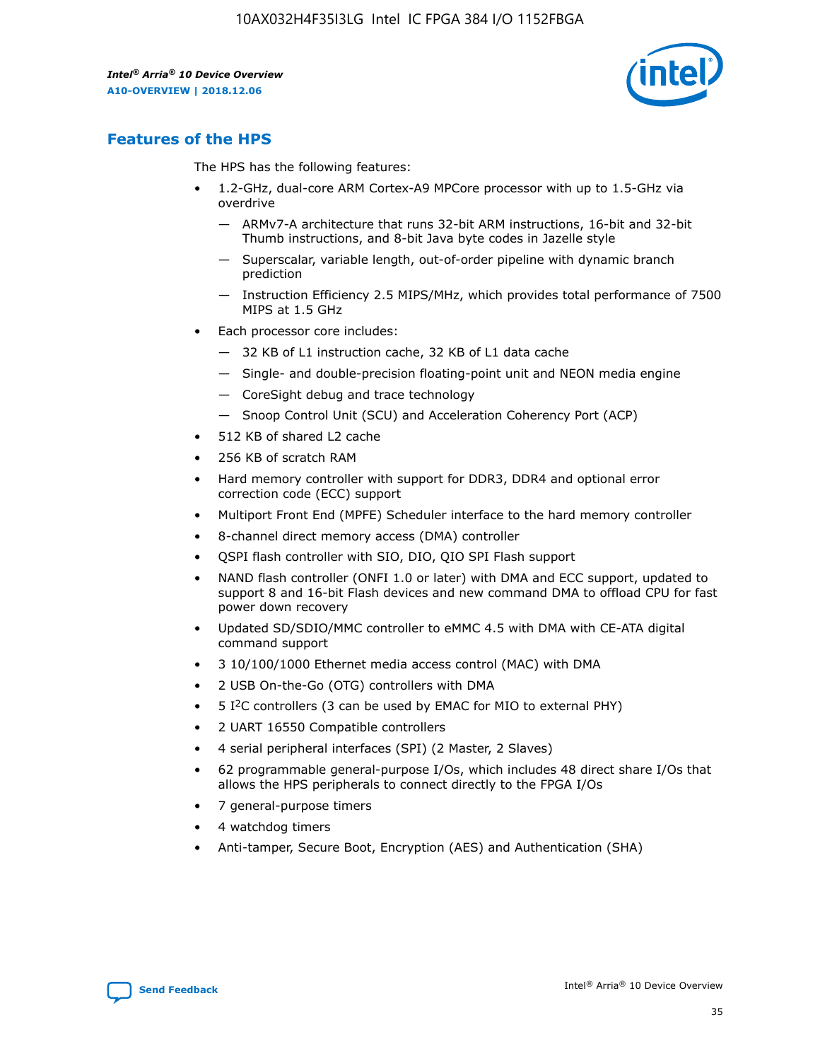## Features of the HPS

The HPS has the following features:

- 1.2-GHz, dual-core ARM Cortex-A9 MPCore processor with up to 1.5-GHz via overdrive
  - — ARMv7-A architecture that runs 32-bit ARM instructions, 16-bit and 32-bit Thumb instructions, and 8-bit Java byte codes in Jazelle style
  - — Superscalar, variable length, out-of-order pipeline with dynamic branch prediction
  - — Instruction Efficiency 2.5 MIPS/MHz, which provides total performance of 7500 MIPS at 1.5 GHz
- Each processor core includes:
  - — 32 KB of L1 instruction cache, 32 KB of L1 data cache
  - — Single- and double-precision floating-point unit and NEON media engine
  - — CoreSight debug and trace technology
  - — Snoop Control Unit (SCU) and Acceleration Coherency Port (ACP)
- 512 KB of shared L2 cache
- 256 KB of scratch RAM
- Hard memory controller with support for DDR3, DDR4 and optional error correction code (ECC) support
- Multiport Front End (MPFE) Scheduler interface to the hard memory controller
- 8-channel direct memory access (DMA) controller
- QSPI flash controller with SIO, DIO, QIO SPI Flash support
- NAND flash controller (ONFI 1.0 or later) with DMA and ECC support, updated to support 8 and 16-bit Flash devices and new command DMA to offload CPU for fast power down recovery
- Updated SD/SDIO/MMC controller to eMMC 4.5 with DMA with CE-ATA digital command support
- 3 10/100/1000 Ethernet media access control (MAC) with DMA
- 2 USB On-the-Go (OTG) controllers with DMA
- 5 I²C controllers (3 can be used by EMAC for MIO to external PHY)
- 2 UART 16550 Compatible controllers
- 4 serial peripheral interfaces (SPI) (2 Master, 2 Slaves)
- 62 programmable general-purpose I/Os, which includes 48 direct share I/Os that allows the HPS peripherals to connect directly to the FPGA I/Os
- 7 general-purpose timers
- 4 watchdog timers
- Anti-tamper, Secure Boot, Encryption (AES) and Authentication (SHA)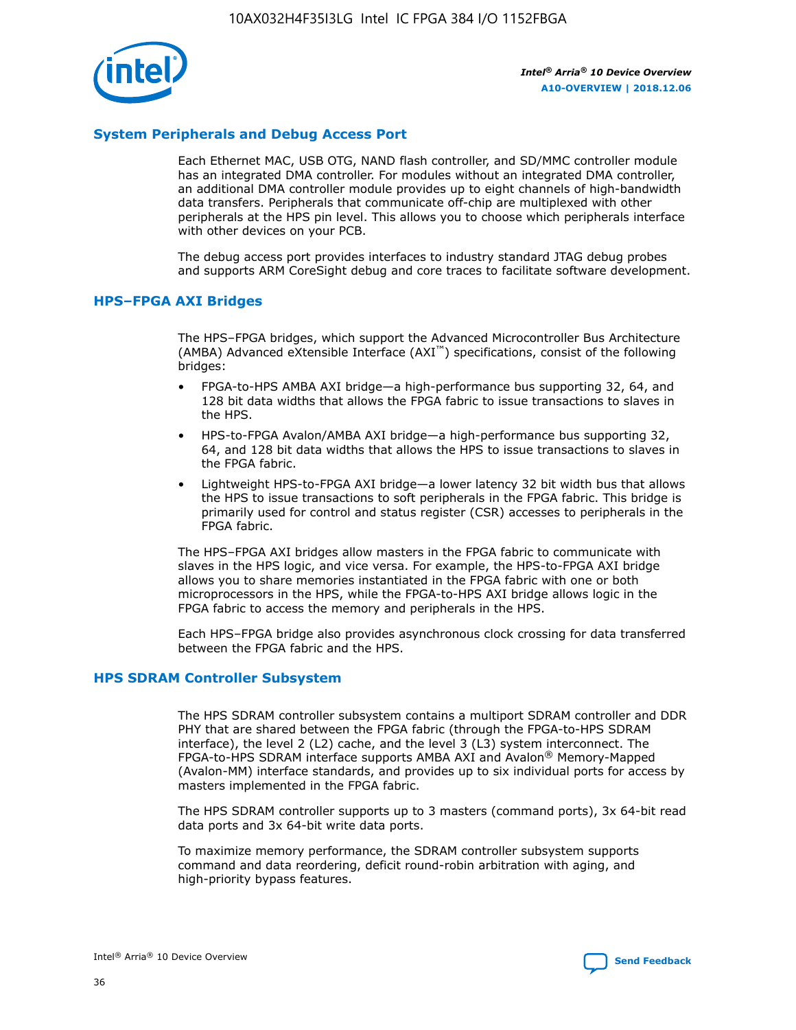## System Peripherals and Debug Access Port

Each Ethernet MAC, USB OTG, NAND flash controller, and SD/MMC controller module has an integrated DMA controller. For modules without an integrated DMA controller, an additional DMA controller module provides up to eight channels of high-bandwidth data transfers. Peripherals that communicate off-chip are multiplexed with other peripherals at the HPS pin level. This allows you to choose which peripherals interface with other devices on your PCB.

The debug access port provides interfaces to industry standard JTAG debug probes and supports ARM CoreSight debug and core traces to facilitate software development.

## HPS–FPGA AXI Bridges

The HPS–FPGA bridges, which support the Advanced Microcontroller Bus Architecture (AMBA) Advanced eXtensible Interface (AXI™) specifications, consist of the following bridges:

- FPGA-to-HPS AMBA AXI bridge—a high-performance bus supporting 32, 64, and 128 bit data widths that allows the FPGA fabric to issue transactions to slaves in the HPS.
- HPS-to-FPGA Avalon/AMBA AXI bridge—a high-performance bus supporting 32, 64, and 128 bit data widths that allows the HPS to issue transactions to slaves in the FPGA fabric.
- Lightweight HPS-to-FPGA AXI bridge—a lower latency 32 bit width bus that allows the HPS to issue transactions to soft peripherals in the FPGA fabric. This bridge is primarily used for control and status register (CSR) accesses to peripherals in the FPGA fabric.

The HPS–FPGA AXI bridges allow masters in the FPGA fabric to communicate with slaves in the HPS logic, and vice versa. For example, the HPS-to-FPGA AXI bridge allows you to share memories instantiated in the FPGA fabric with one or both microprocessors in the HPS, while the FPGA-to-HPS AXI bridge allows logic in the FPGA fabric to access the memory and peripherals in the HPS.

Each HPS–FPGA bridge also provides asynchronous clock crossing for data transferred between the FPGA fabric and the HPS.

## HPS SDRAM Controller Subsystem

The HPS SDRAM controller subsystem contains a multiport SDRAM controller and DDR PHY that are shared between the FPGA fabric (through the FPGA-to-HPS SDRAM interface), the level 2 (L2) cache, and the level 3 (L3) system interconnect. The FPGA-to-HPS SDRAM interface supports AMBA AXI and Avalon® Memory-Mapped (Avalon-MM) interface standards, and provides up to six individual ports for access by masters implemented in the FPGA fabric.

The HPS SDRAM controller supports up to 3 masters (command ports), 3x 64-bit read data ports and 3x 64-bit write data ports.

To maximize memory performance, the SDRAM controller subsystem supports command and data reordering, deficit round-robin arbitration with aging, and high-priority bypass features.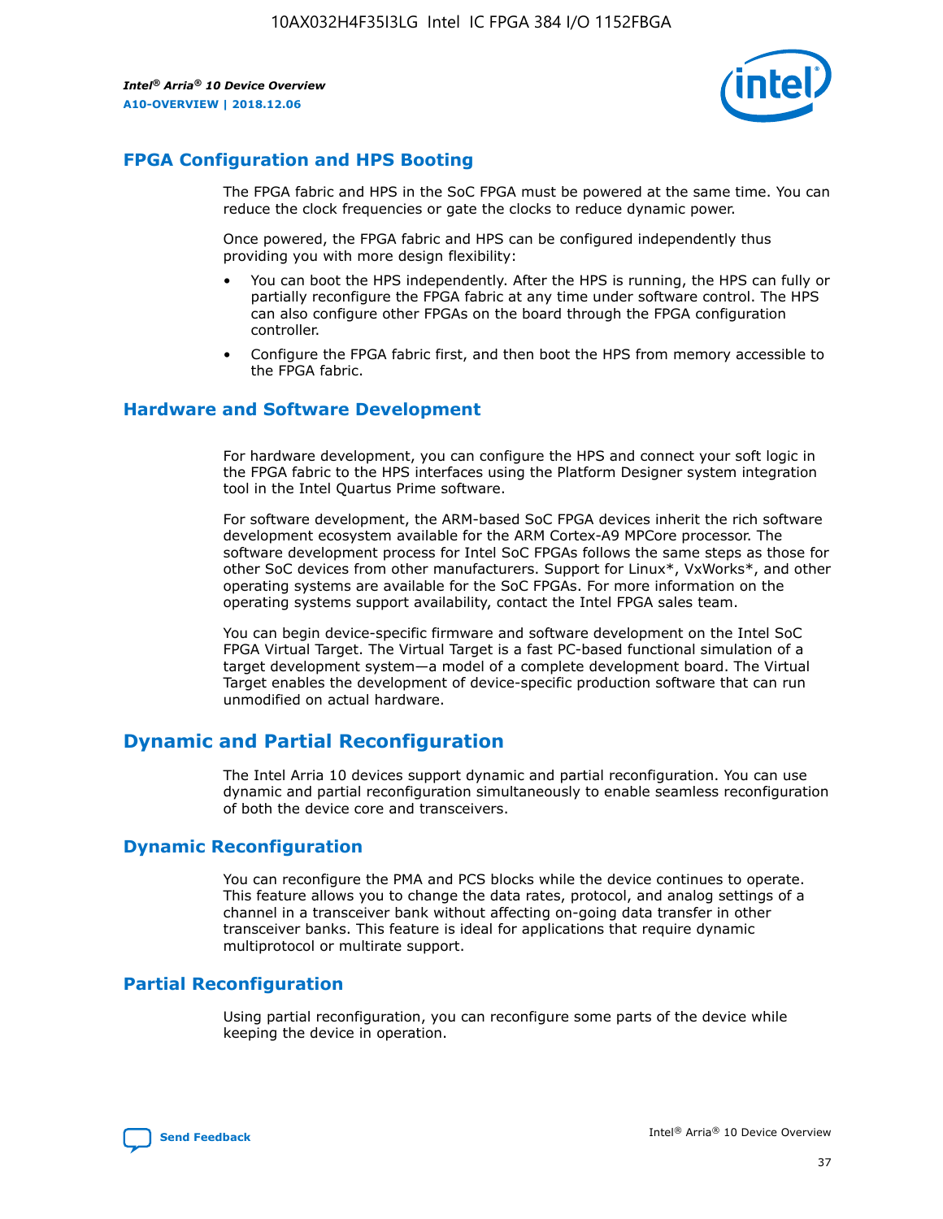## FPGA Configuration and HPS Booting

The FPGA fabric and HPS in the SoC FPGA must be powered at the same time. You can reduce the clock frequencies or gate the clocks to reduce dynamic power.

Once powered, the FPGA fabric and HPS can be configured independently thus providing you with more design flexibility:

- You can boot the HPS independently. After the HPS is running, the HPS can fully or partially reconfigure the FPGA fabric at any time under software control. The HPS can also configure other FPGAs on the board through the FPGA configuration controller.
- Configure the FPGA fabric first, and then boot the HPS from memory accessible to the FPGA fabric.

## Hardware and Software Development

For hardware development, you can configure the HPS and connect your soft logic in the FPGA fabric to the HPS interfaces using the Platform Designer system integration tool in the Intel Quartus Prime software.

For software development, the ARM-based SoC FPGA devices inherit the rich software development ecosystem available for the ARM Cortex-A9 MPCore processor. The software development process for Intel SoC FPGAs follows the same steps as those for other SoC devices from other manufacturers. Support for Linux*, VxWorks*, and other operating systems are available for the SoC FPGAs. For more information on the operating systems support availability, contact the Intel FPGA sales team.

You can begin device-specific firmware and software development on the Intel SoC FPGA Virtual Target. The Virtual Target is a fast PC-based functional simulation of a target development system—a model of a complete development board. The Virtual Target enables the development of device-specific production software that can run unmodified on actual hardware.

# Dynamic and Partial Reconfiguration

The Intel Arria 10 devices support dynamic and partial reconfiguration. You can use dynamic and partial reconfiguration simultaneously to enable seamless reconfiguration of both the device core and transceivers.

## Dynamic Reconfiguration

You can reconfigure the PMA and PCS blocks while the device continues to operate. This feature allows you to change the data rates, protocol, and analog settings of a channel in a transceiver bank without affecting on-going data transfer in other transceiver banks. This feature is ideal for applications that require dynamic multiprotocol or multirate support.

## Partial Reconfiguration

Using partial reconfiguration, you can reconfigure some parts of the device while keeping the device in operation.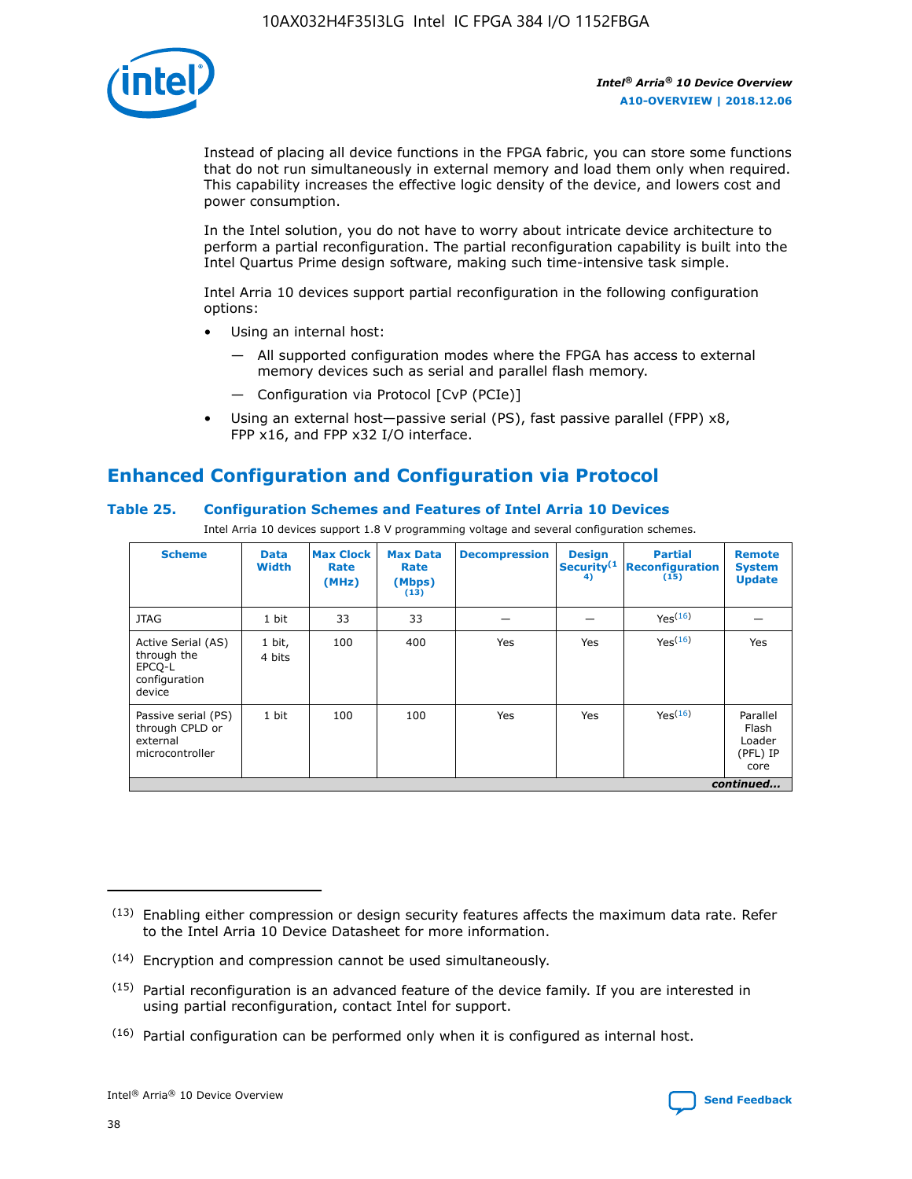Instead of placing all device functions in the FPGA fabric, you can store some functions that do not run simultaneously in external memory and load them only when required. This capability increases the effective logic density of the device, and lowers cost and power consumption.

In the Intel solution, you do not have to worry about intricate device architecture to perform a partial reconfiguration. The partial reconfiguration capability is built into the Intel Quartus Prime design software, making such time-intensive task simple.

Intel Arria 10 devices support partial reconfiguration in the following configuration options:

- Using an internal host:
  - — All supported configuration modes where the FPGA has access to external memory devices such as serial and parallel flash memory.
  - — Configuration via Protocol [CvP (PCIe)]
- Using an external host—passive serial (PS), fast passive parallel (FPP) x8, FPP x16, and FPP x32 I/O interface.

## Enhanced Configuration and Configuration via Protocol

### Table 25. Configuration Schemes and Features of Intel Arria 10 Devices

Intel Arria 10 devices support 1.8 V programming voltage and several configuration schemes.

| Scheme | Data Width | Max Clock Rate (MHz) | Max Data Rate (Mbps) (13) | Decompression | Design Security (14) | Partial Reconfiguration (15) | Remote System Update |
|---|---|---|---|---|---|---|---|
| JTAG | 1 bit | 33 | 33 | — | — | Yes (16) | — |
| Active Serial (AS) through the EPCQ-L configuration device | 1 bit, 4 bits | 100 | 400 | Yes | Yes | Yes (16) | Yes |
| Passive serial (PS) through CPLD or external microcontroller | 1 bit | 100 | 100 | Yes | Yes | Yes (16) | Parallel Flash Loader (PFL) IP core |
| *continued...* | | | | | | | |

(13) Enabling either compression or design security features affects the maximum data rate. Refer to the Intel Arria 10 Device Datasheet for more information.

(14) Encryption and compression cannot be used simultaneously.

(15) Partial reconfiguration is an advanced feature of the device family. If you are interested in using partial reconfiguration, contact Intel for support.

(16) Partial configuration can be performed only when it is configured as internal host.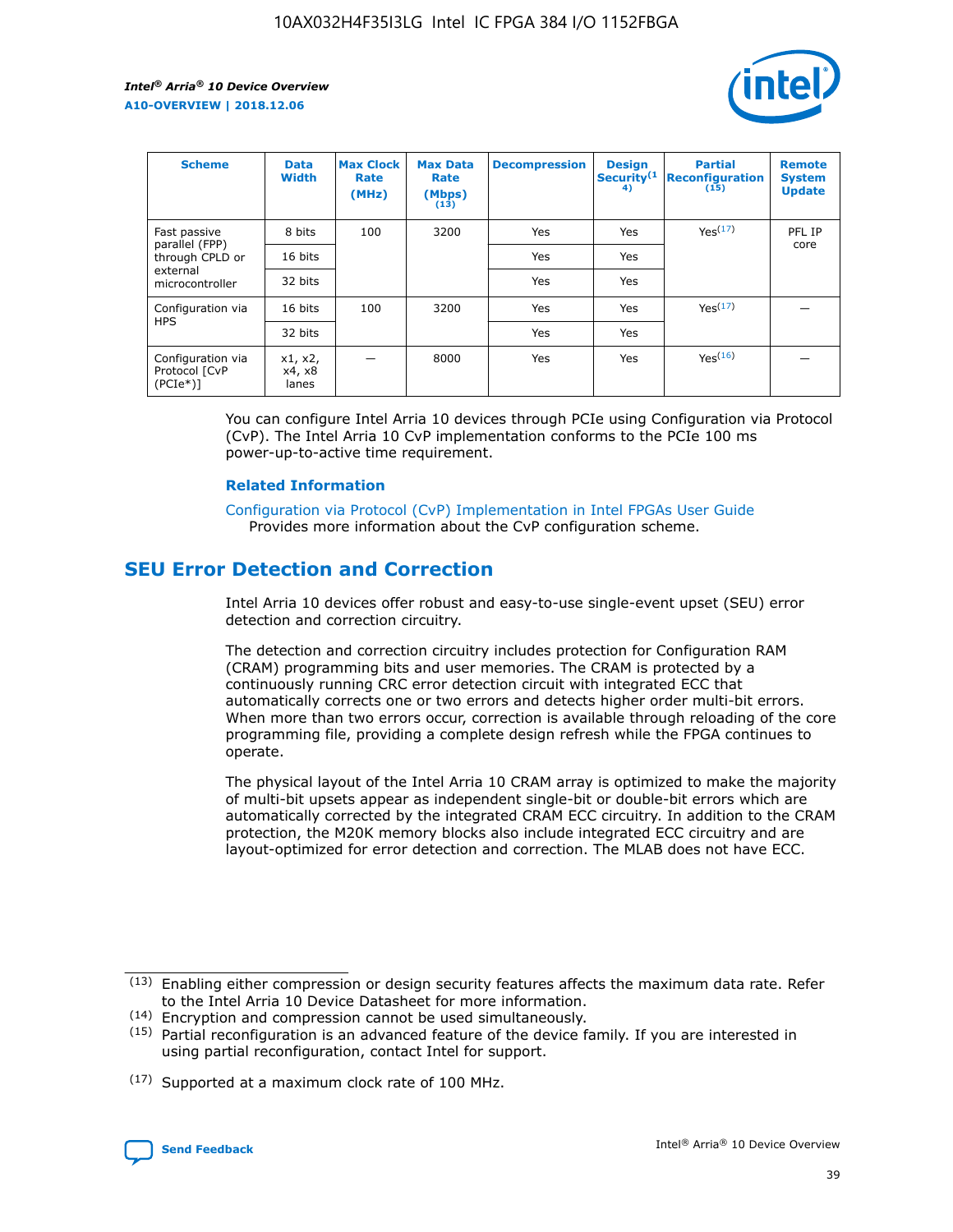| Scheme | Data Width | Max Clock Rate (MHz) | Max Data Rate (Mbps) (13) | Decompression | Design Security(14) | Partial Reconfiguration (15) | Remote System Update |
| --- | --- | --- | --- | --- | --- | --- | --- |
| Fast passive parallel (FPP) through CPLD or external microcontroller | 8 bits | 100 | 3200 | Yes | Yes | Yes(17) | PFL IP core |
| | 16 bits | | | Yes | Yes | | |
| | 32 bits | | | Yes | Yes | | |
| Configuration via HPS | 16 bits | 100 | 3200 | Yes | Yes | Yes(17) | — |
| | 32 bits | | | Yes | Yes | | |
| Configuration via Protocol [CvP (PCIe*)] | x1, x2, x4, x8 lanes | — | 8000 | Yes | Yes | Yes(16) | — |

You can configure Intel Arria 10 devices through PCIe using Configuration via Protocol (CvP). The Intel Arria 10 CvP implementation conforms to the PCIe 100 ms power-up-to-active time requirement.

### Related Information

Configuration via Protocol (CvP) Implementation in Intel FPGAs User Guide
Provides more information about the CvP configuration scheme.

## SEU Error Detection and Correction

Intel Arria 10 devices offer robust and easy-to-use single-event upset (SEU) error detection and correction circuitry.

The detection and correction circuitry includes protection for Configuration RAM (CRAM) programming bits and user memories. The CRAM is protected by a continuously running CRC error detection circuit with integrated ECC that automatically corrects one or two errors and detects higher order multi-bit errors. When more than two errors occur, correction is available through reloading of the core programming file, providing a complete design refresh while the FPGA continues to operate.

The physical layout of the Intel Arria 10 CRAM array is optimized to make the majority of multi-bit upsets appear as independent single-bit or double-bit errors which are automatically corrected by the integrated CRAM ECC circuitry. In addition to the CRAM protection, the M20K memory blocks also include integrated ECC circuitry and are layout-optimized for error detection and correction. The MLAB does not have ECC.

(13) Enabling either compression or design security features affects the maximum data rate. Refer to the Intel Arria 10 Device Datasheet for more information.

(14) Encryption and compression cannot be used simultaneously.

(15) Partial reconfiguration is an advanced feature of the device family. If you are interested in using partial reconfiguration, contact Intel for support.

(17) Supported at a maximum clock rate of 100 MHz.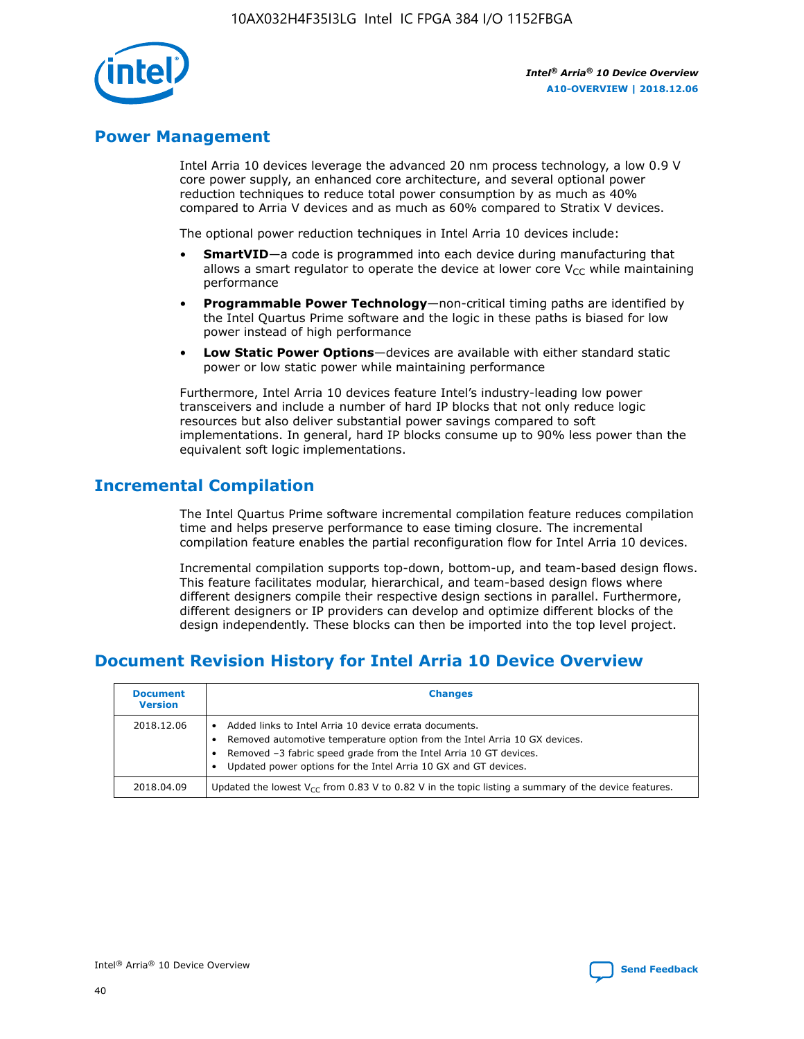## Power Management

Intel Arria 10 devices leverage the advanced 20 nm process technology, a low 0.9 V core power supply, an enhanced core architecture, and several optional power reduction techniques to reduce total power consumption by as much as 40% compared to Arria V devices and as much as 60% compared to Stratix V devices.

The optional power reduction techniques in Intel Arria 10 devices include:

- **SmartVID**—a code is programmed into each device during manufacturing that allows a smart regulator to operate the device at lower core $V_{CC}$ while maintaining performance
- **Programmable Power Technology**—non-critical timing paths are identified by the Intel Quartus Prime software and the logic in these paths is biased for low power instead of high performance
- **Low Static Power Options**—devices are available with either standard static power or low static power while maintaining performance

Furthermore, Intel Arria 10 devices feature Intel's industry-leading low power transceivers and include a number of hard IP blocks that not only reduce logic resources but also deliver substantial power savings compared to soft implementations. In general, hard IP blocks consume up to 90% less power than the equivalent soft logic implementations.

## Incremental Compilation

The Intel Quartus Prime software incremental compilation feature reduces compilation time and helps preserve performance to ease timing closure. The incremental compilation feature enables the partial reconfiguration flow for Intel Arria 10 devices.

Incremental compilation supports top-down, bottom-up, and team-based design flows. This feature facilitates modular, hierarchical, and team-based design flows where different designers compile their respective design sections in parallel. Furthermore, different designers or IP providers can develop and optimize different blocks of the design independently. These blocks can then be imported into the top level project.

## Document Revision History for Intel Arria 10 Device Overview

| Document Version | Changes |
|---|---|
| 2018.12.06 | • Added links to Intel Arria 10 device errata documents.<br>• Removed automotive temperature option from the Intel Arria 10 GX devices.<br>• Removed –3 fabric speed grade from the Intel Arria 10 GT devices.<br>• Updated power options for the Intel Arria 10 GX and GT devices. |
| 2018.04.09 | Updated the lowest $V_{CC}$ from 0.83 V to 0.82 V in the topic listing a summary of the device features. |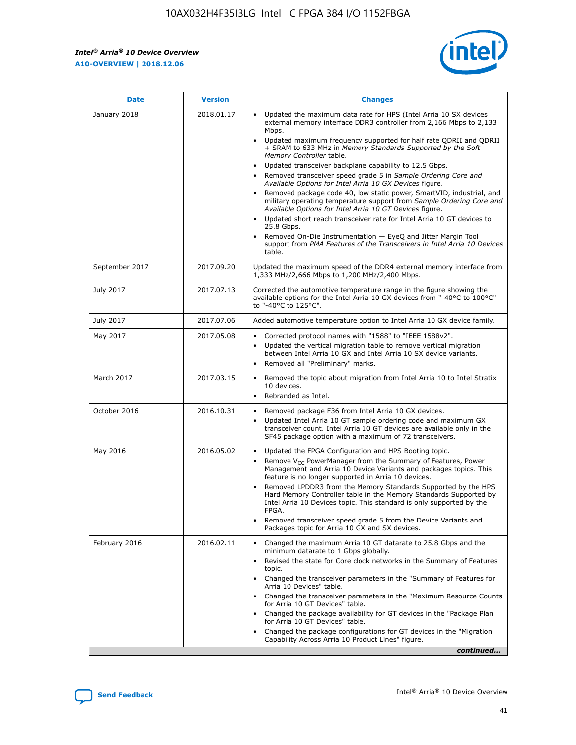| Date | Version | Changes |
| --- | --- | --- |
| January 2018 | 2018.01.17 | • Updated the maximum data rate for HPS (Intel Arria 10 SX devices external memory interface DDR3 controller from 2,166 Mbps to 2,133 Mbps.<br>• Updated maximum frequency supported for half rate QDRII and QDRII + SRAM to 633 MHz in *Memory Standards Supported by the Soft Memory Controller* table.<br>• Updated transceiver backplane capability to 12.5 Gbps.<br>• Removed transceiver speed grade 5 in *Sample Ordering Core and Available Options for Intel Arria 10 GX Devices* figure.<br>• Removed package code 40, low static power, SmartVID, industrial, and military operating temperature support from *Sample Ordering Core and Available Options for Intel Arria 10 GT Devices* figure.<br>• Updated short reach transceiver rate for Intel Arria 10 GT devices to 25.8 Gbps.<br>• Removed On-Die Instrumentation — EyeQ and Jitter Margin Tool support from *PMA Features of the Transceivers in Intel Arria 10 Devices* table. |
| September 2017 | 2017.09.20 | Updated the maximum speed of the DDR4 external memory interface from 1,333 MHz/2,666 Mbps to 1,200 MHz/2,400 Mbps. |
| July 2017 | 2017.07.13 | Corrected the automotive temperature range in the figure showing the available options for the Intel Arria 10 GX devices from "-40°C to 100°C" to "-40°C to 125°C". |
| July 2017 | 2017.07.06 | Added automotive temperature option to Intel Arria 10 GX device family. |
| May 2017 | 2017.05.08 | • Corrected protocol names with "1588" to "IEEE 1588v2".<br>• Updated the vertical migration table to remove vertical migration between Intel Arria 10 GX and Intel Arria 10 SX device variants.<br>• Removed all "Preliminary" marks. |
| March 2017 | 2017.03.15 | • Removed the topic about migration from Intel Arria 10 to Intel Stratix 10 devices.<br>• Rebranded as Intel. |
| October 2016 | 2016.10.31 | • Removed package F36 from Intel Arria 10 GX devices.<br>• Updated Intel Arria 10 GT sample ordering code and maximum GX transceiver count. Intel Arria 10 GT devices are available only in the SF45 package option with a maximum of 72 transceivers. |
| May 2016 | 2016.05.02 | • Updated the FPGA Configuration and HPS Booting topic.<br>• Remove $V_{CC}$ PowerManager from the Summary of Features, Power Management and Arria 10 Device Variants and packages topics. This feature is no longer supported in Arria 10 devices.<br>• Removed LPDDR3 from the Memory Standards Supported by the HPS Hard Memory Controller table in the Memory Standards Supported by Intel Arria 10 Devices topic. This standard is only supported by the FPGA.<br>• Removed transceiver speed grade 5 from the Device Variants and Packages topic for Arria 10 GX and SX devices. |
| February 2016 | 2016.02.11 | • Changed the maximum Arria 10 GT datarate to 25.8 Gbps and the minimum datarate to 1 Gbps globally.<br>• Revised the state for Core clock networks in the Summary of Features topic.<br>• Changed the transceiver parameters in the "Summary of Features for Arria 10 Devices" table.<br>• Changed the transceiver parameters in the "Maximum Resource Counts for Arria 10 GT Devices" table.<br>• Changed the package availability for GT devices in the "Package Plan for Arria 10 GT Devices" table.<br>• Changed the package configurations for GT devices in the "Migration Capability Across Arria 10 Product Lines" figure. |

*continued...*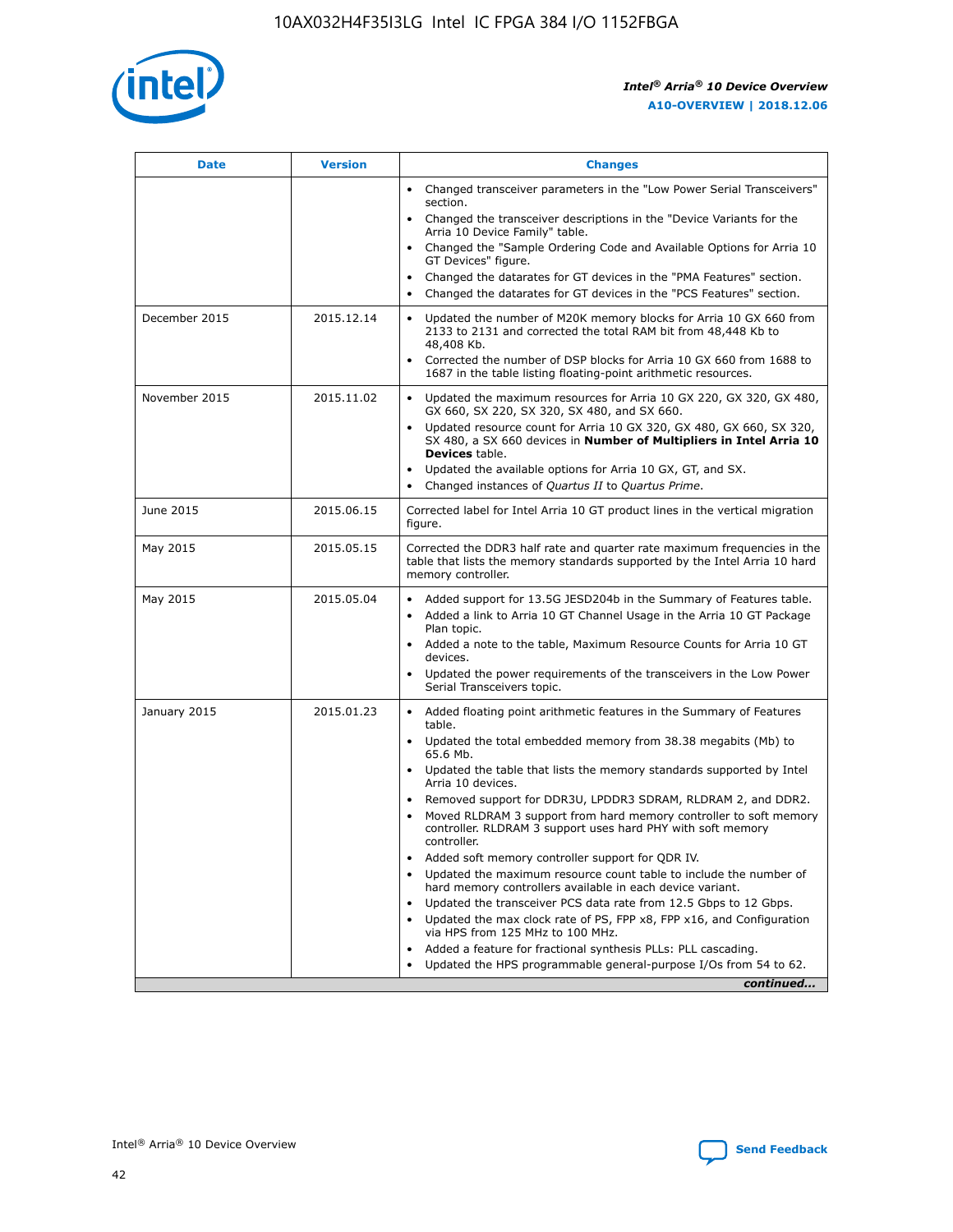| Date | Version | Changes |
| --- | --- | --- |
| | | • Changed transceiver parameters in the "Low Power Serial Transceivers" section.<br>• Changed the transceiver descriptions in the "Device Variants for the Arria 10 Device Family" table.<br>• Changed the "Sample Ordering Code and Available Options for Arria 10 GT Devices" figure.<br>• Changed the datarates for GT devices in the "PMA Features" section.<br>• Changed the datarates for GT devices in the "PCS Features" section. |
| December 2015 | 2015.12.14 | • Updated the number of M20K memory blocks for Arria 10 GX 660 from 2133 to 2131 and corrected the total RAM bit from 48,448 Kb to 48,408 Kb.<br>• Corrected the number of DSP blocks for Arria 10 GX 660 from 1688 to 1687 in the table listing floating-point arithmetic resources. |
| November 2015 | 2015.11.02 | • Updated the maximum resources for Arria 10 GX 220, GX 320, GX 480, GX 660, SX 220, SX 320, SX 480, and SX 660.<br>• Updated resource count for Arria 10 GX 320, GX 480, GX 660, SX 320, SX 480, a SX 660 devices in **Number of Multipliers in Intel Arria 10 Devices** table.<br>• Updated the available options for Arria 10 GX, GT, and SX.<br>• Changed instances of *Quartus II* to *Quartus Prime*. |
| June 2015 | 2015.06.15 | Corrected label for Intel Arria 10 GT product lines in the vertical migration figure. |
| May 2015 | 2015.05.15 | Corrected the DDR3 half rate and quarter rate maximum frequencies in the table that lists the memory standards supported by the Intel Arria 10 hard memory controller. |
| May 2015 | 2015.05.04 | • Added support for 13.5G JESD204b in the Summary of Features table.<br>• Added a link to Arria 10 GT Channel Usage in the Arria 10 GT Package Plan topic.<br>• Added a note to the table, Maximum Resource Counts for Arria 10 GT devices.<br>• Updated the power requirements of the transceivers in the Low Power Serial Transceivers topic. |
| January 2015 | 2015.01.23 | • Added floating point arithmetic features in the Summary of Features table.<br>• Updated the total embedded memory from 38.38 megabits (Mb) to 65.6 Mb.<br>• Updated the table that lists the memory standards supported by Intel Arria 10 devices.<br>• Removed support for DDR3U, LPDDR3 SDRAM, RLDRAM 2, and DDR2.<br>• Moved RLDRAM 3 support from hard memory controller to soft memory controller. RLDRAM 3 support uses hard PHY with soft memory controller.<br>• Added soft memory controller support for QDR IV.<br>• Updated the maximum resource count table to include the number of hard memory controllers available in each device variant.<br>• Updated the transceiver PCS data rate from 12.5 Gbps to 12 Gbps.<br>• Updated the max clock rate of PS, FPP x8, FPP x16, and Configuration via HPS from 125 MHz to 100 MHz.<br>• Added a feature for fractional synthesis PLLs: PLL cascading.<br>• Updated the HPS programmable general-purpose I/Os from 54 to 62. |

*continued...*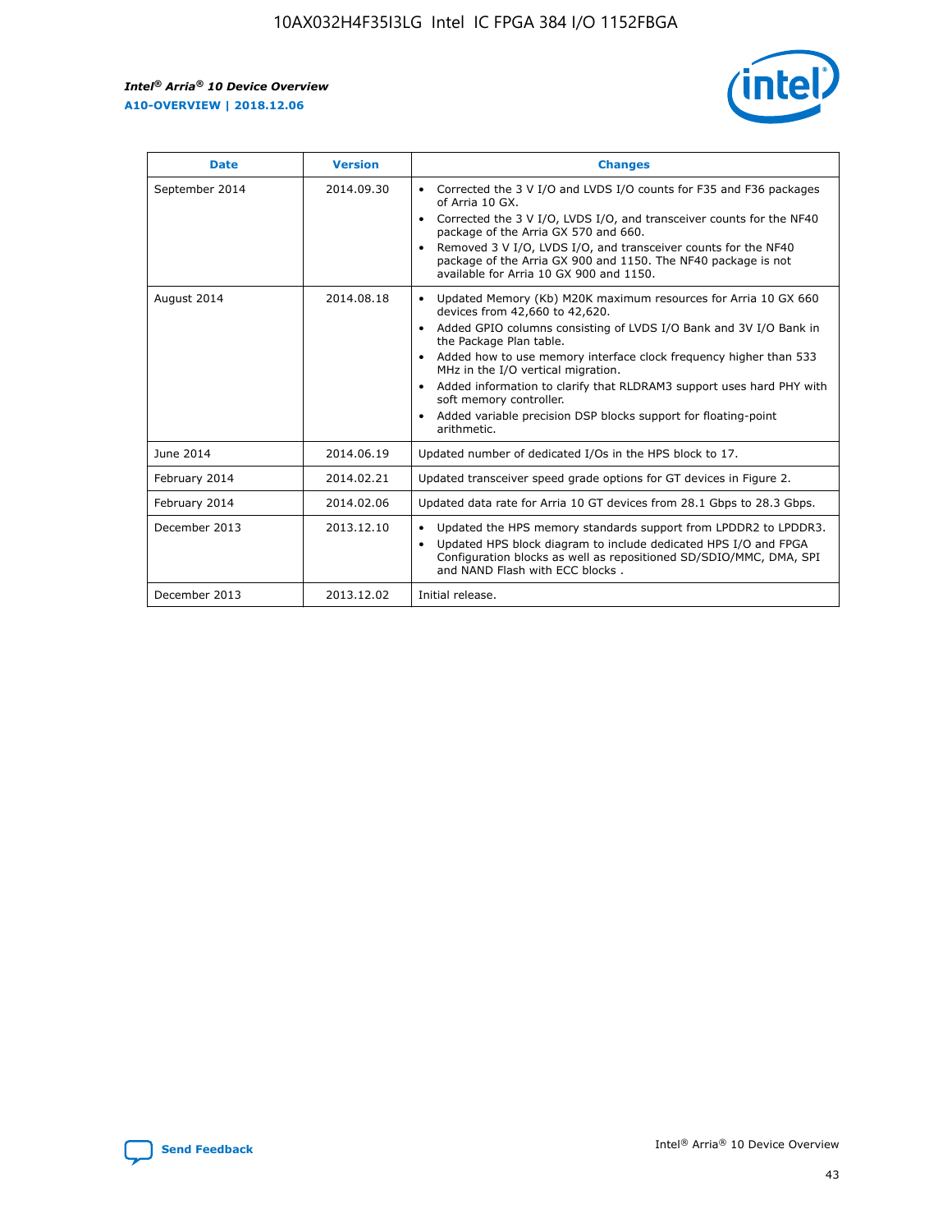| Date | Version | Changes |
| --- | --- | --- |
| September 2014 | 2014.09.30 | • Corrected the 3 V I/O and LVDS I/O counts for F35 and F36 packages of Arria 10 GX.<br>• Corrected the 3 V I/O, LVDS I/O, and transceiver counts for the NF40 package of the Arria GX 570 and 660.<br>• Removed 3 V I/O, LVDS I/O, and transceiver counts for the NF40 package of the Arria GX 900 and 1150. The NF40 package is not available for Arria 10 GX 900 and 1150. |
| August 2014 | 2014.08.18 | • Updated Memory (Kb) M20K maximum resources for Arria 10 GX 660 devices from 42,660 to 42,620.<br>• Added GPIO columns consisting of LVDS I/O Bank and 3V I/O Bank in the Package Plan table.<br>• Added how to use memory interface clock frequency higher than 533 MHz in the I/O vertical migration.<br>• Added information to clarify that RLDRAM3 support uses hard PHY with soft memory controller.<br>• Added variable precision DSP blocks support for floating-point arithmetic. |
| June 2014 | 2014.06.19 | Updated number of dedicated I/Os in the HPS block to 17. |
| February 2014 | 2014.02.21 | Updated transceiver speed grade options for GT devices in Figure 2. |
| February 2014 | 2014.02.06 | Updated data rate for Arria 10 GT devices from 28.1 Gbps to 28.3 Gbps. |
| December 2013 | 2013.12.10 | • Updated the HPS memory standards support from LPDDR2 to LPDDR3.<br>• Updated HPS block diagram to include dedicated HPS I/O and FPGA Configuration blocks as well as repositioned SD/SDIO/MMC, DMA, SPI and NAND Flash with ECC blocks . |
| December 2013 | 2013.12.02 | Initial release. |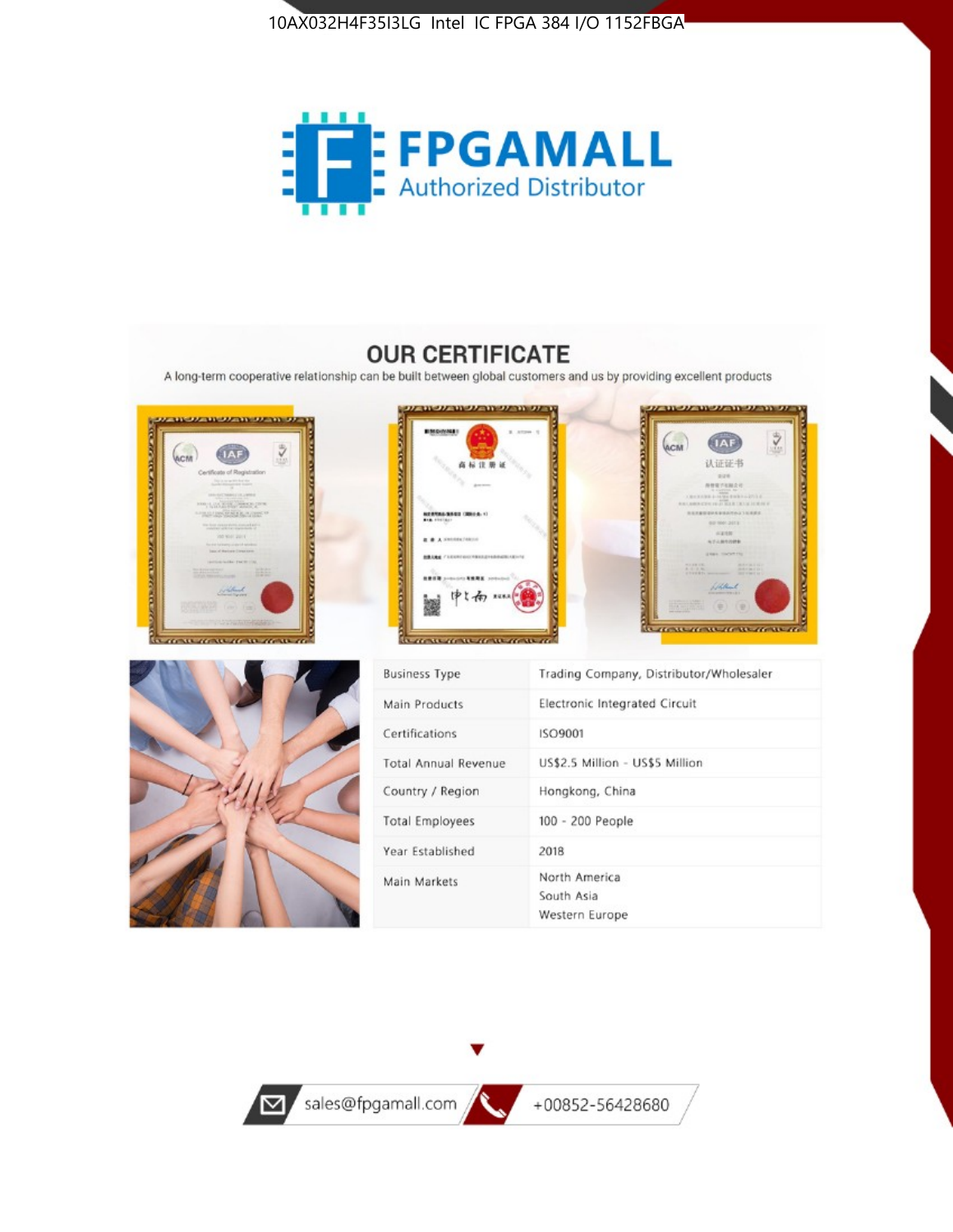FPGAMALL

Authorized Distributor

## OUR CERTIFICATE

A long-term cooperative relationship can be built between global customers and us by providing excellent products

| | |
|---|---|
| Business Type | Trading Company, Distributor/Wholesaler |
| Main Products | Electronic Integrated Circuit |
| Certifications | ISO9001 |
| Total Annual Revenue | US$2.5 Million - US$5 Million |
| Country / Region | Hongkong, China |
| Total Employees | 100 - 200 People |
| Year Established | 2018 |
| Main Markets | North America<br>South Asia<br>Western Europe |

sales@fpgamall.com

+00852-56428680